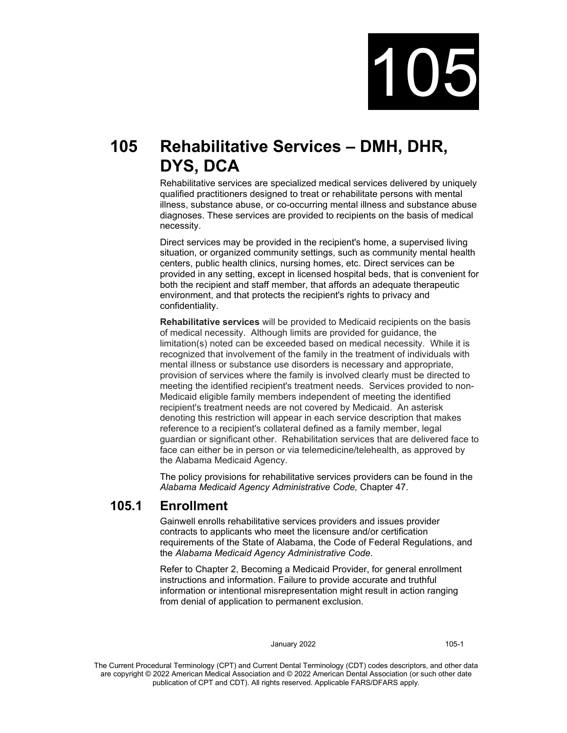# 105 Rehabilitative Services – DMH, DHR, DYS, DCA

Rehabilitative services are specialized medical services delivered by uniquely qualified practitioners designed to treat or rehabilitate persons with mental illness, substance abuse, or co-occurring mental illness and substance abuse diagnoses. These services are provided to recipients on the basis of medical necessity.

Direct services may be provided in the recipient's home, a supervised living situation, or organized community settings, such as community mental health centers, public health clinics, nursing homes, etc. Direct services can be provided in any setting, except in licensed hospital beds, that is convenient for both the recipient and staff member, that affords an adequate therapeutic environment, and that protects the recipient's rights to privacy and confidentiality.

**Rehabilitative services** will be provided to Medicaid recipients on the basis of medical necessity. Although limits are provided for guidance, the limitation(s) noted can be exceeded based on medical necessity. While it is recognized that involvement of the family in the treatment of individuals with mental illness or substance use disorders is necessary and appropriate, provision of services where the family is involved clearly must be directed to meeting the identified recipient's treatment needs. Services provided to non-Medicaid eligible family members independent of meeting the identified recipient's treatment needs are not covered by Medicaid. An asterisk denoting this restriction will appear in each service description that makes reference to a recipient's collateral defined as a family member, legal guardian or significant other. Rehabilitation services that are delivered face to face can either be in person or via telemedicine/telehealth, as approved by the Alabama Medicaid Agency.

The policy provisions for rehabilitative services providers can be found in the *Alabama Medicaid Agency Administrative Code,* Chapter 47.

## 105.1 Enrollment

Gainwell enrolls rehabilitative services providers and issues provider contracts to applicants who meet the licensure and/or certification requirements of the State of Alabama, the Code of Federal Regulations, and the *Alabama Medicaid Agency Administrative Code*.

Refer to Chapter 2, Becoming a Medicaid Provider, for general enrollment instructions and information. Failure to provide accurate and truthful information or intentional misrepresentation might result in action ranging from denial of application to permanent exclusion.

The Current Procedural Terminology (CPT) and Current Dental Terminology (CDT) codes descriptors, and other data are copyright © 2022 American Medical Association and © 2022 American Dental Association (or such other date publication of CPT and CDT). All rights reserved. Applicable FARS/DFARS apply.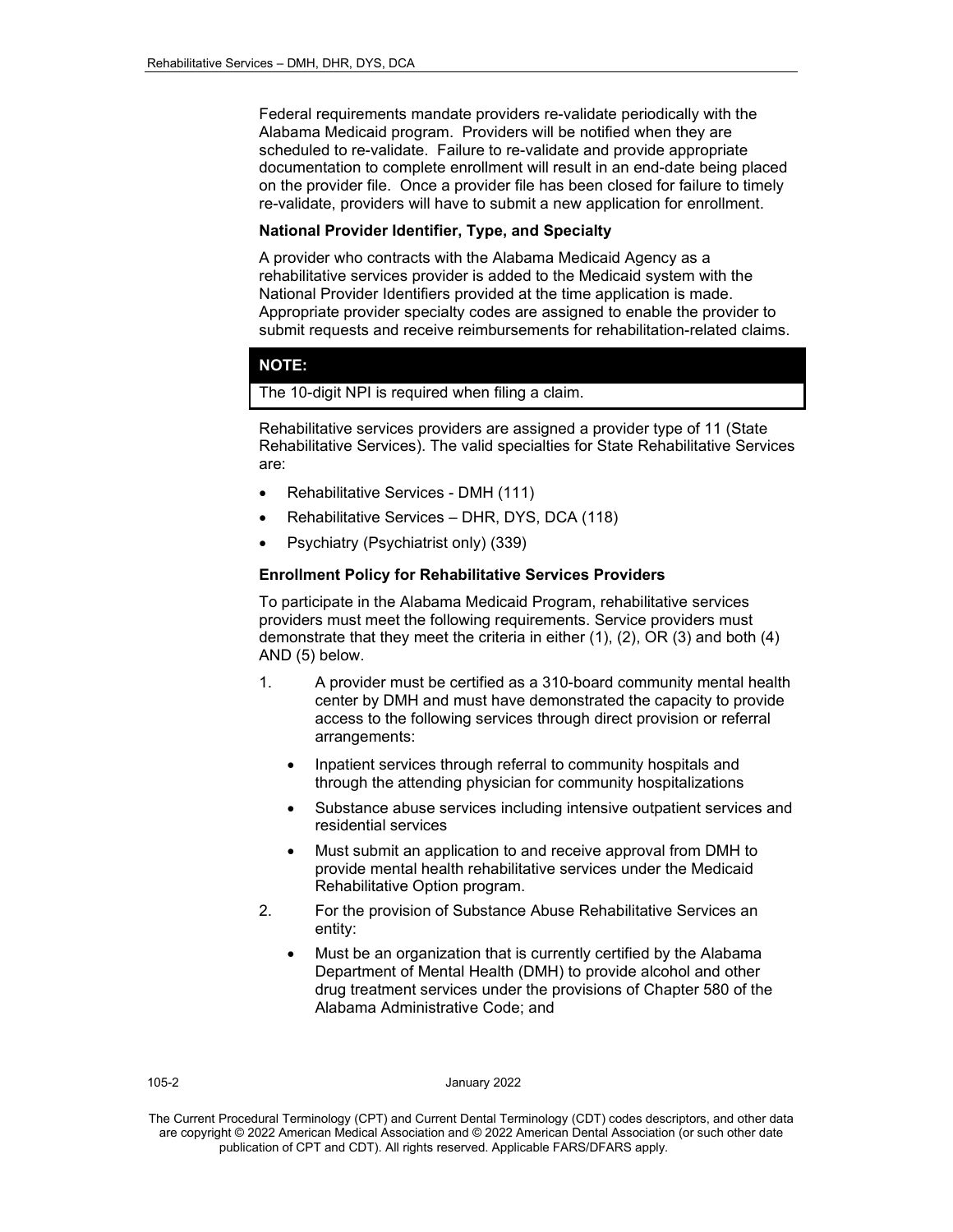Federal requirements mandate providers re-validate periodically with the Alabama Medicaid program. Providers will be notified when they are scheduled to re-validate. Failure to re-validate and provide appropriate documentation to complete enrollment will result in an end-date being placed on the provider file. Once a provider file has been closed for failure to timely re-validate, providers will have to submit a new application for enrollment.

**National Provider Identifier, Type, and Specialty**

A provider who contracts with the Alabama Medicaid Agency as a rehabilitative services provider is added to the Medicaid system with the National Provider Identifiers provided at the time application is made. Appropriate provider specialty codes are assigned to enable the provider to submit requests and receive reimbursements for rehabilitation-related claims.

| **NOTE:** |
|---|
| The 10-digit NPI is required when filing a claim. |

Rehabilitative services providers are assigned a provider type of 11 (State Rehabilitative Services). The valid specialties for State Rehabilitative Services are:

- Rehabilitative Services - DMH (111)
- Rehabilitative Services – DHR, DYS, DCA (118)
- Psychiatry (Psychiatrist only) (339)

**Enrollment Policy for Rehabilitative Services Providers**

To participate in the Alabama Medicaid Program, rehabilitative services providers must meet the following requirements. Service providers must demonstrate that they meet the criteria in either (1), (2), OR (3) and both (4) AND (5) below.

1. A provider must be certified as a 310-board community mental health center by DMH and must have demonstrated the capacity to provide access to the following services through direct provision or referral arrangements:
   - Inpatient services through referral to community hospitals and through the attending physician for community hospitalizations
   - Substance abuse services including intensive outpatient services and residential services
   - Must submit an application to and receive approval from DMH to provide mental health rehabilitative services under the Medicaid Rehabilitative Option program.
2. For the provision of Substance Abuse Rehabilitative Services an entity:
   - Must be an organization that is currently certified by the Alabama Department of Mental Health (DMH) to provide alcohol and other drug treatment services under the provisions of Chapter 580 of the Alabama Administrative Code; and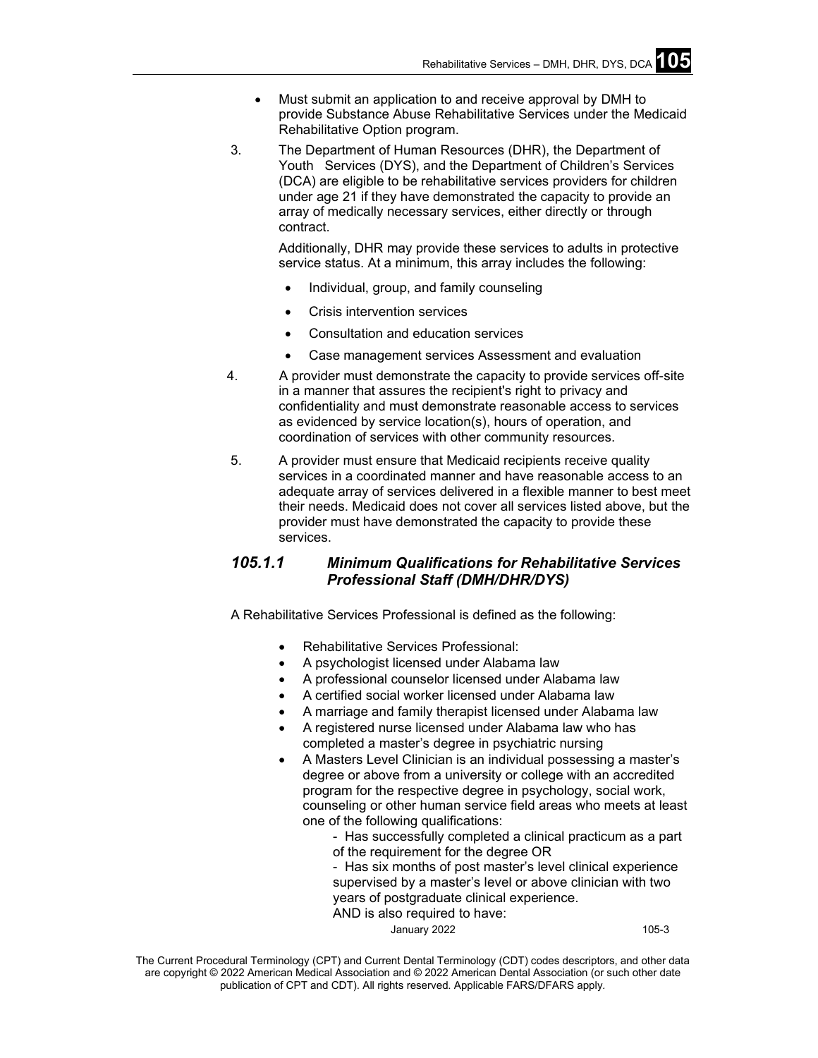- Must submit an application to and receive approval by DMH to provide Substance Abuse Rehabilitative Services under the Medicaid Rehabilitative Option program.

3. The Department of Human Resources (DHR), the Department of Youth Services (DYS), and the Department of Children's Services (DCA) are eligible to be rehabilitative services providers for children under age 21 if they have demonstrated the capacity to provide an array of medically necessary services, either directly or through contract.

   Additionally, DHR may provide these services to adults in protective service status. At a minimum, this array includes the following:

   - Individual, group, and family counseling
   - Crisis intervention services
   - Consultation and education services
   - Case management services Assessment and evaluation

4. A provider must demonstrate the capacity to provide services off-site in a manner that assures the recipient's right to privacy and confidentiality and must demonstrate reasonable access to services as evidenced by service location(s), hours of operation, and coordination of services with other community resources.

5. A provider must ensure that Medicaid recipients receive quality services in a coordinated manner and have reasonable access to an adequate array of services delivered in a flexible manner to best meet their needs. Medicaid does not cover all services listed above, but the provider must have demonstrated the capacity to provide these services.

### *105.1.1 Minimum Qualifications for Rehabilitative Services Professional Staff (DMH/DHR/DYS)*

A Rehabilitative Services Professional is defined as the following:

- Rehabilitative Services Professional:
- A psychologist licensed under Alabama law
- A professional counselor licensed under Alabama law
- A certified social worker licensed under Alabama law
- A marriage and family therapist licensed under Alabama law
- A registered nurse licensed under Alabama law who has completed a master's degree in psychiatric nursing
- A Masters Level Clinician is an individual possessing a master's degree or above from a university or college with an accredited program for the respective degree in psychology, social work, counseling or other human service field areas who meets at least one of the following qualifications:
  - Has successfully completed a clinical practicum as a part of the requirement for the degree OR
  - Has six months of post master's level clinical experience supervised by a master's level or above clinician with two years of postgraduate clinical experience.

  AND is also required to have: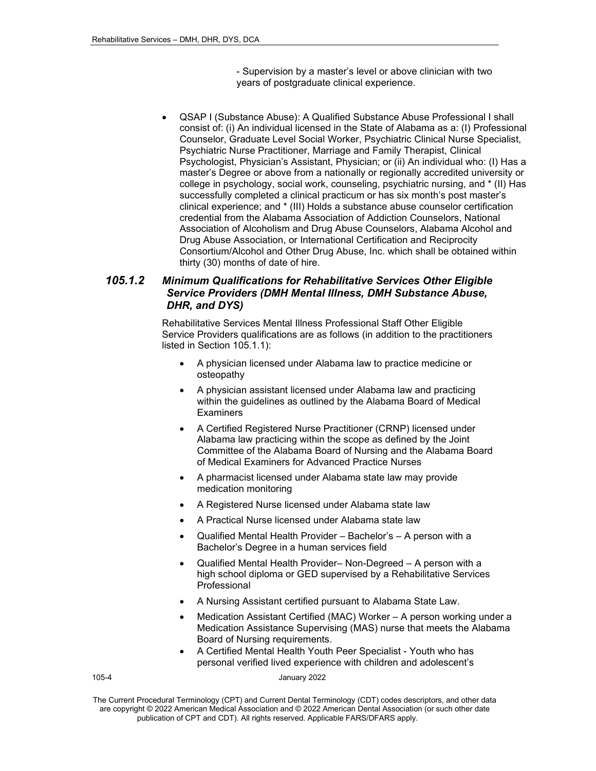- Supervision by a master's level or above clinician with two years of postgraduate clinical experience.

- QSAP I (Substance Abuse): A Qualified Substance Abuse Professional I shall consist of: (i) An individual licensed in the State of Alabama as a: (I) Professional Counselor, Graduate Level Social Worker, Psychiatric Clinical Nurse Specialist, Psychiatric Nurse Practitioner, Marriage and Family Therapist, Clinical Psychologist, Physician's Assistant, Physician; or (ii) An individual who: (I) Has a master's Degree or above from a nationally or regionally accredited university or college in psychology, social work, counseling, psychiatric nursing, and * (II) Has successfully completed a clinical practicum or has six month's post master's clinical experience; and * (III) Holds a substance abuse counselor certification credential from the Alabama Association of Addiction Counselors, National Association of Alcoholism and Drug Abuse Counselors, Alabama Alcohol and Drug Abuse Association, or International Certification and Reciprocity Consortium/Alcohol and Other Drug Abuse, Inc. which shall be obtained within thirty (30) months of date of hire.

### *105.1.2 Minimum Qualifications for Rehabilitative Services Other Eligible Service Providers (DMH Mental Illness, DMH Substance Abuse, DHR, and DYS)*

Rehabilitative Services Mental Illness Professional Staff Other Eligible Service Providers qualifications are as follows (in addition to the practitioners listed in Section 105.1.1):

- A physician licensed under Alabama law to practice medicine or osteopathy
- A physician assistant licensed under Alabama law and practicing within the guidelines as outlined by the Alabama Board of Medical Examiners
- A Certified Registered Nurse Practitioner (CRNP) licensed under Alabama law practicing within the scope as defined by the Joint Committee of the Alabama Board of Nursing and the Alabama Board of Medical Examiners for Advanced Practice Nurses
- A pharmacist licensed under Alabama state law may provide medication monitoring
- A Registered Nurse licensed under Alabama state law
- A Practical Nurse licensed under Alabama state law
- Qualified Mental Health Provider – Bachelor's – A person with a Bachelor's Degree in a human services field
- Qualified Mental Health Provider– Non-Degreed – A person with a high school diploma or GED supervised by a Rehabilitative Services Professional
- A Nursing Assistant certified pursuant to Alabama State Law.
- Medication Assistant Certified (MAC) Worker – A person working under a Medication Assistance Supervising (MAS) nurse that meets the Alabama Board of Nursing requirements.
- A Certified Mental Health Youth Peer Specialist - Youth who has personal verified lived experience with children and adolescent's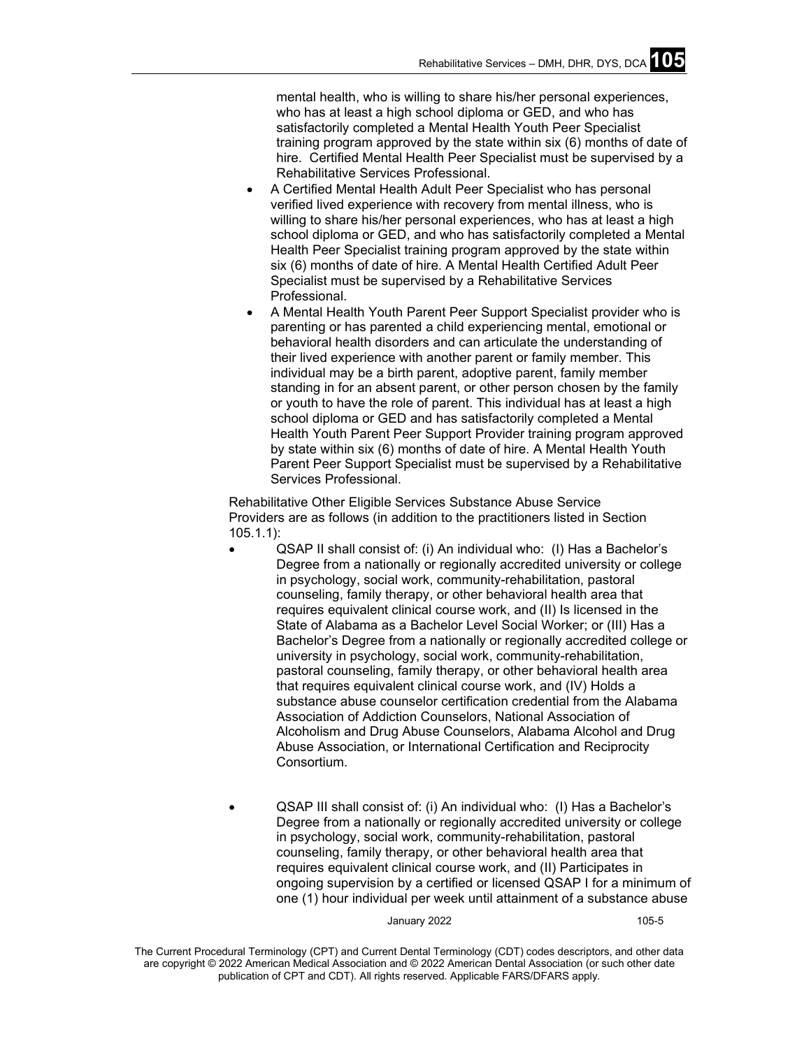mental health, who is willing to share his/her personal experiences, who has at least a high school diploma or GED, and who has satisfactorily completed a Mental Health Youth Peer Specialist training program approved by the state within six (6) months of date of hire. Certified Mental Health Peer Specialist must be supervised by a Rehabilitative Services Professional.

- A Certified Mental Health Adult Peer Specialist who has personal verified lived experience with recovery from mental illness, who is willing to share his/her personal experiences, who has at least a high school diploma or GED, and who has satisfactorily completed a Mental Health Peer Specialist training program approved by the state within six (6) months of date of hire. A Mental Health Certified Adult Peer Specialist must be supervised by a Rehabilitative Services Professional.
- A Mental Health Youth Parent Peer Support Specialist provider who is parenting or has parented a child experiencing mental, emotional or behavioral health disorders and can articulate the understanding of their lived experience with another parent or family member. This individual may be a birth parent, adoptive parent, family member standing in for an absent parent, or other person chosen by the family or youth to have the role of parent. This individual has at least a high school diploma or GED and has satisfactorily completed a Mental Health Youth Parent Peer Support Provider training program approved by state within six (6) months of date of hire. A Mental Health Youth Parent Peer Support Specialist must be supervised by a Rehabilitative Services Professional.

Rehabilitative Other Eligible Services Substance Abuse Service Providers are as follows (in addition to the practitioners listed in Section 105.1.1):

- QSAP II shall consist of: (i) An individual who: (I) Has a Bachelor's Degree from a nationally or regionally accredited university or college in psychology, social work, community-rehabilitation, pastoral counseling, family therapy, or other behavioral health area that requires equivalent clinical course work, and (II) Is licensed in the State of Alabama as a Bachelor Level Social Worker; or (III) Has a Bachelor's Degree from a nationally or regionally accredited college or university in psychology, social work, community-rehabilitation, pastoral counseling, family therapy, or other behavioral health area that requires equivalent clinical course work, and (IV) Holds a substance abuse counselor certification credential from the Alabama Association of Addiction Counselors, National Association of Alcoholism and Drug Abuse Counselors, Alabama Alcohol and Drug Abuse Association, or International Certification and Reciprocity Consortium.

- QSAP III shall consist of: (i) An individual who: (I) Has a Bachelor's Degree from a nationally or regionally accredited university or college in psychology, social work, community-rehabilitation, pastoral counseling, family therapy, or other behavioral health area that requires equivalent clinical course work, and (II) Participates in ongoing supervision by a certified or licensed QSAP I for a minimum of one (1) hour individual per week until attainment of a substance abuse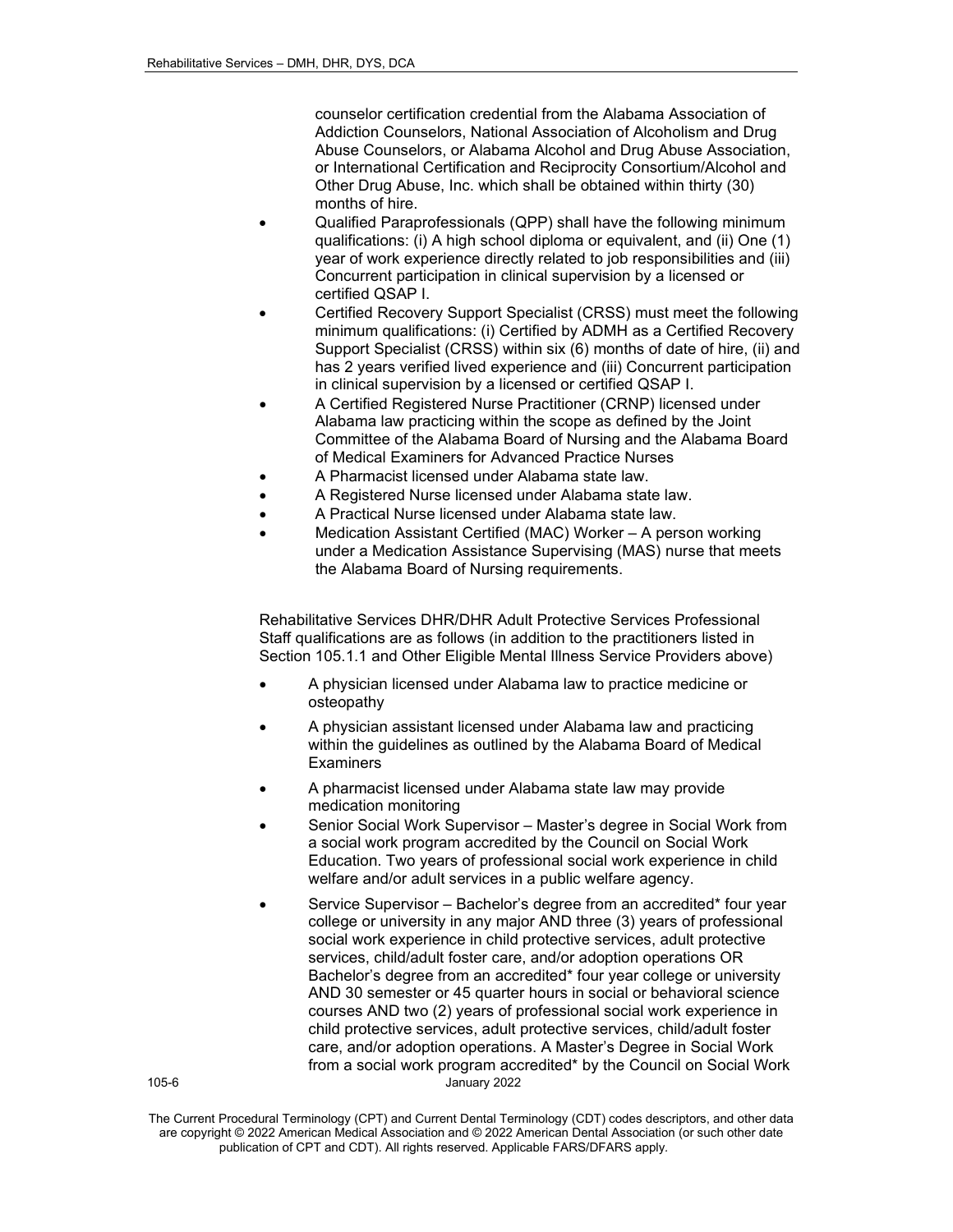counselor certification credential from the Alabama Association of Addiction Counselors, National Association of Alcoholism and Drug Abuse Counselors, or Alabama Alcohol and Drug Abuse Association, or International Certification and Reciprocity Consortium/Alcohol and Other Drug Abuse, Inc. which shall be obtained within thirty (30) months of hire.

- Qualified Paraprofessionals (QPP) shall have the following minimum qualifications: (i) A high school diploma or equivalent, and (ii) One (1) year of work experience directly related to job responsibilities and (iii) Concurrent participation in clinical supervision by a licensed or certified QSAP I.
- Certified Recovery Support Specialist (CRSS) must meet the following minimum qualifications: (i) Certified by ADMH as a Certified Recovery Support Specialist (CRSS) within six (6) months of date of hire, (ii) and has 2 years verified lived experience and (iii) Concurrent participation in clinical supervision by a licensed or certified QSAP I.
- A Certified Registered Nurse Practitioner (CRNP) licensed under Alabama law practicing within the scope as defined by the Joint Committee of the Alabama Board of Nursing and the Alabama Board of Medical Examiners for Advanced Practice Nurses
- A Pharmacist licensed under Alabama state law.
- A Registered Nurse licensed under Alabama state law.
- A Practical Nurse licensed under Alabama state law.
- Medication Assistant Certified (MAC) Worker – A person working under a Medication Assistance Supervising (MAS) nurse that meets the Alabama Board of Nursing requirements.

Rehabilitative Services DHR/DHR Adult Protective Services Professional Staff qualifications are as follows (in addition to the practitioners listed in Section 105.1.1 and Other Eligible Mental Illness Service Providers above)

- A physician licensed under Alabama law to practice medicine or osteopathy
- A physician assistant licensed under Alabama law and practicing within the guidelines as outlined by the Alabama Board of Medical Examiners
- A pharmacist licensed under Alabama state law may provide medication monitoring
- Senior Social Work Supervisor – Master's degree in Social Work from a social work program accredited by the Council on Social Work Education. Two years of professional social work experience in child welfare and/or adult services in a public welfare agency.
- Service Supervisor – Bachelor's degree from an accredited* four year college or university in any major AND three (3) years of professional social work experience in child protective services, adult protective services, child/adult foster care, and/or adoption operations OR Bachelor's degree from an accredited* four year college or university AND 30 semester or 45 quarter hours in social or behavioral science courses AND two (2) years of professional social work experience in child protective services, adult protective services, child/adult foster care, and/or adoption operations. A Master's Degree in Social Work from a social work program accredited* by the Council on Social Work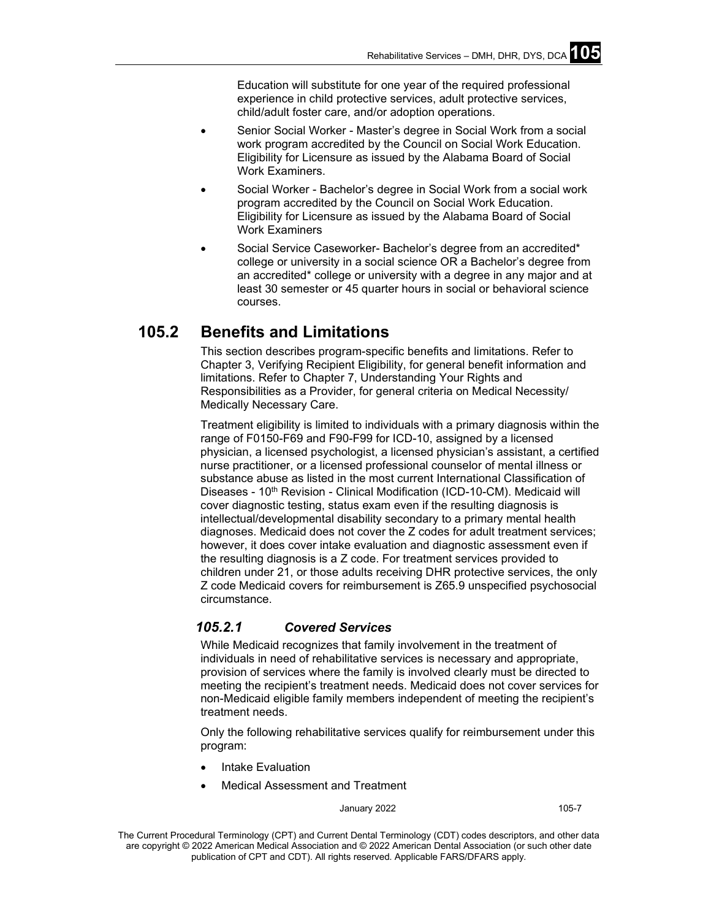Education will substitute for one year of the required professional experience in child protective services, adult protective services, child/adult foster care, and/or adoption operations.

- Senior Social Worker - Master's degree in Social Work from a social work program accredited by the Council on Social Work Education. Eligibility for Licensure as issued by the Alabama Board of Social Work Examiners.
- Social Worker - Bachelor's degree in Social Work from a social work program accredited by the Council on Social Work Education. Eligibility for Licensure as issued by the Alabama Board of Social Work Examiners
- Social Service Caseworker- Bachelor's degree from an accredited* college or university in a social science OR a Bachelor's degree from an accredited* college or university with a degree in any major and at least 30 semester or 45 quarter hours in social or behavioral science courses.

## 105.2 Benefits and Limitations

This section describes program-specific benefits and limitations. Refer to Chapter 3, Verifying Recipient Eligibility, for general benefit information and limitations. Refer to Chapter 7, Understanding Your Rights and Responsibilities as a Provider, for general criteria on Medical Necessity/ Medically Necessary Care.

Treatment eligibility is limited to individuals with a primary diagnosis within the range of F0150-F69 and F90-F99 for ICD-10, assigned by a licensed physician, a licensed psychologist, a licensed physician's assistant, a certified nurse practitioner, or a licensed professional counselor of mental illness or substance abuse as listed in the most current International Classification of Diseases - 10th Revision - Clinical Modification (ICD-10-CM). Medicaid will cover diagnostic testing, status exam even if the resulting diagnosis is intellectual/developmental disability secondary to a primary mental health diagnoses. Medicaid does not cover the Z codes for adult treatment services; however, it does cover intake evaluation and diagnostic assessment even if the resulting diagnosis is a Z code. For treatment services provided to children under 21, or those adults receiving DHR protective services, the only Z code Medicaid covers for reimbursement is Z65.9 unspecified psychosocial circumstance.

### *105.2.1 Covered Services*

While Medicaid recognizes that family involvement in the treatment of individuals in need of rehabilitative services is necessary and appropriate, provision of services where the family is involved clearly must be directed to meeting the recipient's treatment needs. Medicaid does not cover services for non-Medicaid eligible family members independent of meeting the recipient's treatment needs.

Only the following rehabilitative services qualify for reimbursement under this program:

- Intake Evaluation
- Medical Assessment and Treatment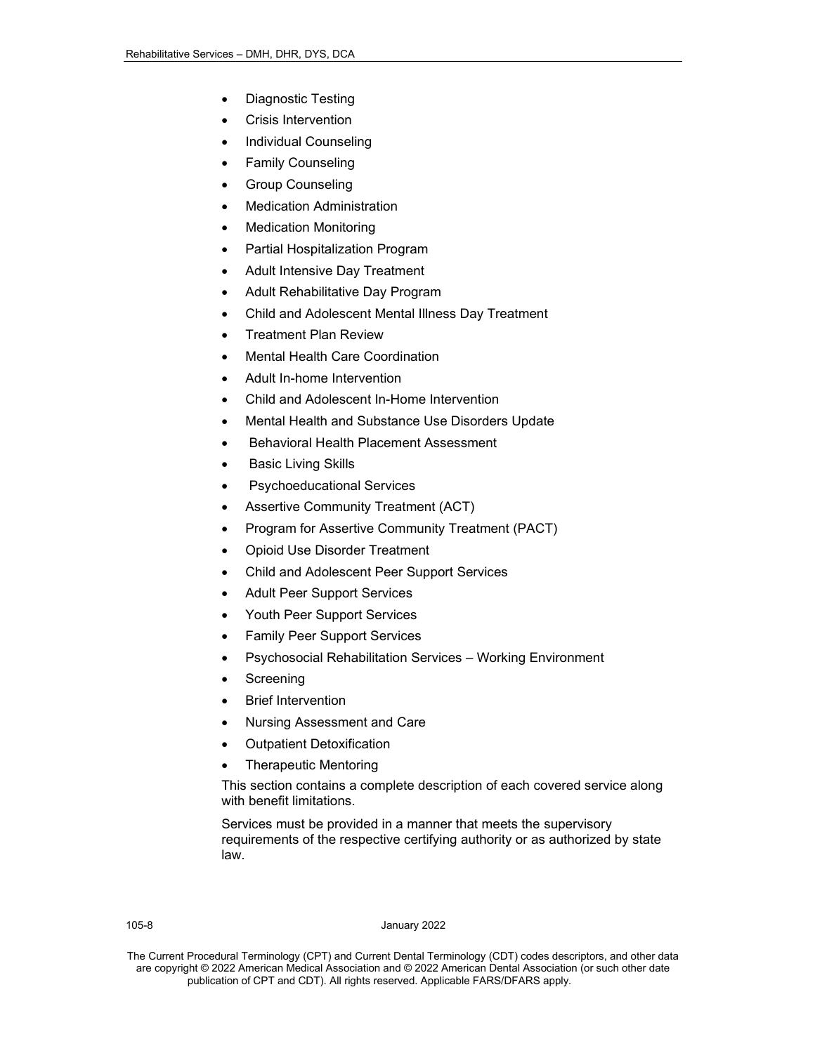- Diagnostic Testing
- Crisis Intervention
- Individual Counseling
- Family Counseling
- Group Counseling
- Medication Administration
- Medication Monitoring
- Partial Hospitalization Program
- Adult Intensive Day Treatment
- Adult Rehabilitative Day Program
- Child and Adolescent Mental Illness Day Treatment
- Treatment Plan Review
- Mental Health Care Coordination
- Adult In-home Intervention
- Child and Adolescent In-Home Intervention
- Mental Health and Substance Use Disorders Update
- Behavioral Health Placement Assessment
- Basic Living Skills
- Psychoeducational Services
- Assertive Community Treatment (ACT)
- Program for Assertive Community Treatment (PACT)
- Opioid Use Disorder Treatment
- Child and Adolescent Peer Support Services
- Adult Peer Support Services
- Youth Peer Support Services
- Family Peer Support Services
- Psychosocial Rehabilitation Services – Working Environment
- Screening
- Brief Intervention
- Nursing Assessment and Care
- Outpatient Detoxification
- Therapeutic Mentoring

This section contains a complete description of each covered service along with benefit limitations.

Services must be provided in a manner that meets the supervisory requirements of the respective certifying authority or as authorized by state law.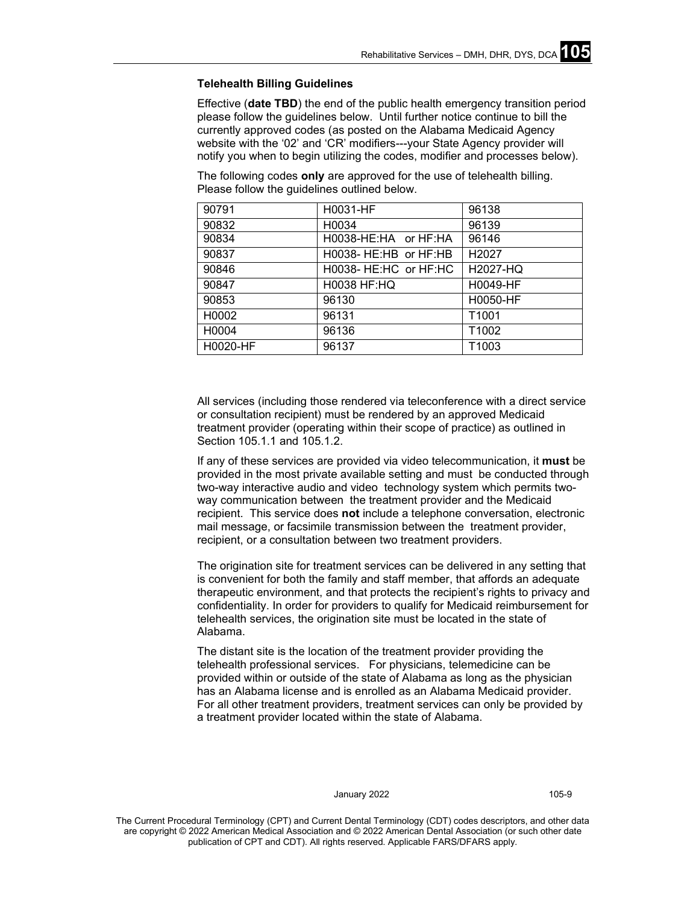### Telehealth Billing Guidelines

Effective (**date TBD**) the end of the public health emergency transition period please follow the guidelines below. Until further notice continue to bill the currently approved codes (as posted on the Alabama Medicaid Agency website with the '02' and 'CR' modifiers---your State Agency provider will notify you when to begin utilizing the codes, modifier and processes below).

The following codes **only** are approved for the use of telehealth billing. Please follow the guidelines outlined below.

| | | |
|---|---|---|
| 90791 | H0031-HF | 96138 |
| 90832 | H0034 | 96139 |
| 90834 | H0038-HE:HA or HF:HA | 96146 |
| 90837 | H0038- HE:HB or HF:HB | H2027 |
| 90846 | H0038- HE:HC or HF:HC | H2027-HQ |
| 90847 | H0038 HF:HQ | H0049-HF |
| 90853 | 96130 | H0050-HF |
| H0002 | 96131 | T1001 |
| H0004 | 96136 | T1002 |
| H0020-HF | 96137 | T1003 |

All services (including those rendered via teleconference with a direct service or consultation recipient) must be rendered by an approved Medicaid treatment provider (operating within their scope of practice) as outlined in Section 105.1.1 and 105.1.2.

If any of these services are provided via video telecommunication, it **must** be provided in the most private available setting and must be conducted through two-way interactive audio and video technology system which permits two-way communication between the treatment provider and the Medicaid recipient. This service does **not** include a telephone conversation, electronic mail message, or facsimile transmission between the treatment provider, recipient, or a consultation between two treatment providers.

The origination site for treatment services can be delivered in any setting that is convenient for both the family and staff member, that affords an adequate therapeutic environment, and that protects the recipient's rights to privacy and confidentiality. In order for providers to qualify for Medicaid reimbursement for telehealth services, the origination site must be located in the state of Alabama.

The distant site is the location of the treatment provider providing the telehealth professional services. For physicians, telemedicine can be provided within or outside of the state of Alabama as long as the physician has an Alabama license and is enrolled as an Alabama Medicaid provider. For all other treatment providers, treatment services can only be provided by a treatment provider located within the state of Alabama.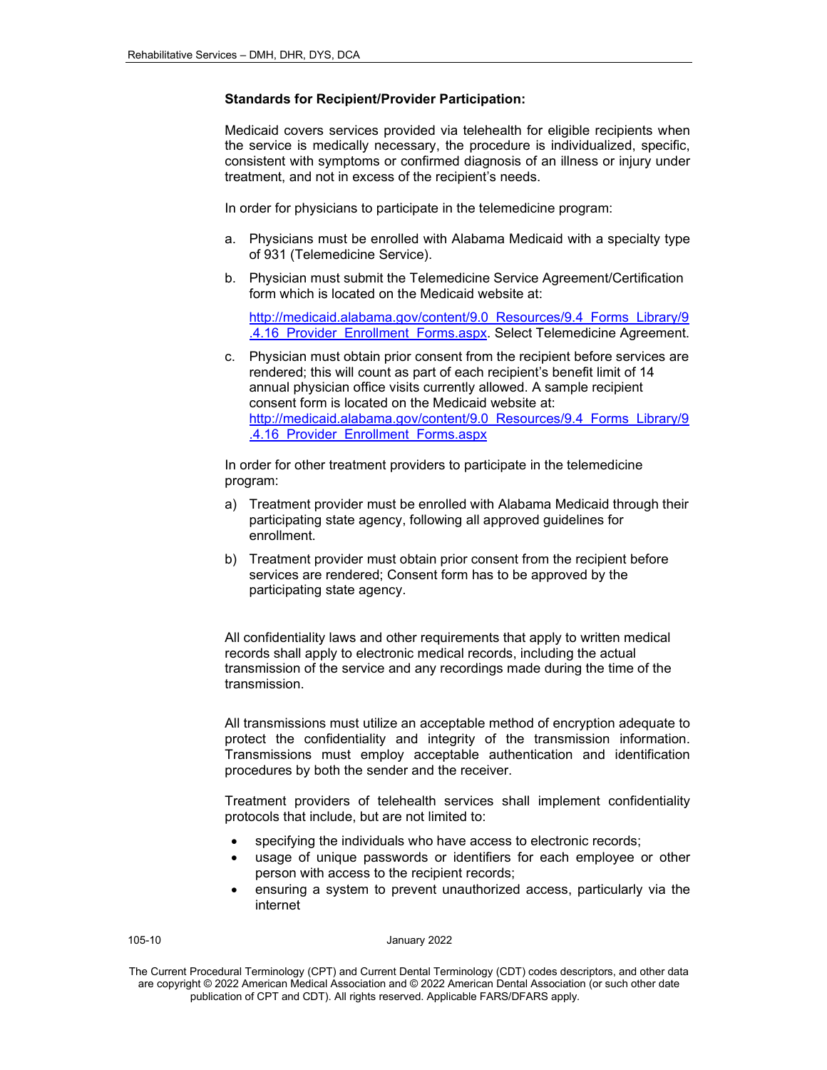**Standards for Recipient/Provider Participation:**

Medicaid covers services provided via telehealth for eligible recipients when the service is medically necessary, the procedure is individualized, specific, consistent with symptoms or confirmed diagnosis of an illness or injury under treatment, and not in excess of the recipient's needs.

In order for physicians to participate in the telemedicine program:

a. Physicians must be enrolled with Alabama Medicaid with a specialty type of 931 (Telemedicine Service).

b. Physician must submit the Telemedicine Service Agreement/Certification form which is located on the Medicaid website at:

   http://medicaid.alabama.gov/content/9.0_Resources/9.4_Forms_Library/9.4.16_Provider_Enrollment_Forms.aspx. Select Telemedicine Agreement.

c. Physician must obtain prior consent from the recipient before services are rendered; this will count as part of each recipient's benefit limit of 14 annual physician office visits currently allowed. A sample recipient consent form is located on the Medicaid website at: http://medicaid.alabama.gov/content/9.0_Resources/9.4_Forms_Library/9.4.16_Provider_Enrollment_Forms.aspx

In order for other treatment providers to participate in the telemedicine program:

a) Treatment provider must be enrolled with Alabama Medicaid through their participating state agency, following all approved guidelines for enrollment.

b) Treatment provider must obtain prior consent from the recipient before services are rendered; Consent form has to be approved by the participating state agency.

All confidentiality laws and other requirements that apply to written medical records shall apply to electronic medical records, including the actual transmission of the service and any recordings made during the time of the transmission.

All transmissions must utilize an acceptable method of encryption adequate to protect the confidentiality and integrity of the transmission information. Transmissions must employ acceptable authentication and identification procedures by both the sender and the receiver.

Treatment providers of telehealth services shall implement confidentiality protocols that include, but are not limited to:

- specifying the individuals who have access to electronic records;
- usage of unique passwords or identifiers for each employee or other person with access to the recipient records;
- ensuring a system to prevent unauthorized access, particularly via the internet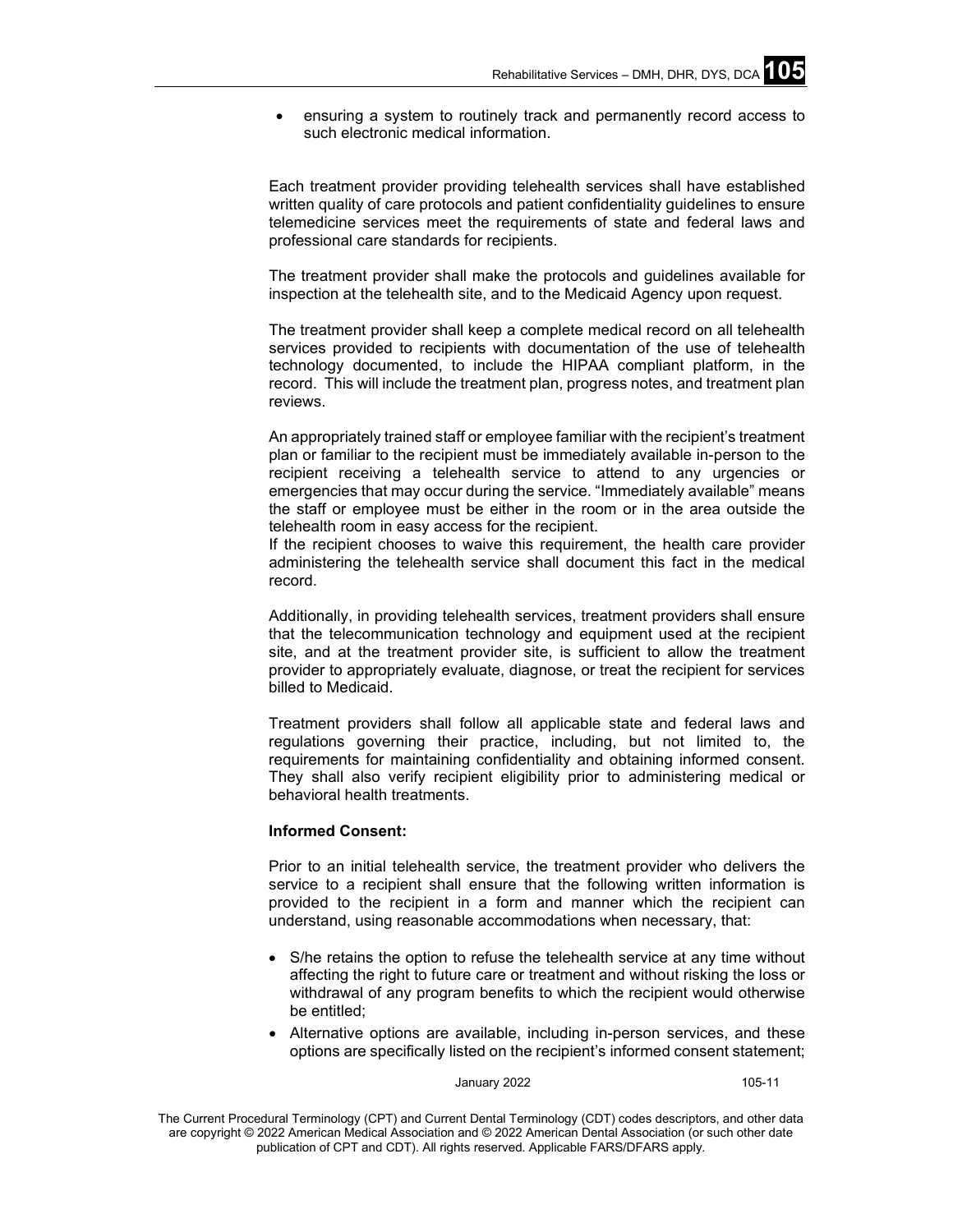- ensuring a system to routinely track and permanently record access to such electronic medical information.

Each treatment provider providing telehealth services shall have established written quality of care protocols and patient confidentiality guidelines to ensure telemedicine services meet the requirements of state and federal laws and professional care standards for recipients.

The treatment provider shall make the protocols and guidelines available for inspection at the telehealth site, and to the Medicaid Agency upon request.

The treatment provider shall keep a complete medical record on all telehealth services provided to recipients with documentation of the use of telehealth technology documented, to include the HIPAA compliant platform, in the record. This will include the treatment plan, progress notes, and treatment plan reviews.

An appropriately trained staff or employee familiar with the recipient's treatment plan or familiar to the recipient must be immediately available in-person to the recipient receiving a telehealth service to attend to any urgencies or emergencies that may occur during the service. "Immediately available" means the staff or employee must be either in the room or in the area outside the telehealth room in easy access for the recipient.
If the recipient chooses to waive this requirement, the health care provider administering the telehealth service shall document this fact in the medical record.

Additionally, in providing telehealth services, treatment providers shall ensure that the telecommunication technology and equipment used at the recipient site, and at the treatment provider site, is sufficient to allow the treatment provider to appropriately evaluate, diagnose, or treat the recipient for services billed to Medicaid.

Treatment providers shall follow all applicable state and federal laws and regulations governing their practice, including, but not limited to, the requirements for maintaining confidentiality and obtaining informed consent. They shall also verify recipient eligibility prior to administering medical or behavioral health treatments.

**Informed Consent:**

Prior to an initial telehealth service, the treatment provider who delivers the service to a recipient shall ensure that the following written information is provided to the recipient in a form and manner which the recipient can understand, using reasonable accommodations when necessary, that:

- S/he retains the option to refuse the telehealth service at any time without affecting the right to future care or treatment and without risking the loss or withdrawal of any program benefits to which the recipient would otherwise be entitled;
- Alternative options are available, including in-person services, and these options are specifically listed on the recipient's informed consent statement;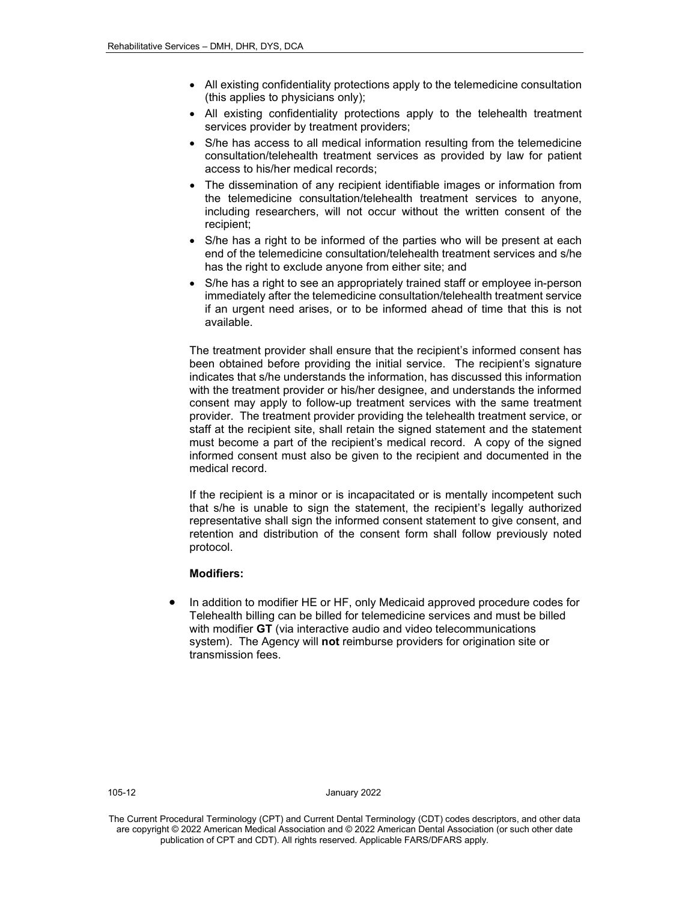- All existing confidentiality protections apply to the telemedicine consultation (this applies to physicians only);
- All existing confidentiality protections apply to the telehealth treatment services provider by treatment providers;
- S/he has access to all medical information resulting from the telemedicine consultation/telehealth treatment services as provided by law for patient access to his/her medical records;
- The dissemination of any recipient identifiable images or information from the telemedicine consultation/telehealth treatment services to anyone, including researchers, will not occur without the written consent of the recipient;
- S/he has a right to be informed of the parties who will be present at each end of the telemedicine consultation/telehealth treatment services and s/he has the right to exclude anyone from either site; and
- S/he has a right to see an appropriately trained staff or employee in-person immediately after the telemedicine consultation/telehealth treatment service if an urgent need arises, or to be informed ahead of time that this is not available.

The treatment provider shall ensure that the recipient's informed consent has been obtained before providing the initial service. The recipient's signature indicates that s/he understands the information, has discussed this information with the treatment provider or his/her designee, and understands the informed consent may apply to follow-up treatment services with the same treatment provider. The treatment provider providing the telehealth treatment service, or staff at the recipient site, shall retain the signed statement and the statement must become a part of the recipient's medical record. A copy of the signed informed consent must also be given to the recipient and documented in the medical record.

If the recipient is a minor or is incapacitated or is mentally incompetent such that s/he is unable to sign the statement, the recipient's legally authorized representative shall sign the informed consent statement to give consent, and retention and distribution of the consent form shall follow previously noted protocol.

**Modifiers:**

- In addition to modifier HE or HF, only Medicaid approved procedure codes for Telehealth billing can be billed for telemedicine services and must be billed with modifier **GT** (via interactive audio and video telecommunications system). The Agency will **not** reimburse providers for origination site or transmission fees.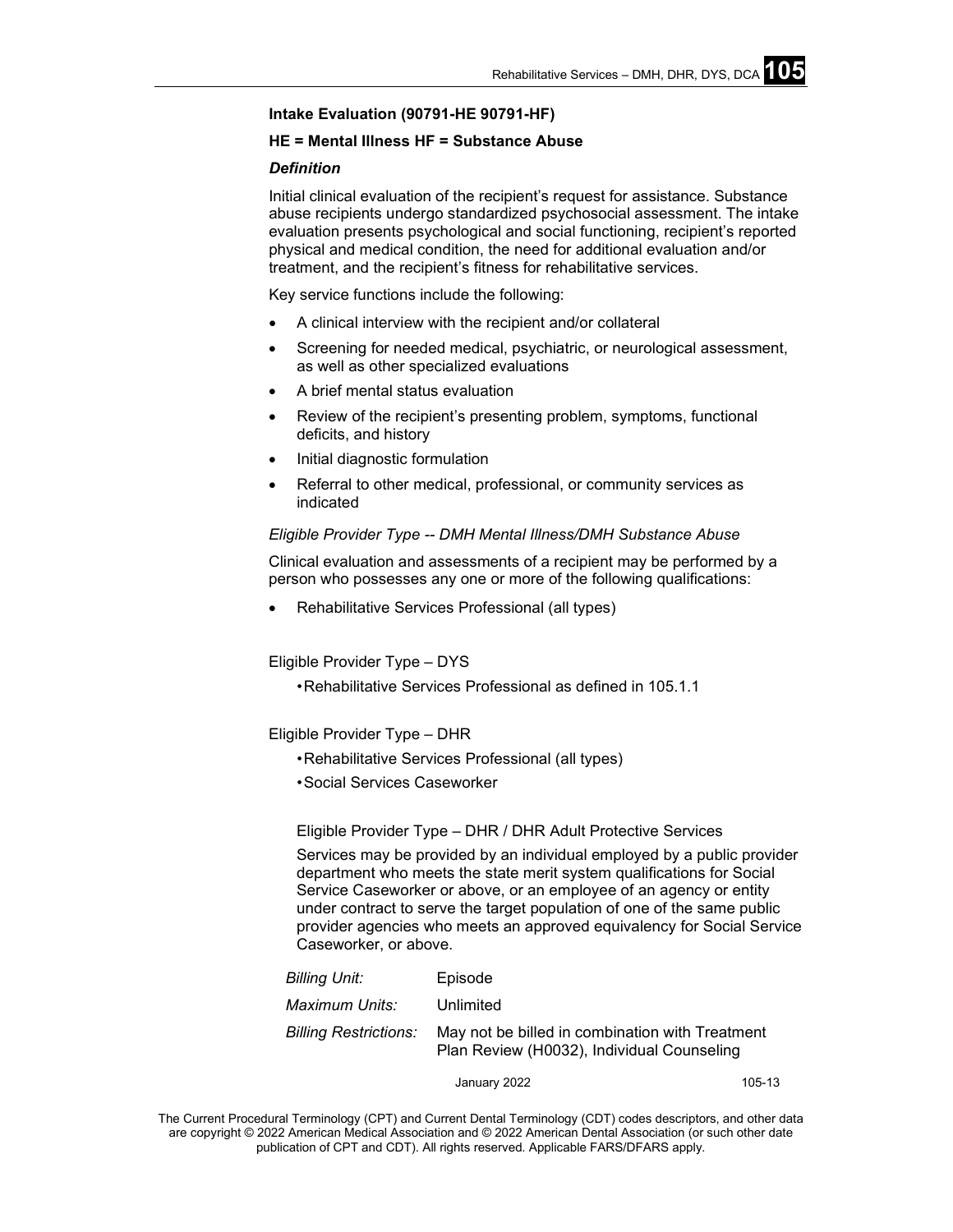**Intake Evaluation (90791-HE 90791-HF)**

**HE = Mental Illness HF = Substance Abuse**

***Definition***

Initial clinical evaluation of the recipient's request for assistance. Substance abuse recipients undergo standardized psychosocial assessment. The intake evaluation presents psychological and social functioning, recipient's reported physical and medical condition, the need for additional evaluation and/or treatment, and the recipient's fitness for rehabilitative services.

Key service functions include the following:

- A clinical interview with the recipient and/or collateral
- Screening for needed medical, psychiatric, or neurological assessment, as well as other specialized evaluations
- A brief mental status evaluation
- Review of the recipient's presenting problem, symptoms, functional deficits, and history
- Initial diagnostic formulation
- Referral to other medical, professional, or community services as indicated

*Eligible Provider Type -- DMH Mental Illness/DMH Substance Abuse*

Clinical evaluation and assessments of a recipient may be performed by a person who possesses any one or more of the following qualifications:

- Rehabilitative Services Professional (all types)

Eligible Provider Type – DYS

- Rehabilitative Services Professional as defined in 105.1.1

Eligible Provider Type – DHR

- Rehabilitative Services Professional (all types)
- Social Services Caseworker

Eligible Provider Type – DHR / DHR Adult Protective Services

Services may be provided by an individual employed by a public provider department who meets the state merit system qualifications for Social Service Caseworker or above, or an employee of an agency or entity under contract to serve the target population of one of the same public provider agencies who meets an approved equivalency for Social Service Caseworker, or above.

| | |
|---|---|
| *Billing Unit:* | Episode |
| *Maximum Units:* | Unlimited |
| *Billing Restrictions:* | May not be billed in combination with Treatment Plan Review (H0032), Individual Counseling |

The Current Procedural Terminology (CPT) and Current Dental Terminology (CDT) codes descriptors, and other data are copyright © 2022 American Medical Association and © 2022 American Dental Association (or such other date publication of CPT and CDT). All rights reserved. Applicable FARS/DFARS apply.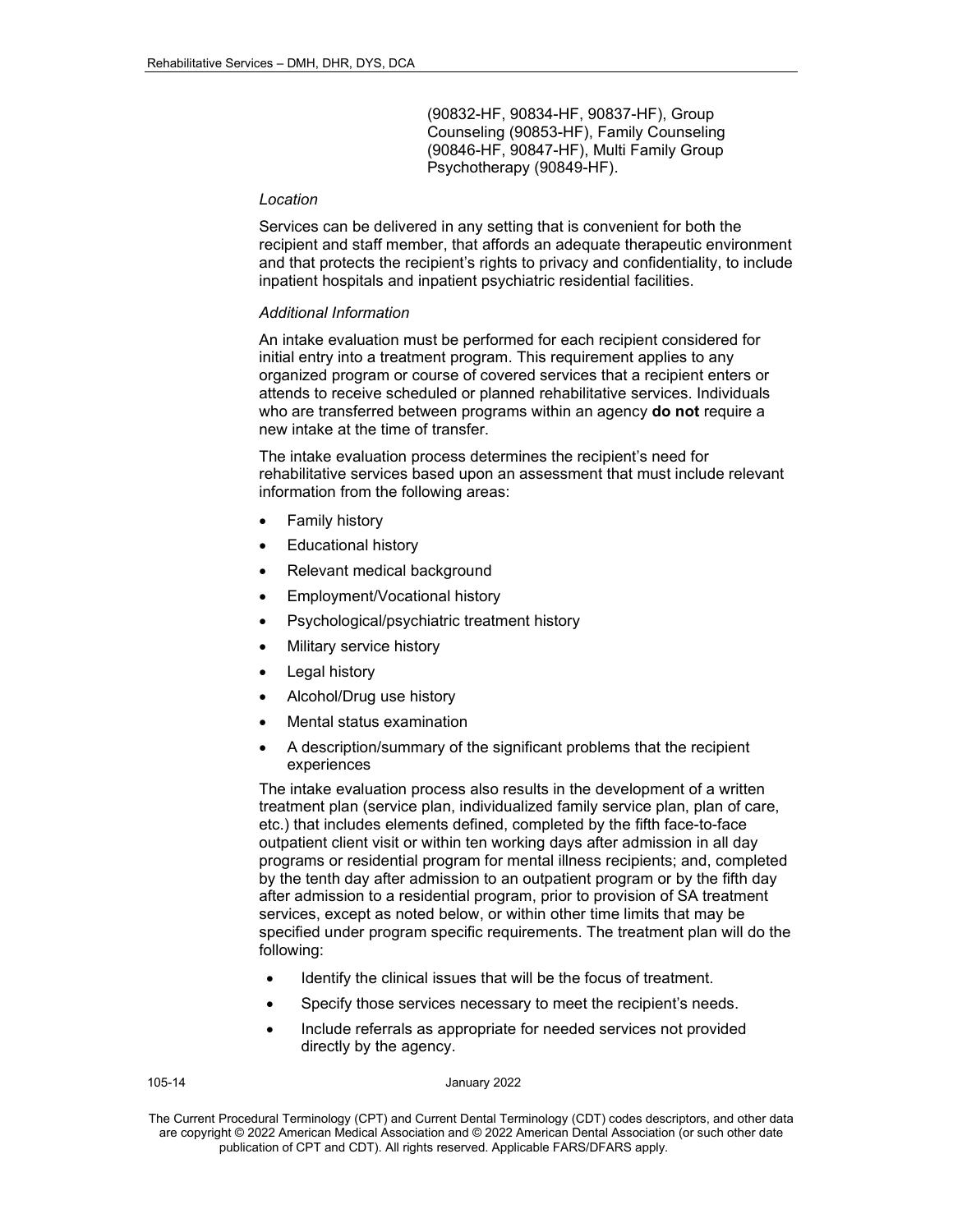(90832-HF, 90834-HF, 90837-HF), Group Counseling (90853-HF), Family Counseling (90846-HF, 90847-HF), Multi Family Group Psychotherapy (90849-HF).

*Location*

Services can be delivered in any setting that is convenient for both the recipient and staff member, that affords an adequate therapeutic environment and that protects the recipient's rights to privacy and confidentiality, to include inpatient hospitals and inpatient psychiatric residential facilities.

*Additional Information*

An intake evaluation must be performed for each recipient considered for initial entry into a treatment program. This requirement applies to any organized program or course of covered services that a recipient enters or attends to receive scheduled or planned rehabilitative services. Individuals who are transferred between programs within an agency **do not** require a new intake at the time of transfer.

The intake evaluation process determines the recipient's need for rehabilitative services based upon an assessment that must include relevant information from the following areas:

- Family history
- Educational history
- Relevant medical background
- Employment/Vocational history
- Psychological/psychiatric treatment history
- Military service history
- Legal history
- Alcohol/Drug use history
- Mental status examination
- A description/summary of the significant problems that the recipient experiences

The intake evaluation process also results in the development of a written treatment plan (service plan, individualized family service plan, plan of care, etc.) that includes elements defined, completed by the fifth face-to-face outpatient client visit or within ten working days after admission in all day programs or residential program for mental illness recipients; and, completed by the tenth day after admission to an outpatient program or by the fifth day after admission to a residential program, prior to provision of SA treatment services, except as noted below, or within other time limits that may be specified under program specific requirements. The treatment plan will do the following:

- Identify the clinical issues that will be the focus of treatment.
- Specify those services necessary to meet the recipient's needs.
- Include referrals as appropriate for needed services not provided directly by the agency.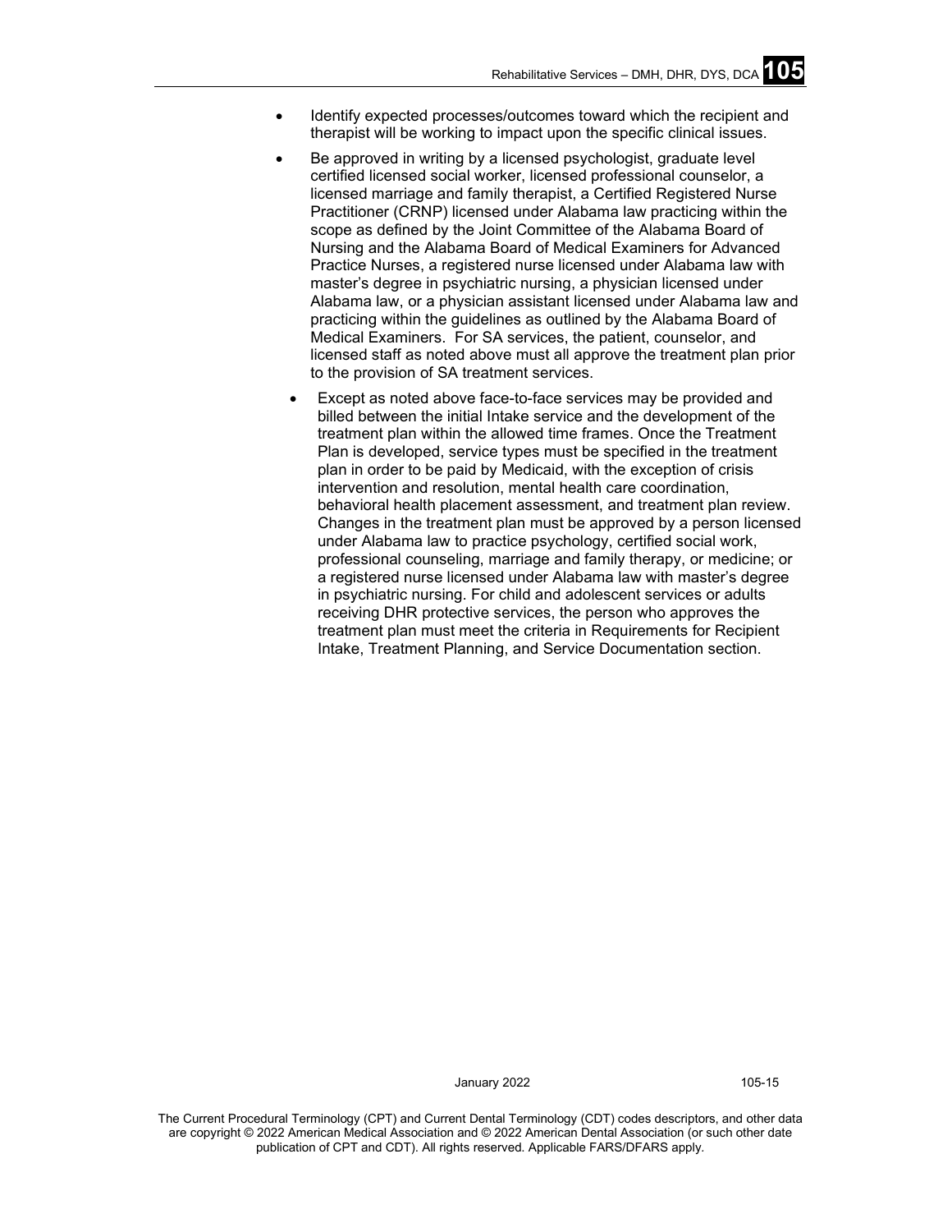- Identify expected processes/outcomes toward which the recipient and therapist will be working to impact upon the specific clinical issues.
- Be approved in writing by a licensed psychologist, graduate level certified licensed social worker, licensed professional counselor, a licensed marriage and family therapist, a Certified Registered Nurse Practitioner (CRNP) licensed under Alabama law practicing within the scope as defined by the Joint Committee of the Alabama Board of Nursing and the Alabama Board of Medical Examiners for Advanced Practice Nurses, a registered nurse licensed under Alabama law with master's degree in psychiatric nursing, a physician licensed under Alabama law, or a physician assistant licensed under Alabama law and practicing within the guidelines as outlined by the Alabama Board of Medical Examiners. For SA services, the patient, counselor, and licensed staff as noted above must all approve the treatment plan prior to the provision of SA treatment services.
- Except as noted above face-to-face services may be provided and billed between the initial Intake service and the development of the treatment plan within the allowed time frames. Once the Treatment Plan is developed, service types must be specified in the treatment plan in order to be paid by Medicaid, with the exception of crisis intervention and resolution, mental health care coordination, behavioral health placement assessment, and treatment plan review. Changes in the treatment plan must be approved by a person licensed under Alabama law to practice psychology, certified social work, professional counseling, marriage and family therapy, or medicine; or a registered nurse licensed under Alabama law with master's degree in psychiatric nursing. For child and adolescent services or adults receiving DHR protective services, the person who approves the treatment plan must meet the criteria in Requirements for Recipient Intake, Treatment Planning, and Service Documentation section.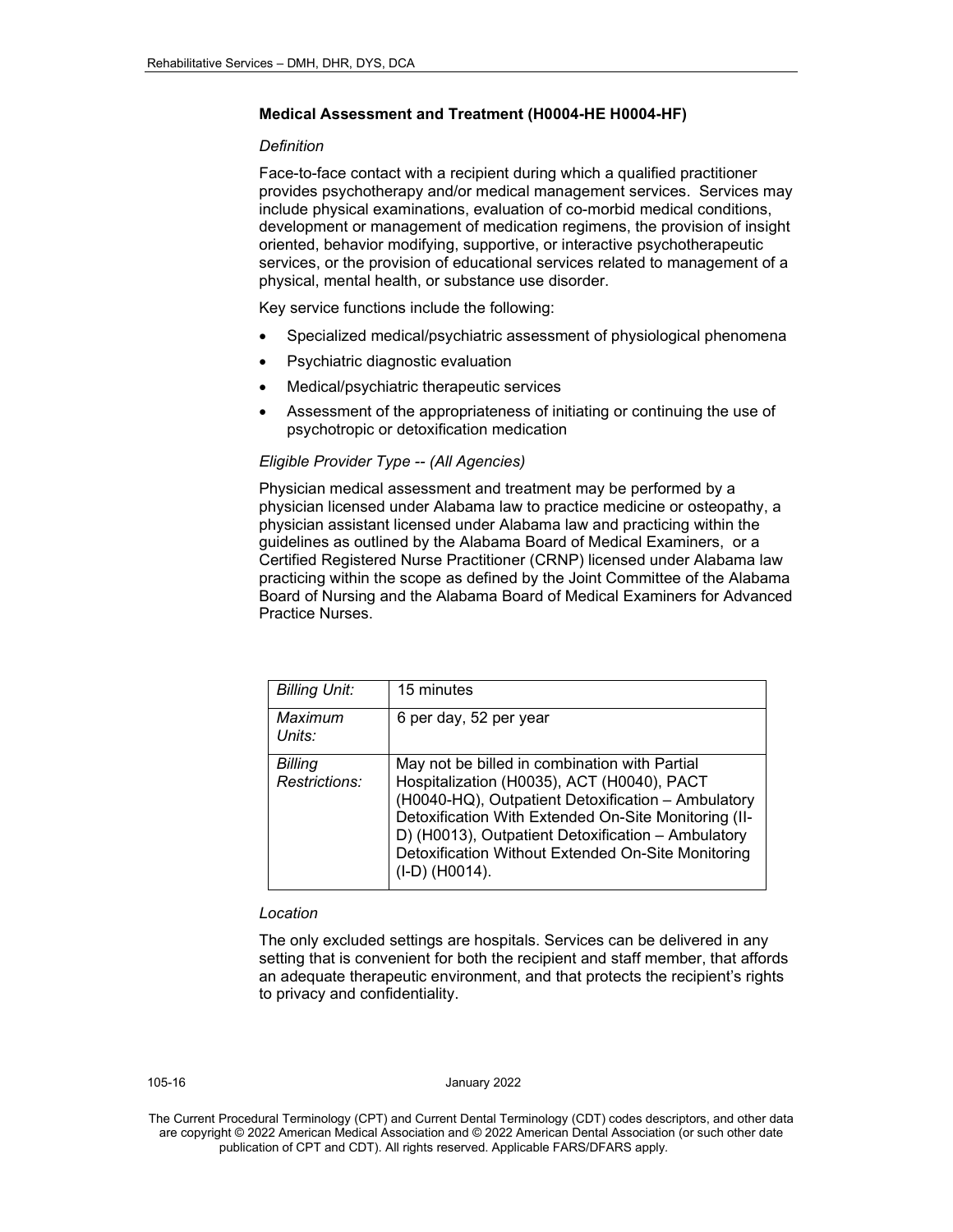### Medical Assessment and Treatment (H0004-HE H0004-HF)

*Definition*

Face-to-face contact with a recipient during which a qualified practitioner provides psychotherapy and/or medical management services. Services may include physical examinations, evaluation of co-morbid medical conditions, development or management of medication regimens, the provision of insight oriented, behavior modifying, supportive, or interactive psychotherapeutic services, or the provision of educational services related to management of a physical, mental health, or substance use disorder.

Key service functions include the following:

- Specialized medical/psychiatric assessment of physiological phenomena
- Psychiatric diagnostic evaluation
- Medical/psychiatric therapeutic services
- Assessment of the appropriateness of initiating or continuing the use of psychotropic or detoxification medication

*Eligible Provider Type -- (All Agencies)*

Physician medical assessment and treatment may be performed by a physician licensed under Alabama law to practice medicine or osteopathy, a physician assistant licensed under Alabama law and practicing within the guidelines as outlined by the Alabama Board of Medical Examiners, or a Certified Registered Nurse Practitioner (CRNP) licensed under Alabama law practicing within the scope as defined by the Joint Committee of the Alabama Board of Nursing and the Alabama Board of Medical Examiners for Advanced Practice Nurses.

| *Billing Unit:* | 15 minutes |
|---|---|
| *Maximum Units:* | 6 per day, 52 per year |
| *Billing Restrictions:* | May not be billed in combination with Partial Hospitalization (H0035), ACT (H0040), PACT (H0040-HQ), Outpatient Detoxification – Ambulatory Detoxification With Extended On-Site Monitoring (II-D) (H0013), Outpatient Detoxification – Ambulatory Detoxification Without Extended On-Site Monitoring (I-D) (H0014). |

*Location*

The only excluded settings are hospitals. Services can be delivered in any setting that is convenient for both the recipient and staff member, that affords an adequate therapeutic environment, and that protects the recipient's rights to privacy and confidentiality.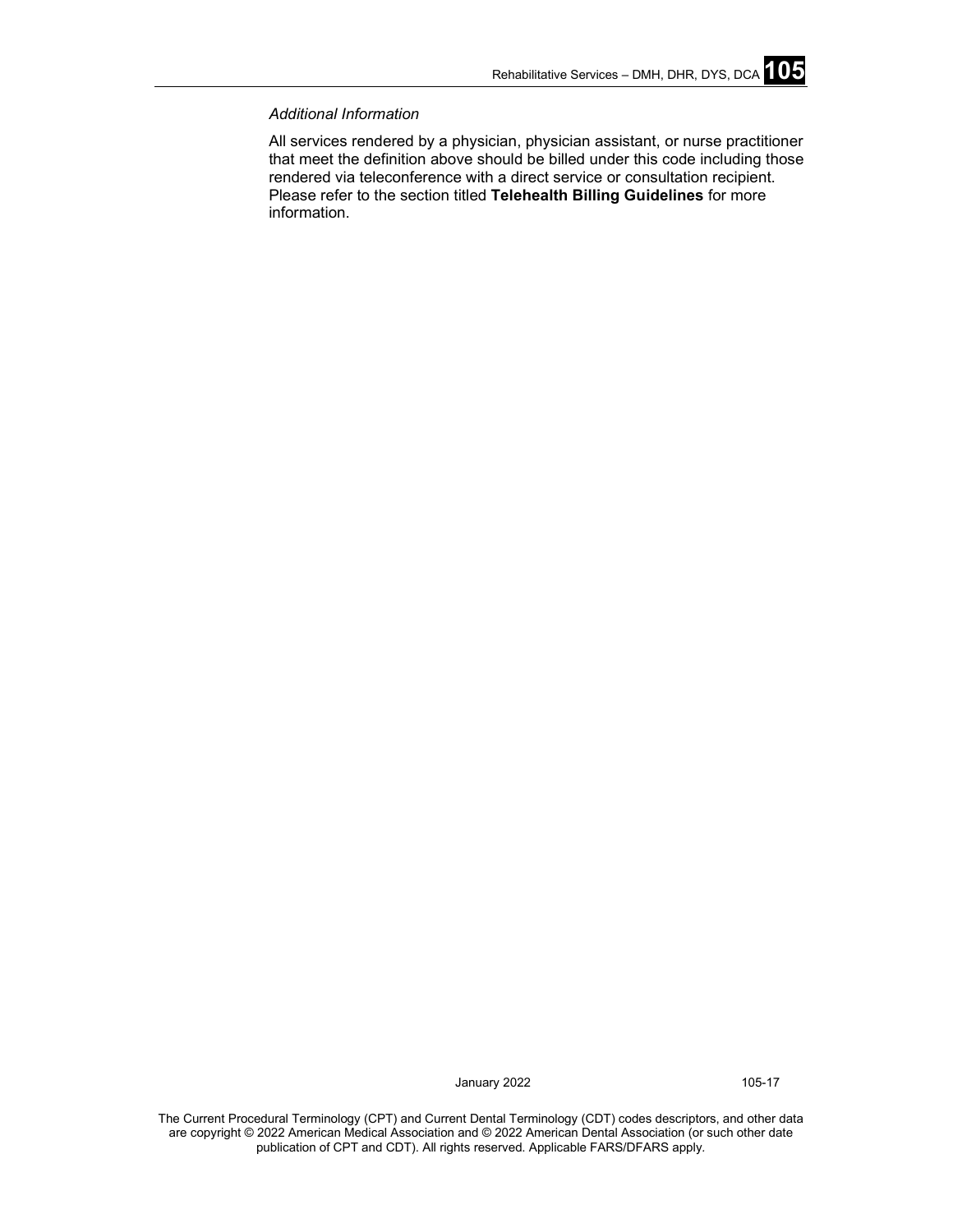*Additional Information*

All services rendered by a physician, physician assistant, or nurse practitioner that meet the definition above should be billed under this code including those rendered via teleconference with a direct service or consultation recipient. Please refer to the section titled **Telehealth Billing Guidelines** for more information.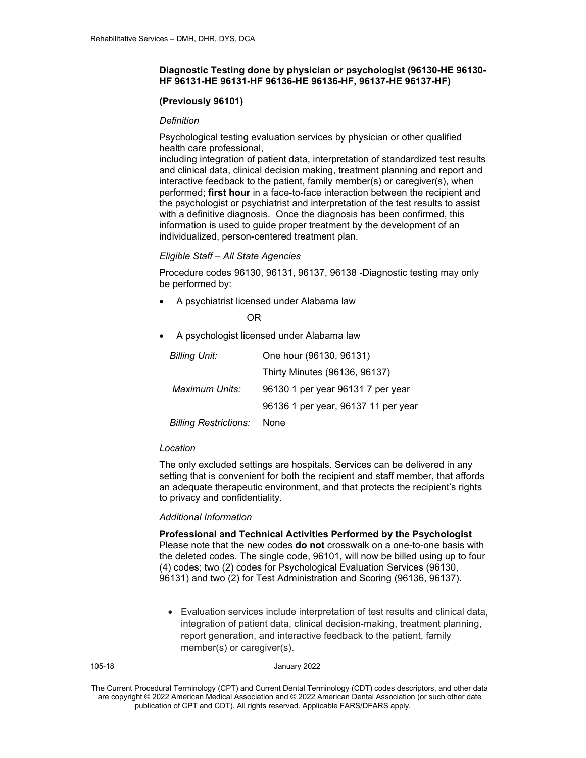**Diagnostic Testing done by physician or psychologist (96130-HE 96130-HF 96131-HE 96131-HF 96136-HE 96136-HF, 96137-HE 96137-HF)**

**(Previously 96101)**

*Definition*

Psychological testing evaluation services by physician or other qualified health care professional,
including integration of patient data, interpretation of standardized test results and clinical data, clinical decision making, treatment planning and report and interactive feedback to the patient, family member(s) or caregiver(s), when performed; **first hour** in a face-to-face interaction between the recipient and the psychologist or psychiatrist and interpretation of the test results to assist with a definitive diagnosis. Once the diagnosis has been confirmed, this information is used to guide proper treatment by the development of an individualized, person-centered treatment plan.

*Eligible Staff – All State Agencies*

Procedure codes 96130, 96131, 96137, 96138 -Diagnostic testing may only be performed by:

- A psychiatrist licensed under Alabama law

OR

- A psychologist licensed under Alabama law

| | |
|---|---|
| *Billing Unit:* | One hour (96130, 96131) |
| | Thirty Minutes (96136, 96137) |
| *Maximum Units:* | 96130 1 per year 96131 7 per year |
| | 96136 1 per year, 96137 11 per year |
| *Billing Restrictions:* | None |

*Location*

The only excluded settings are hospitals. Services can be delivered in any setting that is convenient for both the recipient and staff member, that affords an adequate therapeutic environment, and that protects the recipient's rights to privacy and confidentiality.

*Additional Information*

**Professional and Technical Activities Performed by the Psychologist**
Please note that the new codes **do not** crosswalk on a one-to-one basis with the deleted codes. The single code, 96101, will now be billed using up to four (4) codes; two (2) codes for Psychological Evaluation Services (96130, 96131) and two (2) for Test Administration and Scoring (96136, 96137).

- Evaluation services include interpretation of test results and clinical data, integration of patient data, clinical decision-making, treatment planning, report generation, and interactive feedback to the patient, family member(s) or caregiver(s).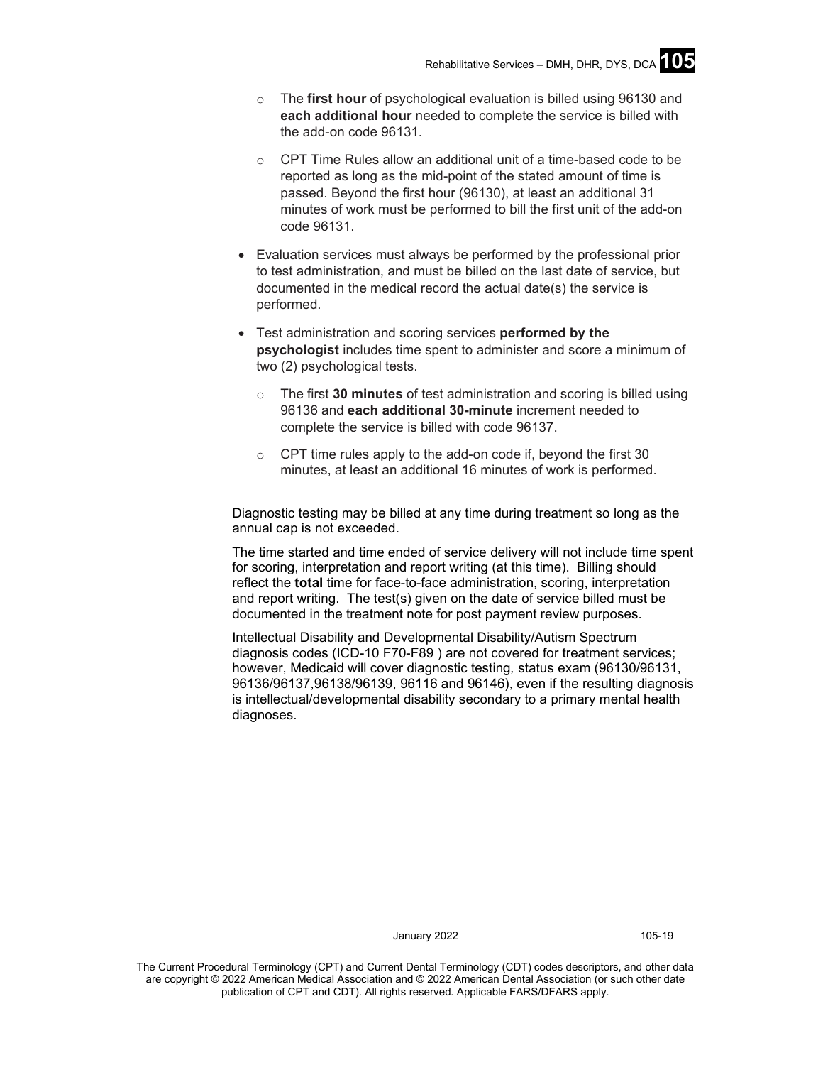- The **first hour** of psychological evaluation is billed using 96130 and **each additional hour** needed to complete the service is billed with the add-on code 96131.
  - CPT Time Rules allow an additional unit of a time-based code to be reported as long as the mid-point of the stated amount of time is passed. Beyond the first hour (96130), at least an additional 31 minutes of work must be performed to bill the first unit of the add-on code 96131.

- Evaluation services must always be performed by the professional prior to test administration, and must be billed on the last date of service, but documented in the medical record the actual date(s) the service is performed.

- Test administration and scoring services **performed by the psychologist** includes time spent to administer and score a minimum of two (2) psychological tests.
  - The first **30 minutes** of test administration and scoring is billed using 96136 and **each additional 30-minute** increment needed to complete the service is billed with code 96137.
  - CPT time rules apply to the add-on code if, beyond the first 30 minutes, at least an additional 16 minutes of work is performed.

Diagnostic testing may be billed at any time during treatment so long as the annual cap is not exceeded.

The time started and time ended of service delivery will not include time spent for scoring, interpretation and report writing (at this time). Billing should reflect the **total** time for face-to-face administration, scoring, interpretation and report writing. The test(s) given on the date of service billed must be documented in the treatment note for post payment review purposes.

Intellectual Disability and Developmental Disability/Autism Spectrum diagnosis codes (ICD-10 F70-F89 ) are not covered for treatment services; however, Medicaid will cover diagnostic testing*,* status exam (96130/96131, 96136/96137,96138/96139, 96116 and 96146), even if the resulting diagnosis is intellectual/developmental disability secondary to a primary mental health diagnoses.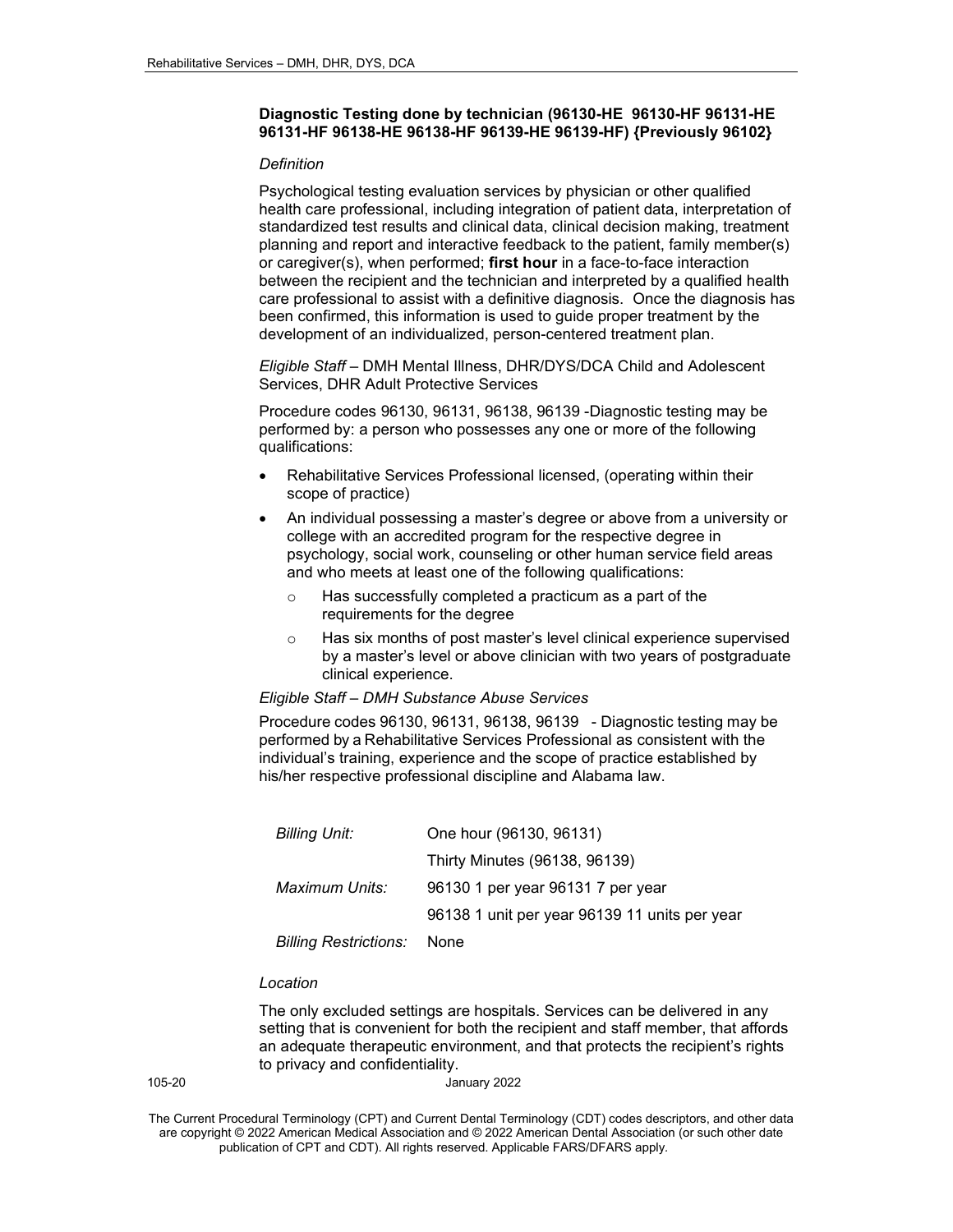**Diagnostic Testing done by technician (96130-HE 96130-HF 96131-HE 96131-HF 96138-HE 96138-HF 96139-HE 96139-HF) {Previously 96102}**

*Definition*

Psychological testing evaluation services by physician or other qualified health care professional, including integration of patient data, interpretation of standardized test results and clinical data, clinical decision making, treatment planning and report and interactive feedback to the patient, family member(s) or caregiver(s), when performed; **first hour** in a face-to-face interaction between the recipient and the technician and interpreted by a qualified health care professional to assist with a definitive diagnosis. Once the diagnosis has been confirmed, this information is used to guide proper treatment by the development of an individualized, person-centered treatment plan.

*Eligible Staff* – DMH Mental Illness, DHR/DYS/DCA Child and Adolescent Services, DHR Adult Protective Services

Procedure codes 96130, 96131, 96138, 96139 -Diagnostic testing may be performed by: a person who possesses any one or more of the following qualifications:

- Rehabilitative Services Professional licensed, (operating within their scope of practice)
- An individual possessing a master's degree or above from a university or college with an accredited program for the respective degree in psychology, social work, counseling or other human service field areas and who meets at least one of the following qualifications:
  - Has successfully completed a practicum as a part of the requirements for the degree
  - Has six months of post master's level clinical experience supervised by a master's level or above clinician with two years of postgraduate clinical experience.

*Eligible Staff – DMH Substance Abuse Services*

Procedure codes 96130, 96131, 96138, 96139 - Diagnostic testing may be performed by a Rehabilitative Services Professional as consistent with the individual's training, experience and the scope of practice established by his/her respective professional discipline and Alabama law.

| | |
|---|---|
| *Billing Unit:* | One hour (96130, 96131) |
| | Thirty Minutes (96138, 96139) |
| *Maximum Units:* | 96130 1 per year 96131 7 per year |
| | 96138 1 unit per year 96139 11 units per year |
| *Billing Restrictions:* | None |

*Location*

The only excluded settings are hospitals. Services can be delivered in any setting that is convenient for both the recipient and staff member, that affords an adequate therapeutic environment, and that protects the recipient's rights to privacy and confidentiality.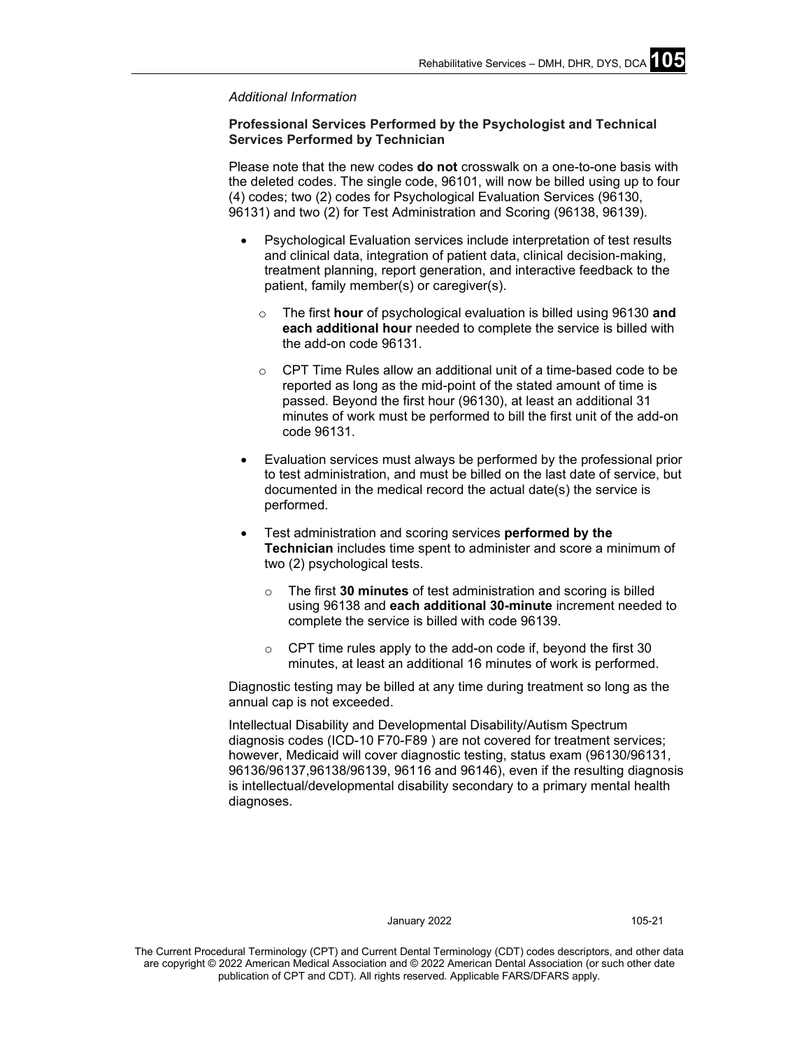*Additional Information*

**Professional Services Performed by the Psychologist and Technical Services Performed by Technician**

Please note that the new codes **do not** crosswalk on a one-to-one basis with the deleted codes. The single code, 96101, will now be billed using up to four (4) codes; two (2) codes for Psychological Evaluation Services (96130, 96131) and two (2) for Test Administration and Scoring (96138, 96139).

- Psychological Evaluation services include interpretation of test results and clinical data, integration of patient data, clinical decision-making, treatment planning, report generation, and interactive feedback to the patient, family member(s) or caregiver(s).
    - The first **hour** of psychological evaluation is billed using 96130 **and each additional hour** needed to complete the service is billed with the add-on code 96131.
    - CPT Time Rules allow an additional unit of a time-based code to be reported as long as the mid-point of the stated amount of time is passed. Beyond the first hour (96130), at least an additional 31 minutes of work must be performed to bill the first unit of the add-on code 96131.
- Evaluation services must always be performed by the professional prior to test administration, and must be billed on the last date of service, but documented in the medical record the actual date(s) the service is performed.
- Test administration and scoring services **performed by the Technician** includes time spent to administer and score a minimum of two (2) psychological tests.
    - The first **30 minutes** of test administration and scoring is billed using 96138 and **each additional 30-minute** increment needed to complete the service is billed with code 96139.
    - CPT time rules apply to the add-on code if, beyond the first 30 minutes, at least an additional 16 minutes of work is performed.

Diagnostic testing may be billed at any time during treatment so long as the annual cap is not exceeded.

Intellectual Disability and Developmental Disability/Autism Spectrum diagnosis codes (ICD-10 F70-F89 ) are not covered for treatment services; however, Medicaid will cover diagnostic testing, status exam (96130/96131, 96136/96137,96138/96139, 96116 and 96146), even if the resulting diagnosis is intellectual/developmental disability secondary to a primary mental health diagnoses.

The Current Procedural Terminology (CPT) and Current Dental Terminology (CDT) codes descriptors, and other data are copyright © 2022 American Medical Association and © 2022 American Dental Association (or such other date publication of CPT and CDT). All rights reserved. Applicable FARS/DFARS apply.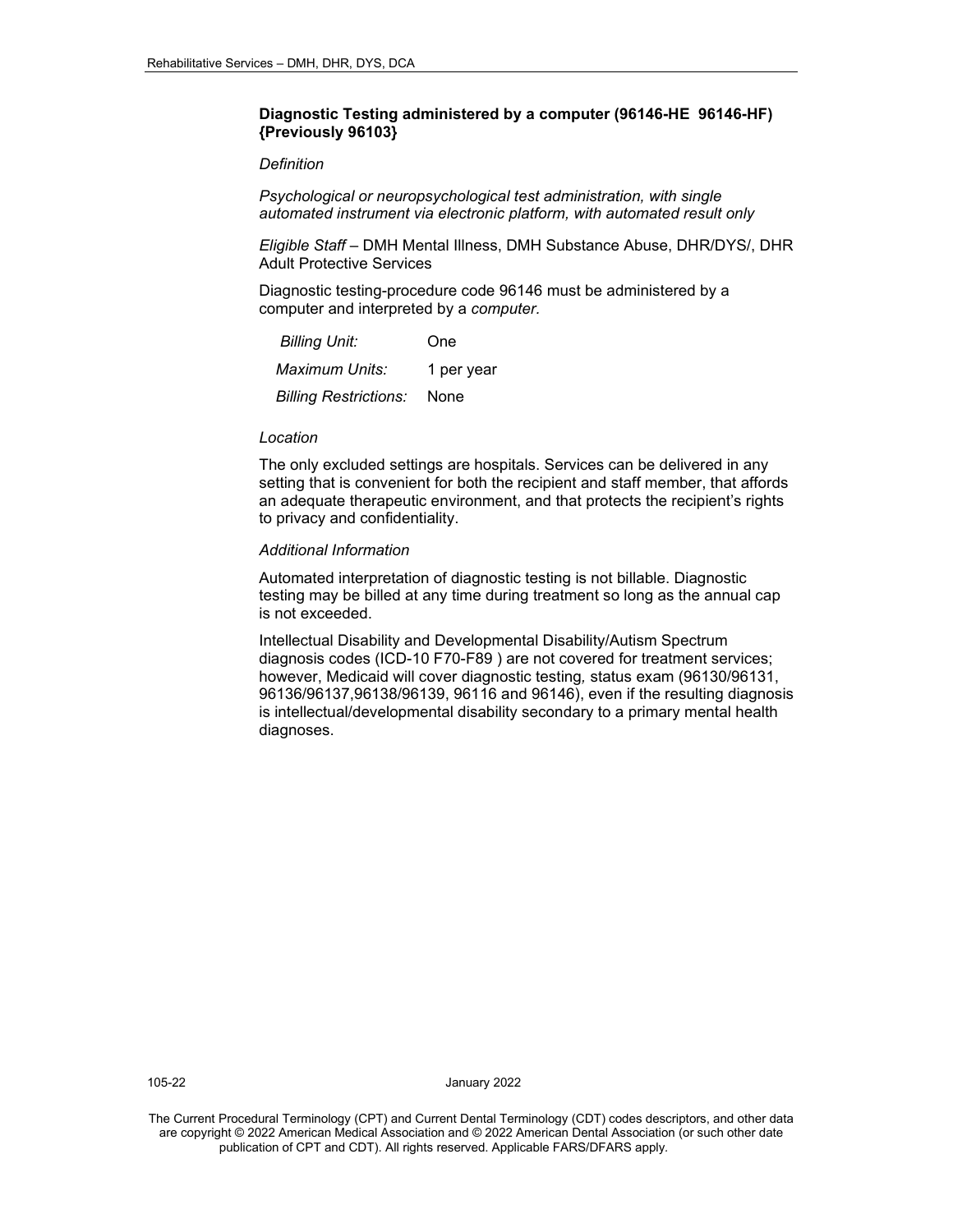### Diagnostic Testing administered by a computer (96146-HE 96146-HF) {Previously 96103}

*Definition*

*Psychological or neuropsychological test administration, with single automated instrument via electronic platform, with automated result only*

*Eligible Staff* – DMH Mental Illness, DMH Substance Abuse, DHR/DYS/, DHR Adult Protective Services

Diagnostic testing-procedure code 96146 must be administered by a computer and interpreted by a *computer.*

| | |
|---|---|
| *Billing Unit:* | One |
| *Maximum Units:* | 1 per year |
| *Billing Restrictions:* | None |

*Location*

The only excluded settings are hospitals. Services can be delivered in any setting that is convenient for both the recipient and staff member, that affords an adequate therapeutic environment, and that protects the recipient's rights to privacy and confidentiality.

*Additional Information*

Automated interpretation of diagnostic testing is not billable. Diagnostic testing may be billed at any time during treatment so long as the annual cap is not exceeded.

Intellectual Disability and Developmental Disability/Autism Spectrum diagnosis codes (ICD-10 F70-F89 ) are not covered for treatment services; however, Medicaid will cover diagnostic testing*,* status exam (96130/96131, 96136/96137,96138/96139, 96116 and 96146), even if the resulting diagnosis is intellectual/developmental disability secondary to a primary mental health diagnoses.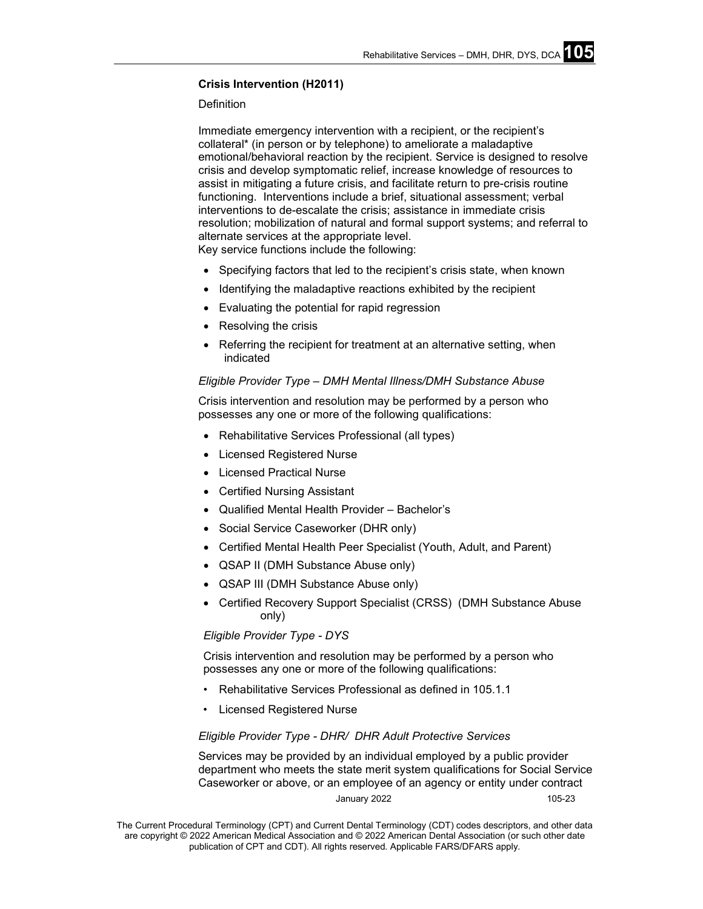### Crisis Intervention (H2011)

Definition

Immediate emergency intervention with a recipient, or the recipient's collateral* (in person or by telephone) to ameliorate a maladaptive emotional/behavioral reaction by the recipient. Service is designed to resolve crisis and develop symptomatic relief, increase knowledge of resources to assist in mitigating a future crisis, and facilitate return to pre-crisis routine functioning. Interventions include a brief, situational assessment; verbal interventions to de-escalate the crisis; assistance in immediate crisis resolution; mobilization of natural and formal support systems; and referral to alternate services at the appropriate level.
Key service functions include the following:

- Specifying factors that led to the recipient's crisis state, when known
- Identifying the maladaptive reactions exhibited by the recipient
- Evaluating the potential for rapid regression
- Resolving the crisis
- Referring the recipient for treatment at an alternative setting, when indicated

*Eligible Provider Type – DMH Mental Illness/DMH Substance Abuse*

Crisis intervention and resolution may be performed by a person who possesses any one or more of the following qualifications:

- Rehabilitative Services Professional (all types)
- Licensed Registered Nurse
- Licensed Practical Nurse
- Certified Nursing Assistant
- Qualified Mental Health Provider – Bachelor's
- Social Service Caseworker (DHR only)
- Certified Mental Health Peer Specialist (Youth, Adult, and Parent)
- QSAP II (DMH Substance Abuse only)
- QSAP III (DMH Substance Abuse only)
- Certified Recovery Support Specialist (CRSS) (DMH Substance Abuse only)

*Eligible Provider Type - DYS*

Crisis intervention and resolution may be performed by a person who possesses any one or more of the following qualifications:

- Rehabilitative Services Professional as defined in 105.1.1
- Licensed Registered Nurse

*Eligible Provider Type - DHR/ DHR Adult Protective Services*

Services may be provided by an individual employed by a public provider department who meets the state merit system qualifications for Social Service Caseworker or above, or an employee of an agency or entity under contract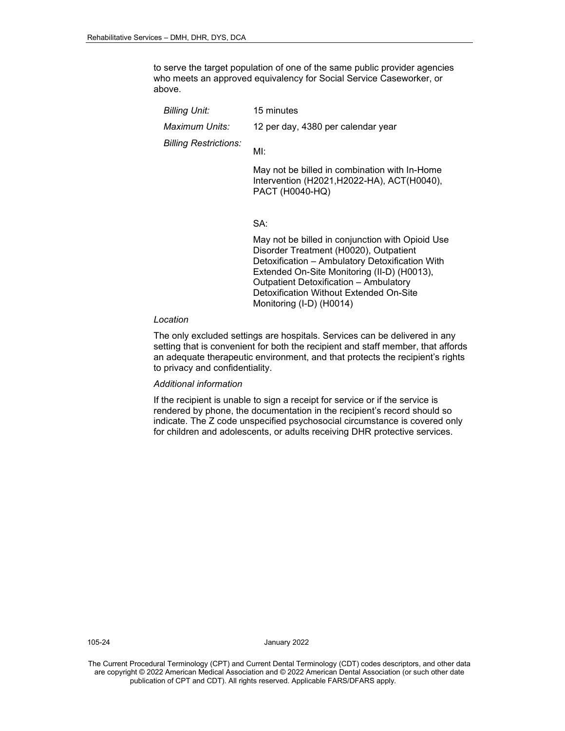to serve the target population of one of the same public provider agencies who meets an approved equivalency for Social Service Caseworker, or above.

| | |
|---|---|
| *Billing Unit:* | 15 minutes |
| *Maximum Units:* | 12 per day, 4380 per calendar year |
| *Billing Restrictions:* | MI:<br><br>May not be billed in combination with In-Home Intervention (H2021,H2022-HA), ACT(H0040), PACT (H0040-HQ)<br><br>SA:<br><br>May not be billed in conjunction with Opioid Use Disorder Treatment (H0020), Outpatient Detoxification – Ambulatory Detoxification With Extended On-Site Monitoring (II-D) (H0013), Outpatient Detoxification – Ambulatory Detoxification Without Extended On-Site Monitoring (I-D) (H0014) |

*Location*

The only excluded settings are hospitals. Services can be delivered in any setting that is convenient for both the recipient and staff member, that affords an adequate therapeutic environment, and that protects the recipient's rights to privacy and confidentiality.

*Additional information*

If the recipient is unable to sign a receipt for service or if the service is rendered by phone, the documentation in the recipient's record should so indicate. The Z code unspecified psychosocial circumstance is covered only for children and adolescents, or adults receiving DHR protective services.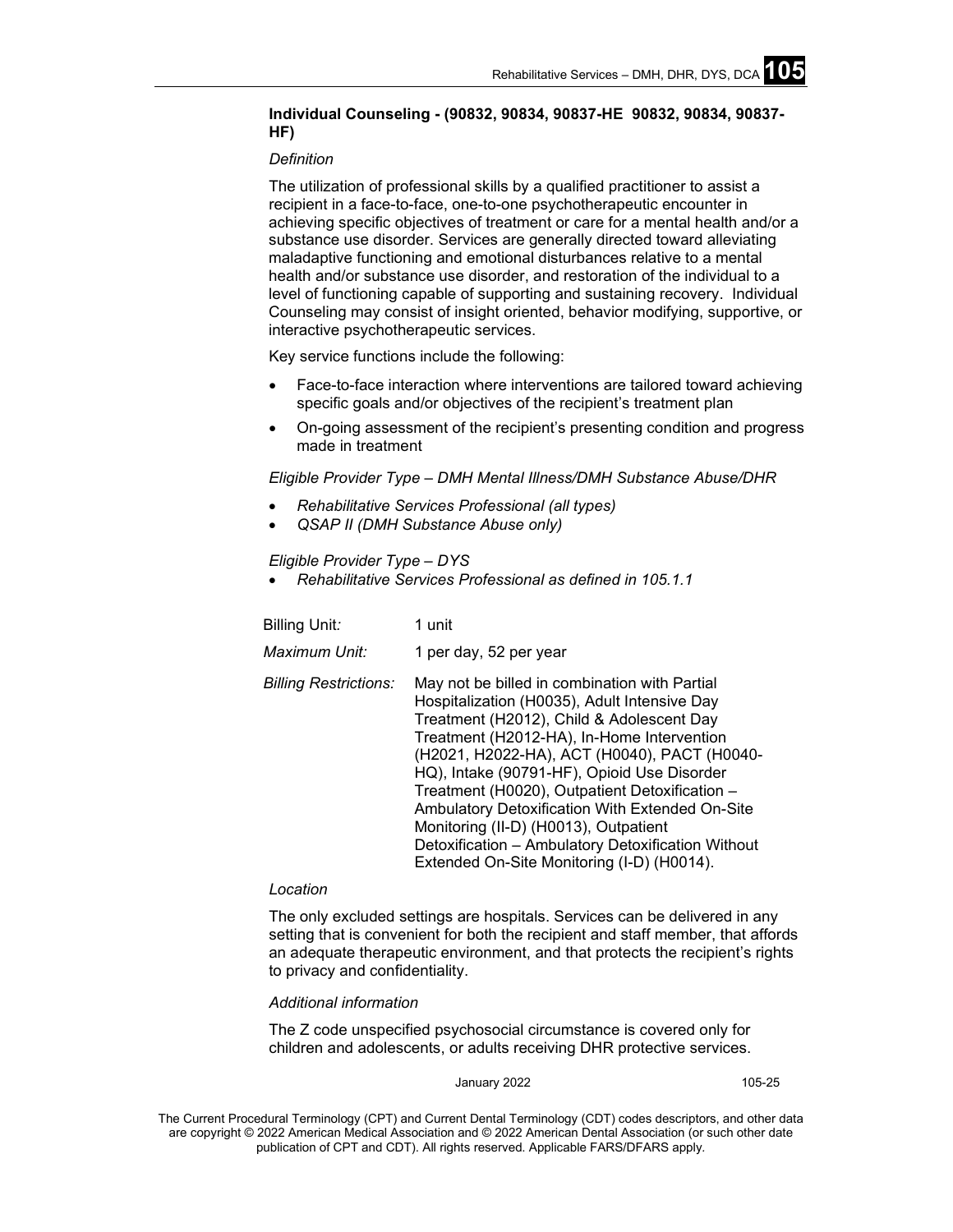**Individual Counseling - (90832, 90834, 90837-HE 90832, 90834, 90837-HF)**

*Definition*

The utilization of professional skills by a qualified practitioner to assist a recipient in a face-to-face, one-to-one psychotherapeutic encounter in achieving specific objectives of treatment or care for a mental health and/or a substance use disorder. Services are generally directed toward alleviating maladaptive functioning and emotional disturbances relative to a mental health and/or substance use disorder, and restoration of the individual to a level of functioning capable of supporting and sustaining recovery. Individual Counseling may consist of insight oriented, behavior modifying, supportive, or interactive psychotherapeutic services.

Key service functions include the following:

- Face-to-face interaction where interventions are tailored toward achieving specific goals and/or objectives of the recipient's treatment plan
- On-going assessment of the recipient's presenting condition and progress made in treatment

*Eligible Provider Type – DMH Mental Illness/DMH Substance Abuse/DHR*

- *Rehabilitative Services Professional (all types)*
- *QSAP II (DMH Substance Abuse only)*

*Eligible Provider Type – DYS*

- *Rehabilitative Services Professional as defined in 105.1.1*

| | |
|---|---|
| Billing Unit*:* | 1 unit |
| *Maximum Unit:* | 1 per day, 52 per year |
| *Billing Restrictions:* | May not be billed in combination with Partial Hospitalization (H0035), Adult Intensive Day Treatment (H2012), Child & Adolescent Day Treatment (H2012-HA), In-Home Intervention (H2021, H2022-HA), ACT (H0040), PACT (H0040-HQ), Intake (90791-HF), Opioid Use Disorder Treatment (H0020), Outpatient Detoxification – Ambulatory Detoxification With Extended On-Site Monitoring (II-D) (H0013), Outpatient Detoxification – Ambulatory Detoxification Without Extended On-Site Monitoring (I-D) (H0014). |

*Location*

The only excluded settings are hospitals. Services can be delivered in any setting that is convenient for both the recipient and staff member, that affords an adequate therapeutic environment, and that protects the recipient's rights to privacy and confidentiality.

*Additional information*

The Z code unspecified psychosocial circumstance is covered only for children and adolescents, or adults receiving DHR protective services.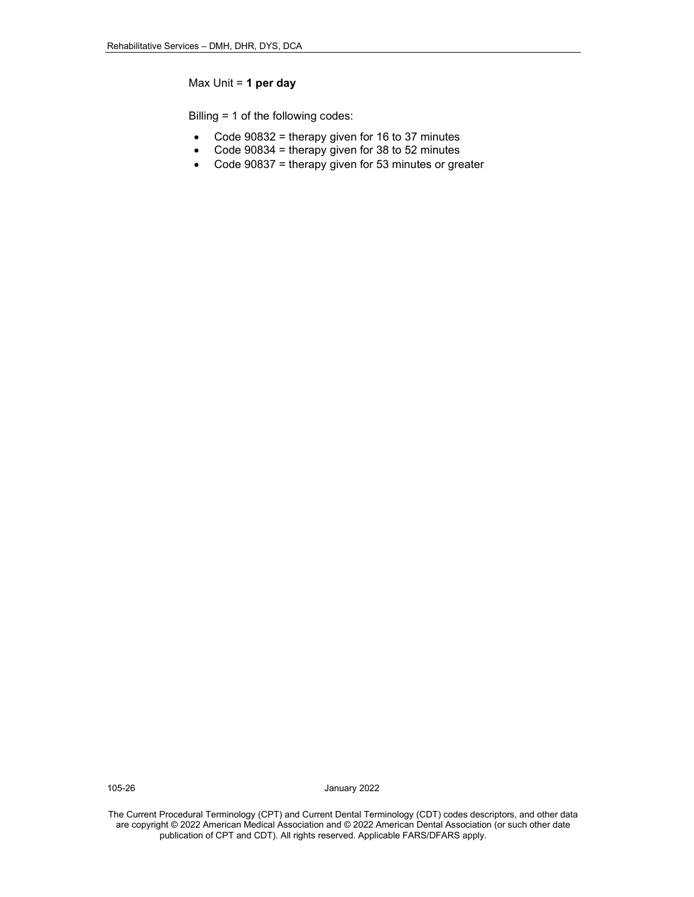Max Unit = **1 per day**

Billing = 1 of the following codes:

- Code 90832 = therapy given for 16 to 37 minutes
- Code 90834 = therapy given for 38 to 52 minutes
- Code 90837 = therapy given for 53 minutes or greater

The Current Procedural Terminology (CPT) and Current Dental Terminology (CDT) codes descriptors, and other data are copyright © 2022 American Medical Association and © 2022 American Dental Association (or such other date publication of CPT and CDT). All rights reserved. Applicable FARS/DFARS apply.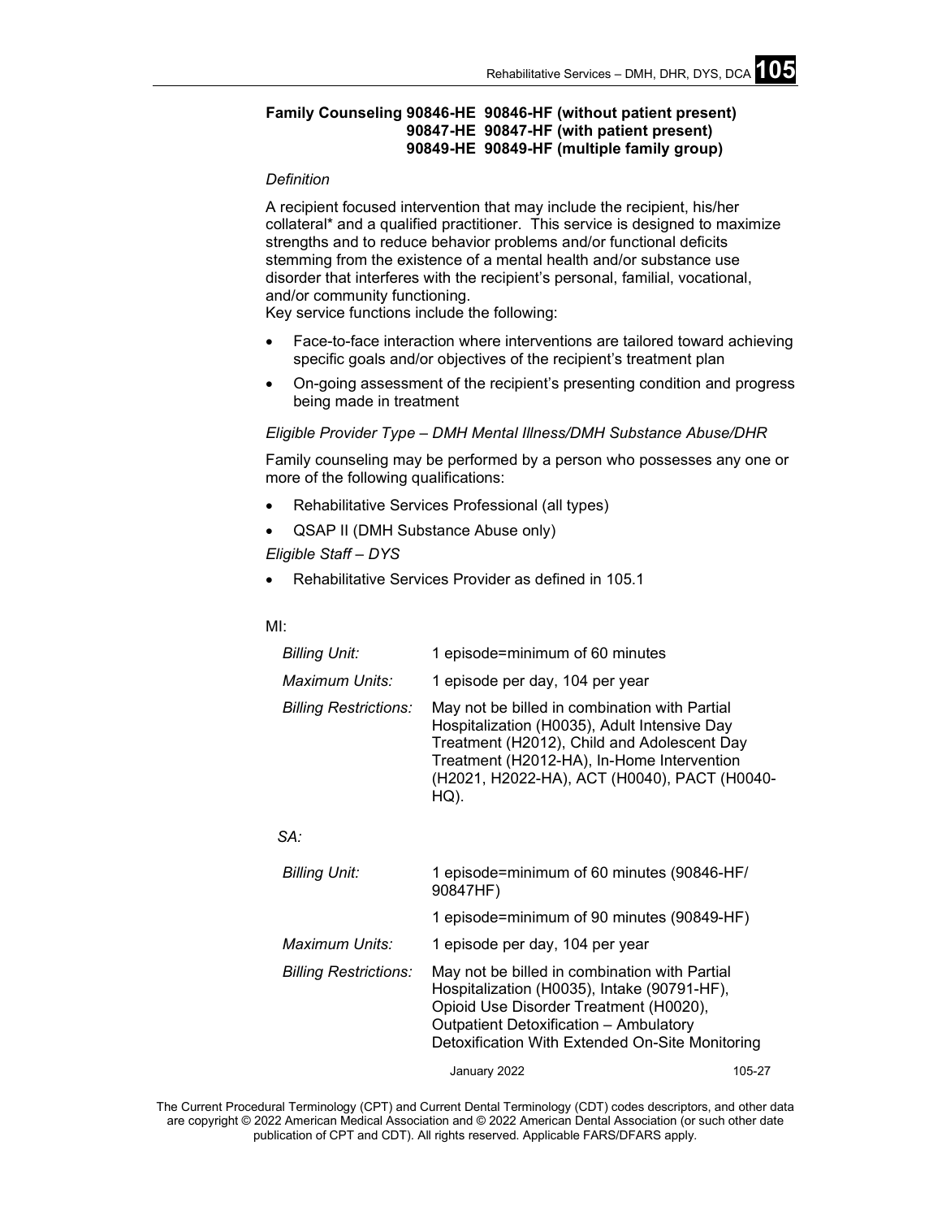**Family Counseling 90846-HE 90846-HF (without patient present)**
**90847-HE 90847-HF (with patient present)**
**90849-HE 90849-HF (multiple family group)**

*Definition*

A recipient focused intervention that may include the recipient, his/her collateral* and a qualified practitioner. This service is designed to maximize strengths and to reduce behavior problems and/or functional deficits stemming from the existence of a mental health and/or substance use disorder that interferes with the recipient's personal, familial, vocational, and/or community functioning.
Key service functions include the following:

- Face-to-face interaction where interventions are tailored toward achieving specific goals and/or objectives of the recipient's treatment plan
- On-going assessment of the recipient's presenting condition and progress being made in treatment

*Eligible Provider Type – DMH Mental Illness/DMH Substance Abuse/DHR*

Family counseling may be performed by a person who possesses any one or more of the following qualifications:

- Rehabilitative Services Professional (all types)
- QSAP II (DMH Substance Abuse only)

*Eligible Staff – DYS*

- Rehabilitative Services Provider as defined in 105.1

MI:

| | |
|---|---|
| *Billing Unit:* | 1 episode=minimum of 60 minutes |
| *Maximum Units:* | 1 episode per day, 104 per year |
| *Billing Restrictions:* | May not be billed in combination with Partial Hospitalization (H0035), Adult Intensive Day Treatment (H2012), Child and Adolescent Day Treatment (H2012-HA), In-Home Intervention (H2021, H2022-HA), ACT (H0040), PACT (H0040-HQ). |

*SA:*

| | |
|---|---|
| *Billing Unit:* | 1 episode=minimum of 60 minutes (90846-HF/ 90847HF) |
| | 1 episode=minimum of 90 minutes (90849-HF) |
| *Maximum Units:* | 1 episode per day, 104 per year |
| *Billing Restrictions:* | May not be billed in combination with Partial Hospitalization (H0035), Intake (90791-HF), Opioid Use Disorder Treatment (H0020), Outpatient Detoxification – Ambulatory Detoxification With Extended On-Site Monitoring |

January 2022

The Current Procedural Terminology (CPT) and Current Dental Terminology (CDT) codes descriptors, and other data are copyright © 2022 American Medical Association and © 2022 American Dental Association (or such other date publication of CPT and CDT). All rights reserved. Applicable FARS/DFARS apply.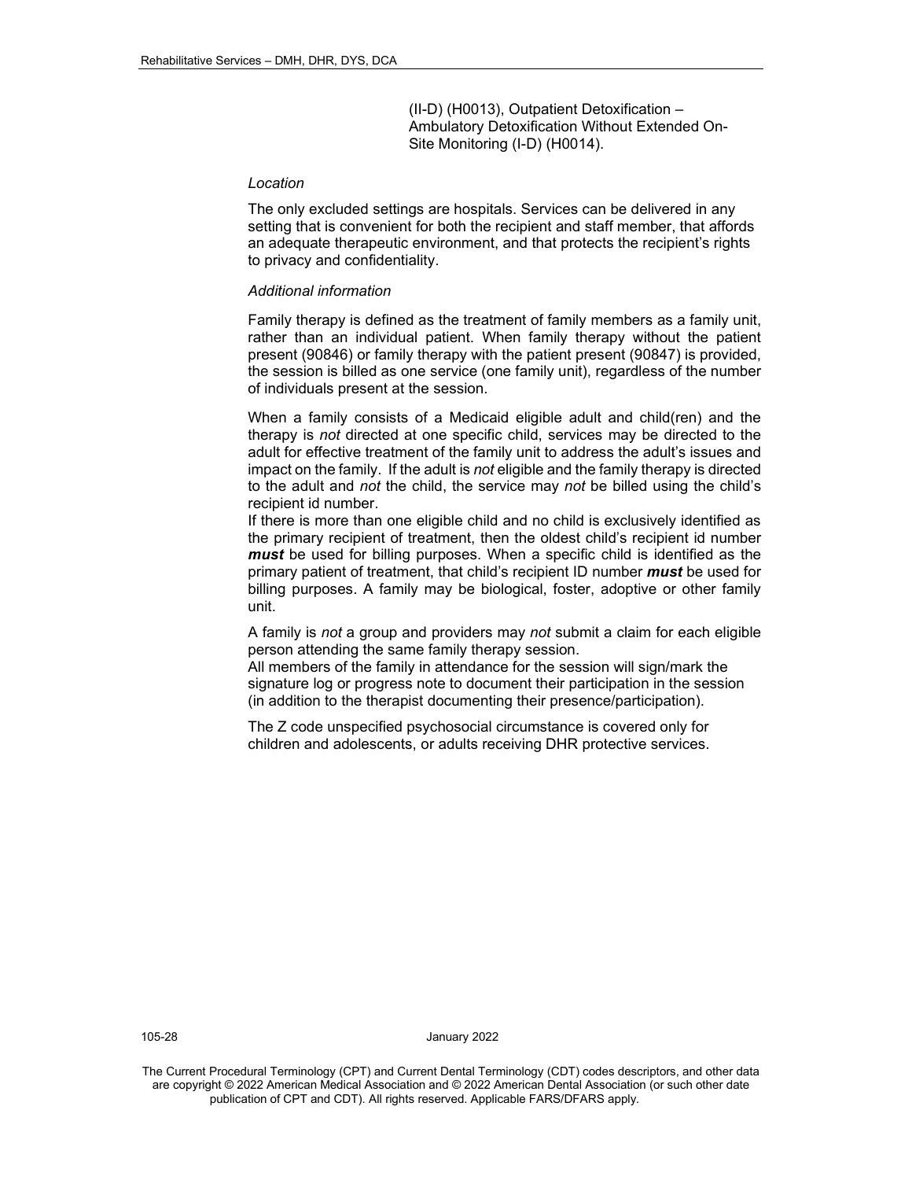(II-D) (H0013), Outpatient Detoxification – Ambulatory Detoxification Without Extended On-Site Monitoring (I-D) (H0014).

*Location*

The only excluded settings are hospitals. Services can be delivered in any setting that is convenient for both the recipient and staff member, that affords an adequate therapeutic environment, and that protects the recipient's rights to privacy and confidentiality.

*Additional information*

Family therapy is defined as the treatment of family members as a family unit, rather than an individual patient. When family therapy without the patient present (90846) or family therapy with the patient present (90847) is provided, the session is billed as one service (one family unit), regardless of the number of individuals present at the session.

When a family consists of a Medicaid eligible adult and child(ren) and the therapy is *not* directed at one specific child, services may be directed to the adult for effective treatment of the family unit to address the adult's issues and impact on the family. If the adult is *not* eligible and the family therapy is directed to the adult and *not* the child, the service may *not* be billed using the child's recipient id number.

If there is more than one eligible child and no child is exclusively identified as the primary recipient of treatment, then the oldest child's recipient id number ***must*** be used for billing purposes. When a specific child is identified as the primary patient of treatment, that child's recipient ID number ***must*** be used for billing purposes. A family may be biological, foster, adoptive or other family unit.

A family is *not* a group and providers may *not* submit a claim for each eligible person attending the same family therapy session.

All members of the family in attendance for the session will sign/mark the signature log or progress note to document their participation in the session (in addition to the therapist documenting their presence/participation).

The Z code unspecified psychosocial circumstance is covered only for children and adolescents, or adults receiving DHR protective services.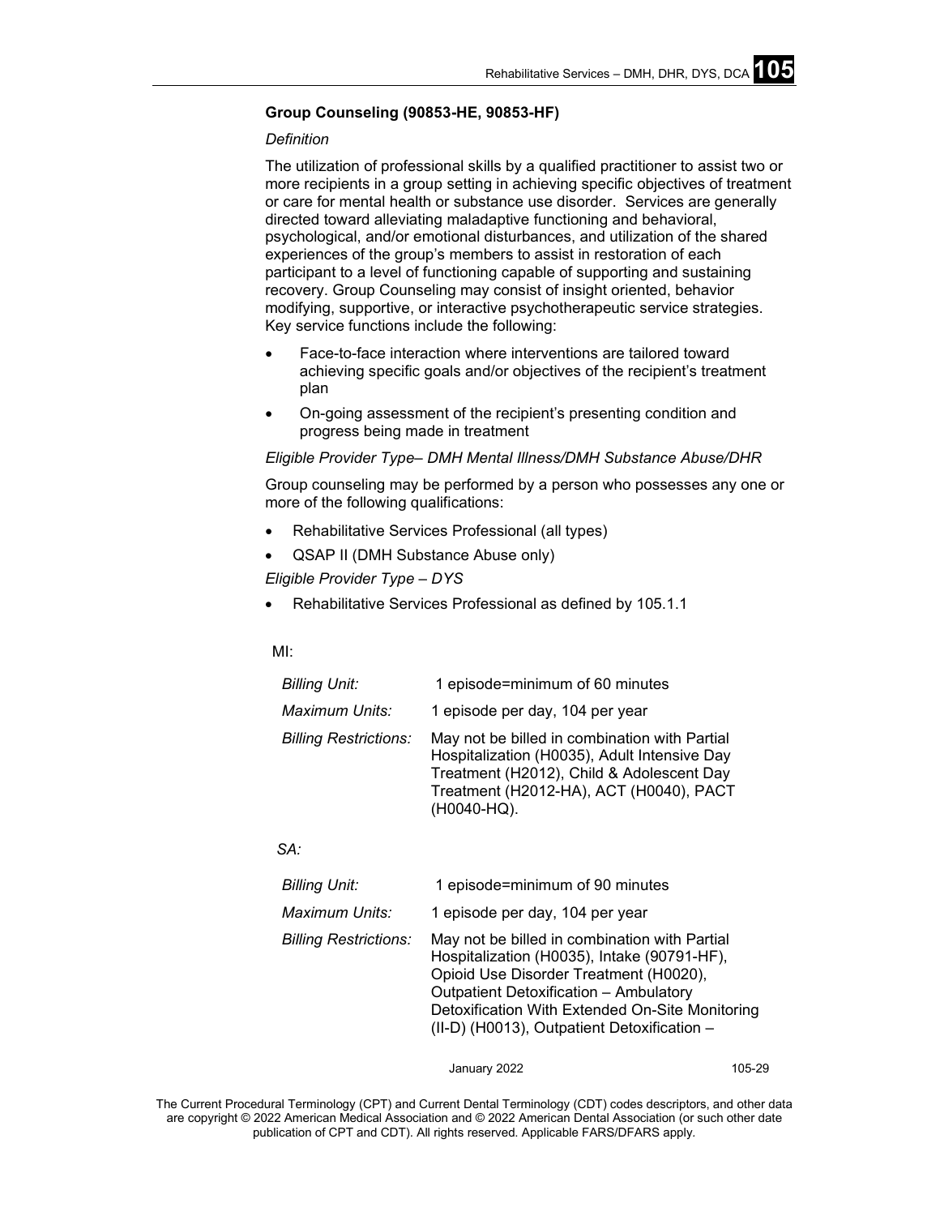**Group Counseling (90853-HE, 90853-HF)**

*Definition*

The utilization of professional skills by a qualified practitioner to assist two or more recipients in a group setting in achieving specific objectives of treatment or care for mental health or substance use disorder. Services are generally directed toward alleviating maladaptive functioning and behavioral, psychological, and/or emotional disturbances, and utilization of the shared experiences of the group's members to assist in restoration of each participant to a level of functioning capable of supporting and sustaining recovery. Group Counseling may consist of insight oriented, behavior modifying, supportive, or interactive psychotherapeutic service strategies. Key service functions include the following:

- Face-to-face interaction where interventions are tailored toward achieving specific goals and/or objectives of the recipient's treatment plan
- On-going assessment of the recipient's presenting condition and progress being made in treatment

*Eligible Provider Type– DMH Mental Illness/DMH Substance Abuse/DHR*

Group counseling may be performed by a person who possesses any one or more of the following qualifications:

- Rehabilitative Services Professional (all types)
- QSAP II (DMH Substance Abuse only)

*Eligible Provider Type – DYS*

- Rehabilitative Services Professional as defined by 105.1.1

MI:

| | |
|---|---|
| *Billing Unit:* | 1 episode=minimum of 60 minutes |
| *Maximum Units:* | 1 episode per day, 104 per year |
| *Billing Restrictions:* | May not be billed in combination with Partial Hospitalization (H0035), Adult Intensive Day Treatment (H2012), Child & Adolescent Day Treatment (H2012-HA), ACT (H0040), PACT (H0040-HQ). |

*SA:*

| | |
|---|---|
| *Billing Unit:* | 1 episode=minimum of 90 minutes |
| *Maximum Units:* | 1 episode per day, 104 per year |
| *Billing Restrictions:* | May not be billed in combination with Partial Hospitalization (H0035), Intake (90791-HF), Opioid Use Disorder Treatment (H0020), Outpatient Detoxification – Ambulatory Detoxification With Extended On-Site Monitoring (II-D) (H0013), Outpatient Detoxification – |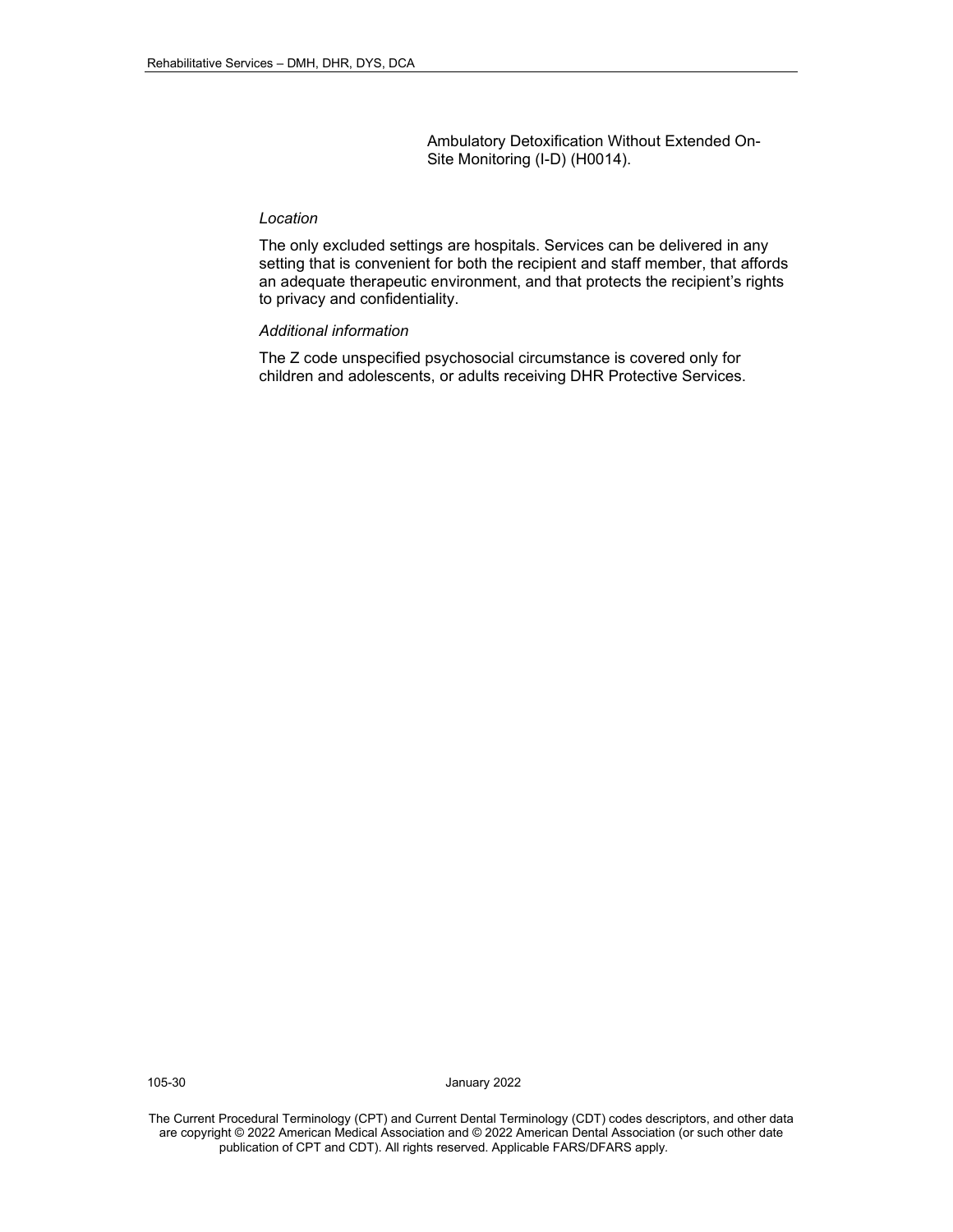Ambulatory Detoxification Without Extended On-Site Monitoring (I-D) (H0014).

*Location*

The only excluded settings are hospitals. Services can be delivered in any setting that is convenient for both the recipient and staff member, that affords an adequate therapeutic environment, and that protects the recipient's rights to privacy and confidentiality.

*Additional information*

The Z code unspecified psychosocial circumstance is covered only for children and adolescents, or adults receiving DHR Protective Services.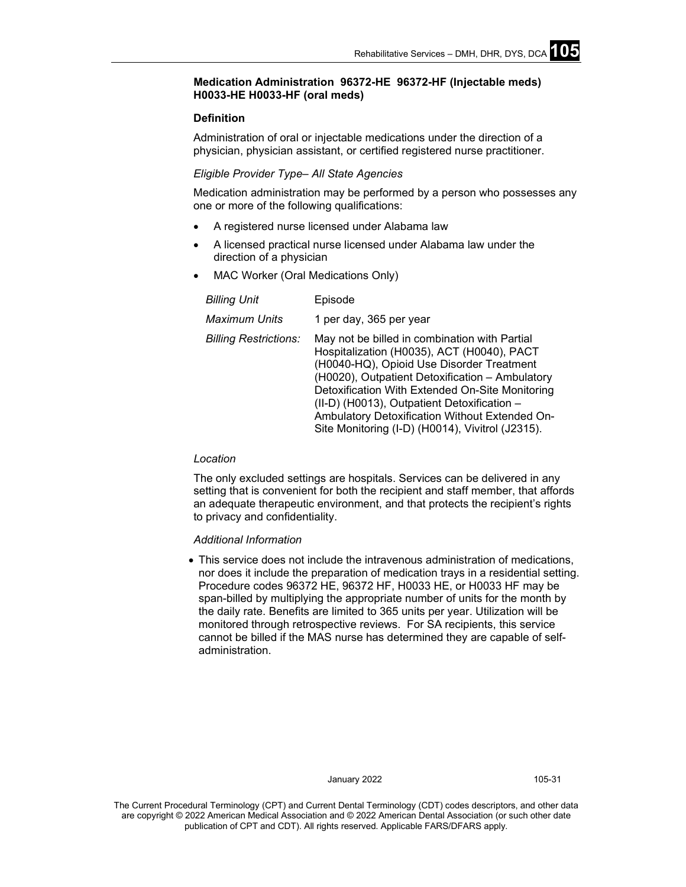**Medication Administration 96372-HE 96372-HF (Injectable meds) H0033-HE H0033-HF (oral meds)**

**Definition**

Administration of oral or injectable medications under the direction of a physician, physician assistant, or certified registered nurse practitioner.

*Eligible Provider Type– All State Agencies*

Medication administration may be performed by a person who possesses any one or more of the following qualifications:

- A registered nurse licensed under Alabama law
- A licensed practical nurse licensed under Alabama law under the direction of a physician
- MAC Worker (Oral Medications Only)

| | |
|---|---|
| *Billing Unit* | Episode |
| *Maximum Units* | 1 per day, 365 per year |
| *Billing Restrictions:* | May not be billed in combination with Partial Hospitalization (H0035), ACT (H0040), PACT (H0040-HQ), Opioid Use Disorder Treatment (H0020), Outpatient Detoxification – Ambulatory Detoxification With Extended On-Site Monitoring (II-D) (H0013), Outpatient Detoxification – Ambulatory Detoxification Without Extended On-Site Monitoring (I-D) (H0014), Vivitrol (J2315). |

*Location*

The only excluded settings are hospitals. Services can be delivered in any setting that is convenient for both the recipient and staff member, that affords an adequate therapeutic environment, and that protects the recipient's rights to privacy and confidentiality.

*Additional Information*

- This service does not include the intravenous administration of medications, nor does it include the preparation of medication trays in a residential setting. Procedure codes 96372 HE, 96372 HF, H0033 HE, or H0033 HF may be span-billed by multiplying the appropriate number of units for the month by the daily rate. Benefits are limited to 365 units per year. Utilization will be monitored through retrospective reviews. For SA recipients, this service cannot be billed if the MAS nurse has determined they are capable of self-administration.

The Current Procedural Terminology (CPT) and Current Dental Terminology (CDT) codes descriptors, and other data are copyright © 2022 American Medical Association and © 2022 American Dental Association (or such other date publication of CPT and CDT). All rights reserved. Applicable FARS/DFARS apply.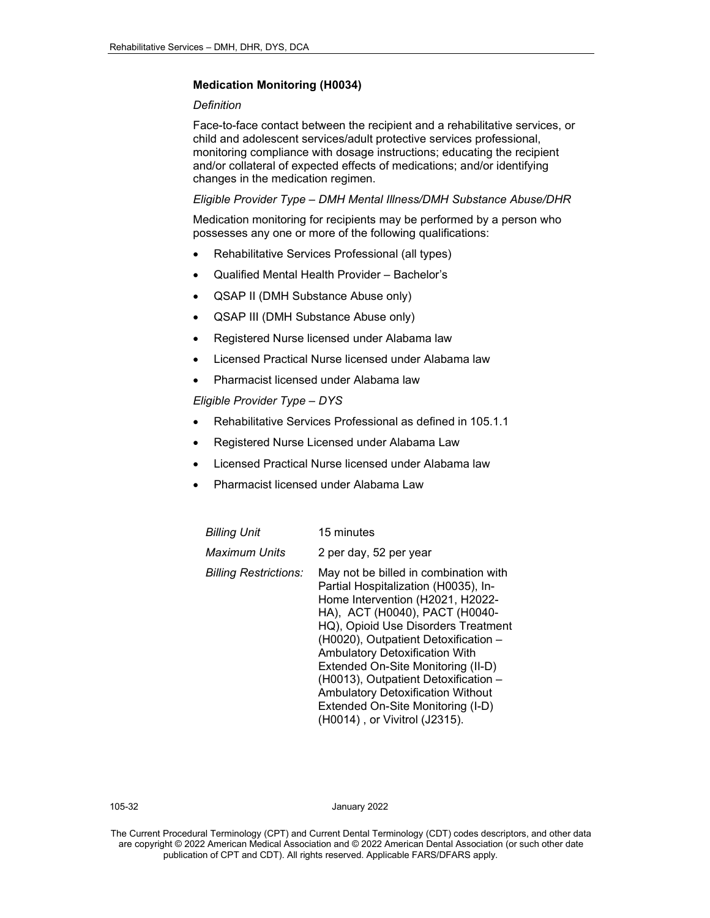### Medication Monitoring (H0034)

*Definition*

Face-to-face contact between the recipient and a rehabilitative services, or child and adolescent services/adult protective services professional, monitoring compliance with dosage instructions; educating the recipient and/or collateral of expected effects of medications; and/or identifying changes in the medication regimen.

*Eligible Provider Type – DMH Mental Illness/DMH Substance Abuse/DHR*

Medication monitoring for recipients may be performed by a person who possesses any one or more of the following qualifications:

- Rehabilitative Services Professional (all types)
- Qualified Mental Health Provider – Bachelor's
- QSAP II (DMH Substance Abuse only)
- QSAP III (DMH Substance Abuse only)
- Registered Nurse licensed under Alabama law
- Licensed Practical Nurse licensed under Alabama law
- Pharmacist licensed under Alabama law

*Eligible Provider Type – DYS*

- Rehabilitative Services Professional as defined in 105.1.1
- Registered Nurse Licensed under Alabama Law
- Licensed Practical Nurse licensed under Alabama law
- Pharmacist licensed under Alabama Law

| | |
|---|---|
| *Billing Unit* | 15 minutes |
| *Maximum Units* | 2 per day, 52 per year |
| *Billing Restrictions:* | May not be billed in combination with Partial Hospitalization (H0035), In-Home Intervention (H2021, H2022-HA), ACT (H0040), PACT (H0040-HQ), Opioid Use Disorders Treatment (H0020), Outpatient Detoxification – Ambulatory Detoxification With Extended On-Site Monitoring (II-D) (H0013), Outpatient Detoxification – Ambulatory Detoxification Without Extended On-Site Monitoring (I-D) (H0014) , or Vivitrol (J2315). |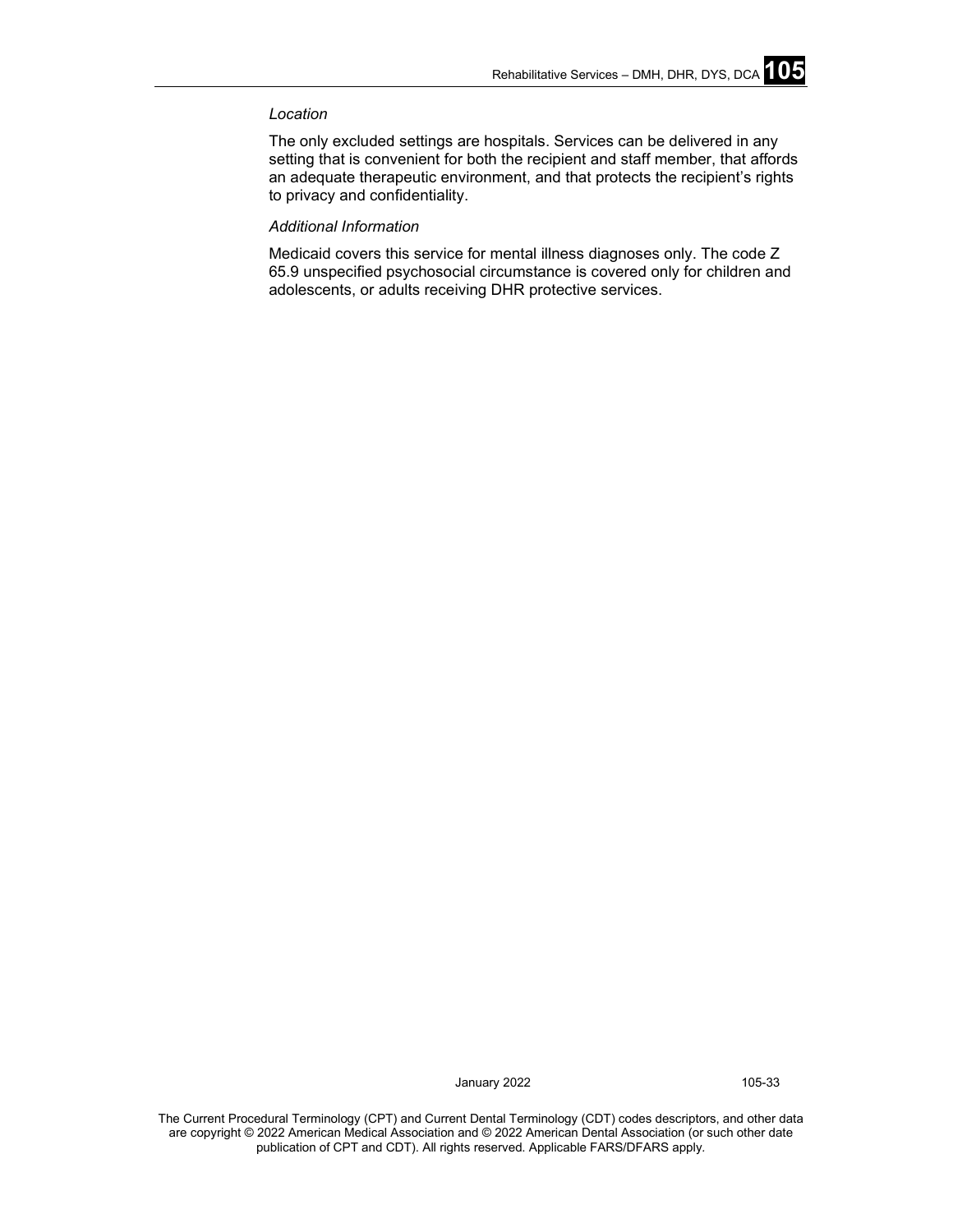*Location*

The only excluded settings are hospitals. Services can be delivered in any setting that is convenient for both the recipient and staff member, that affords an adequate therapeutic environment, and that protects the recipient's rights to privacy and confidentiality.

*Additional Information*

Medicaid covers this service for mental illness diagnoses only. The code Z 65.9 unspecified psychosocial circumstance is covered only for children and adolescents, or adults receiving DHR protective services.

The Current Procedural Terminology (CPT) and Current Dental Terminology (CDT) codes descriptors, and other data are copyright © 2022 American Medical Association and © 2022 American Dental Association (or such other date publication of CPT and CDT). All rights reserved. Applicable FARS/DFARS apply.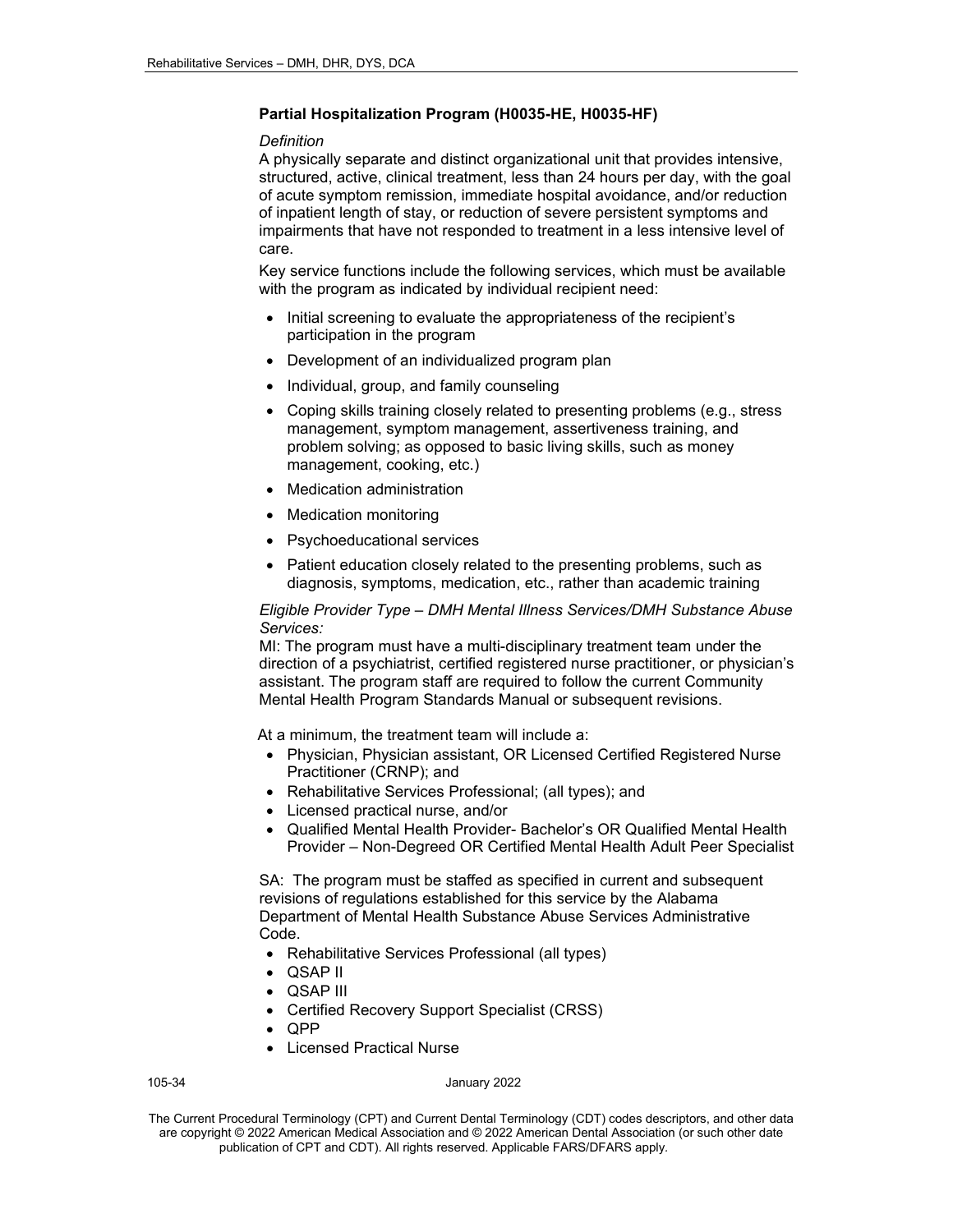### Partial Hospitalization Program (H0035-HE, H0035-HF)

*Definition*

A physically separate and distinct organizational unit that provides intensive, structured, active, clinical treatment, less than 24 hours per day, with the goal of acute symptom remission, immediate hospital avoidance, and/or reduction of inpatient length of stay, or reduction of severe persistent symptoms and impairments that have not responded to treatment in a less intensive level of care.

Key service functions include the following services, which must be available with the program as indicated by individual recipient need:

- Initial screening to evaluate the appropriateness of the recipient's participation in the program
- Development of an individualized program plan
- Individual, group, and family counseling
- Coping skills training closely related to presenting problems (e.g., stress management, symptom management, assertiveness training, and problem solving; as opposed to basic living skills, such as money management, cooking, etc.)
- Medication administration
- Medication monitoring
- Psychoeducational services
- Patient education closely related to the presenting problems, such as diagnosis, symptoms, medication, etc., rather than academic training

*Eligible Provider Type – DMH Mental Illness Services/DMH Substance Abuse Services:*

MI: The program must have a multi-disciplinary treatment team under the direction of a psychiatrist, certified registered nurse practitioner, or physician's assistant. The program staff are required to follow the current Community Mental Health Program Standards Manual or subsequent revisions.

At a minimum, the treatment team will include a:

- Physician, Physician assistant, OR Licensed Certified Registered Nurse Practitioner (CRNP); and
- Rehabilitative Services Professional; (all types); and
- Licensed practical nurse, and/or
- Qualified Mental Health Provider- Bachelor's OR Qualified Mental Health Provider – Non-Degreed OR Certified Mental Health Adult Peer Specialist

SA: The program must be staffed as specified in current and subsequent revisions of regulations established for this service by the Alabama Department of Mental Health Substance Abuse Services Administrative Code.

- Rehabilitative Services Professional (all types)
- QSAP II
- QSAP III
- Certified Recovery Support Specialist (CRSS)
- QPP
- Licensed Practical Nurse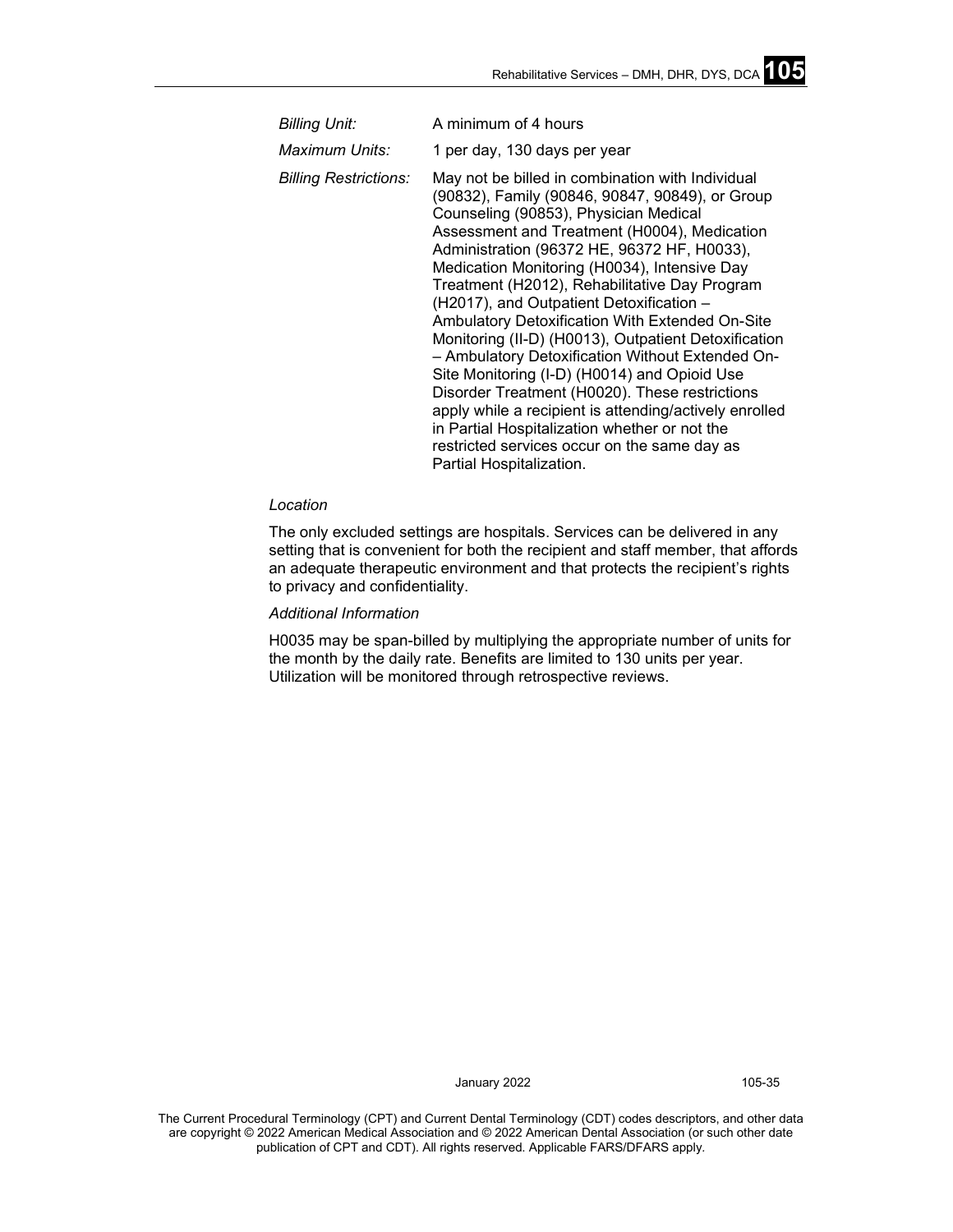| | |
|---|---|
| *Billing Unit:* | A minimum of 4 hours |
| *Maximum Units:* | 1 per day, 130 days per year |
| *Billing Restrictions:* | May not be billed in combination with Individual (90832), Family (90846, 90847, 90849), or Group Counseling (90853), Physician Medical Assessment and Treatment (H0004), Medication Administration (96372 HE, 96372 HF, H0033), Medication Monitoring (H0034), Intensive Day Treatment (H2012), Rehabilitative Day Program (H2017), and Outpatient Detoxification – Ambulatory Detoxification With Extended On-Site Monitoring (II-D) (H0013), Outpatient Detoxification – Ambulatory Detoxification Without Extended On-Site Monitoring (I-D) (H0014) and Opioid Use Disorder Treatment (H0020). These restrictions apply while a recipient is attending/actively enrolled in Partial Hospitalization whether or not the restricted services occur on the same day as Partial Hospitalization. |

*Location*

The only excluded settings are hospitals. Services can be delivered in any setting that is convenient for both the recipient and staff member, that affords an adequate therapeutic environment and that protects the recipient's rights to privacy and confidentiality.

*Additional Information*

H0035 may be span-billed by multiplying the appropriate number of units for the month by the daily rate. Benefits are limited to 130 units per year. Utilization will be monitored through retrospective reviews.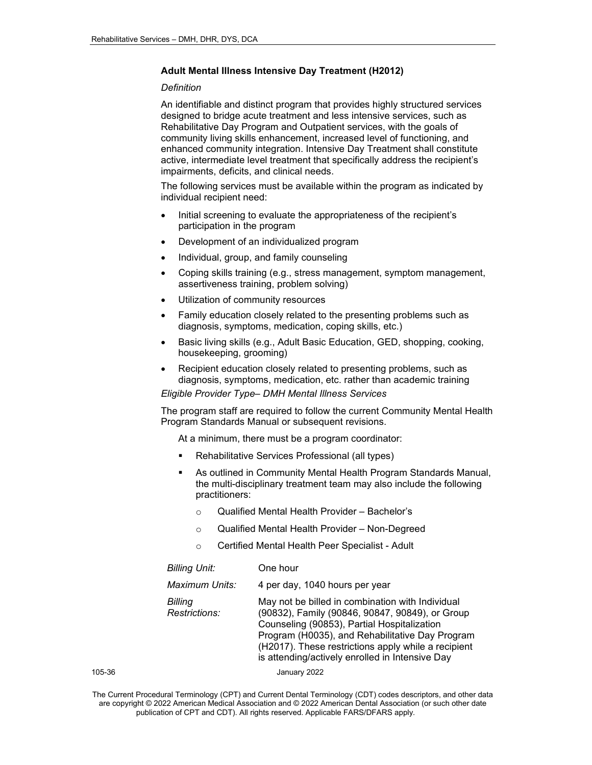### Adult Mental Illness Intensive Day Treatment (H2012)

*Definition*

An identifiable and distinct program that provides highly structured services designed to bridge acute treatment and less intensive services, such as Rehabilitative Day Program and Outpatient services, with the goals of community living skills enhancement, increased level of functioning, and enhanced community integration. Intensive Day Treatment shall constitute active, intermediate level treatment that specifically address the recipient's impairments, deficits, and clinical needs.

The following services must be available within the program as indicated by individual recipient need:

- Initial screening to evaluate the appropriateness of the recipient's participation in the program
- Development of an individualized program
- Individual, group, and family counseling
- Coping skills training (e.g., stress management, symptom management, assertiveness training, problem solving)
- Utilization of community resources
- Family education closely related to the presenting problems such as diagnosis, symptoms, medication, coping skills, etc.)
- Basic living skills (e.g., Adult Basic Education, GED, shopping, cooking, housekeeping, grooming)
- Recipient education closely related to presenting problems, such as diagnosis, symptoms, medication, etc. rather than academic training

*Eligible Provider Type– DMH Mental Illness Services*

The program staff are required to follow the current Community Mental Health Program Standards Manual or subsequent revisions.

At a minimum, there must be a program coordinator:

- Rehabilitative Services Professional (all types)
- As outlined in Community Mental Health Program Standards Manual, the multi-disciplinary treatment team may also include the following practitioners:
  - Qualified Mental Health Provider – Bachelor's
  - Qualified Mental Health Provider – Non-Degreed
  - Certified Mental Health Peer Specialist - Adult

| | |
|---|---|
| *Billing Unit:* | One hour |
| *Maximum Units:* | 4 per day, 1040 hours per year |
| *Billing Restrictions:* | May not be billed in combination with Individual (90832), Family (90846, 90847, 90849), or Group Counseling (90853), Partial Hospitalization Program (H0035), and Rehabilitative Day Program (H2017). These restrictions apply while a recipient is attending/actively enrolled in Intensive Day |

The Current Procedural Terminology (CPT) and Current Dental Terminology (CDT) codes descriptors, and other data are copyright © 2022 American Medical Association and © 2022 American Dental Association (or such other date publication of CPT and CDT). All rights reserved. Applicable FARS/DFARS apply.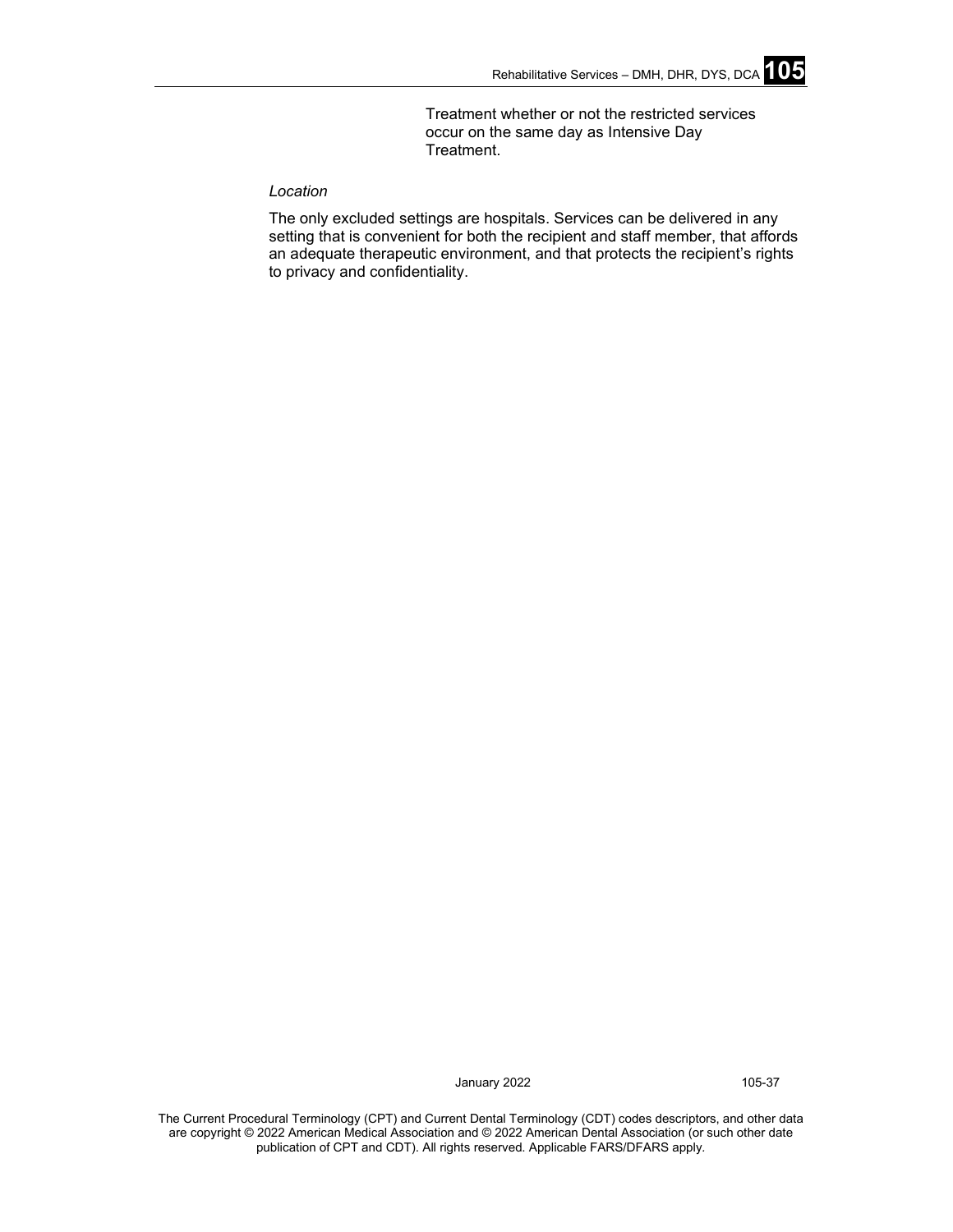Treatment whether or not the restricted services occur on the same day as Intensive Day Treatment.

*Location*

The only excluded settings are hospitals. Services can be delivered in any setting that is convenient for both the recipient and staff member, that affords an adequate therapeutic environment, and that protects the recipient's rights to privacy and confidentiality.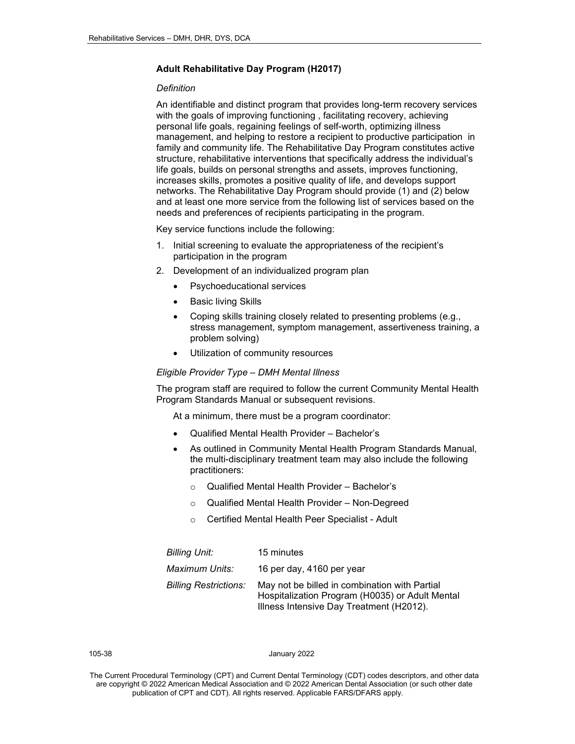### Adult Rehabilitative Day Program (H2017)

*Definition*

An identifiable and distinct program that provides long-term recovery services with the goals of improving functioning , facilitating recovery, achieving personal life goals, regaining feelings of self-worth, optimizing illness management, and helping to restore a recipient to productive participation in family and community life. The Rehabilitative Day Program constitutes active structure, rehabilitative interventions that specifically address the individual's life goals, builds on personal strengths and assets, improves functioning, increases skills, promotes a positive quality of life, and develops support networks. The Rehabilitative Day Program should provide (1) and (2) below and at least one more service from the following list of services based on the needs and preferences of recipients participating in the program.

Key service functions include the following:

1. Initial screening to evaluate the appropriateness of the recipient's participation in the program
2. Development of an individualized program plan
   - Psychoeducational services
   - Basic living Skills
   - Coping skills training closely related to presenting problems (e.g., stress management, symptom management, assertiveness training, a problem solving)
   - Utilization of community resources

*Eligible Provider Type – DMH Mental Illness*

The program staff are required to follow the current Community Mental Health Program Standards Manual or subsequent revisions.

At a minimum, there must be a program coordinator:

- Qualified Mental Health Provider – Bachelor's
- As outlined in Community Mental Health Program Standards Manual, the multi-disciplinary treatment team may also include the following practitioners:
  - Qualified Mental Health Provider – Bachelor's
  - Qualified Mental Health Provider – Non-Degreed
  - Certified Mental Health Peer Specialist - Adult

| | |
|---|---|
| *Billing Unit:* | 15 minutes |
| *Maximum Units:* | 16 per day, 4160 per year |
| *Billing Restrictions:* | May not be billed in combination with Partial Hospitalization Program (H0035) or Adult Mental Illness Intensive Day Treatment (H2012). |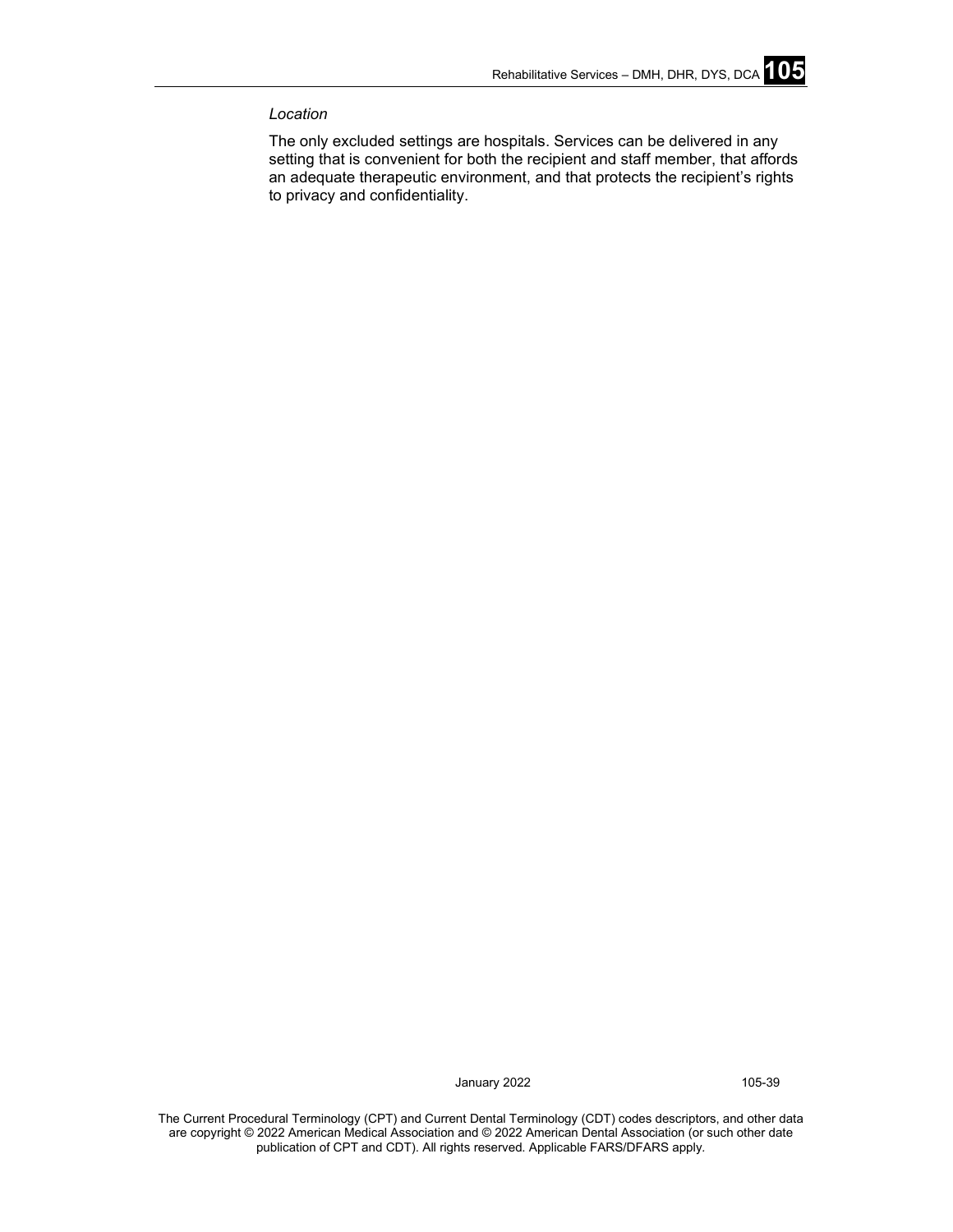*Location*

The only excluded settings are hospitals. Services can be delivered in any setting that is convenient for both the recipient and staff member, that affords an adequate therapeutic environment, and that protects the recipient's rights to privacy and confidentiality.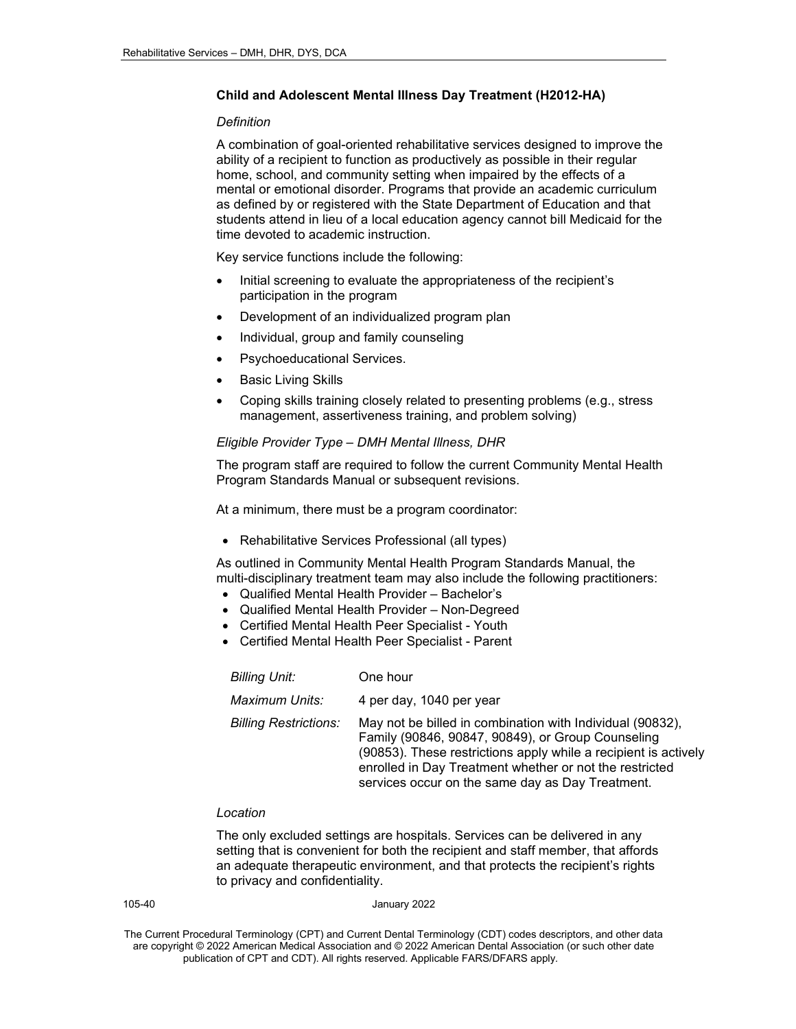### Child and Adolescent Mental Illness Day Treatment (H2012-HA)

*Definition*

A combination of goal-oriented rehabilitative services designed to improve the ability of a recipient to function as productively as possible in their regular home, school, and community setting when impaired by the effects of a mental or emotional disorder. Programs that provide an academic curriculum as defined by or registered with the State Department of Education and that students attend in lieu of a local education agency cannot bill Medicaid for the time devoted to academic instruction.

Key service functions include the following:

- Initial screening to evaluate the appropriateness of the recipient's participation in the program
- Development of an individualized program plan
- Individual, group and family counseling
- Psychoeducational Services.
- Basic Living Skills
- Coping skills training closely related to presenting problems (e.g., stress management, assertiveness training, and problem solving)

*Eligible Provider Type – DMH Mental Illness, DHR*

The program staff are required to follow the current Community Mental Health Program Standards Manual or subsequent revisions.

At a minimum, there must be a program coordinator:

- Rehabilitative Services Professional (all types)

As outlined in Community Mental Health Program Standards Manual, the multi-disciplinary treatment team may also include the following practitioners:

- Qualified Mental Health Provider – Bachelor's
- Qualified Mental Health Provider – Non-Degreed
- Certified Mental Health Peer Specialist - Youth
- Certified Mental Health Peer Specialist - Parent

| | |
|---|---|
| *Billing Unit:* | One hour |
| *Maximum Units:* | 4 per day, 1040 per year |
| *Billing Restrictions:* | May not be billed in combination with Individual (90832), Family (90846, 90847, 90849), or Group Counseling (90853). These restrictions apply while a recipient is actively enrolled in Day Treatment whether or not the restricted services occur on the same day as Day Treatment. |

*Location*

The only excluded settings are hospitals. Services can be delivered in any setting that is convenient for both the recipient and staff member, that affords an adequate therapeutic environment, and that protects the recipient's rights to privacy and confidentiality.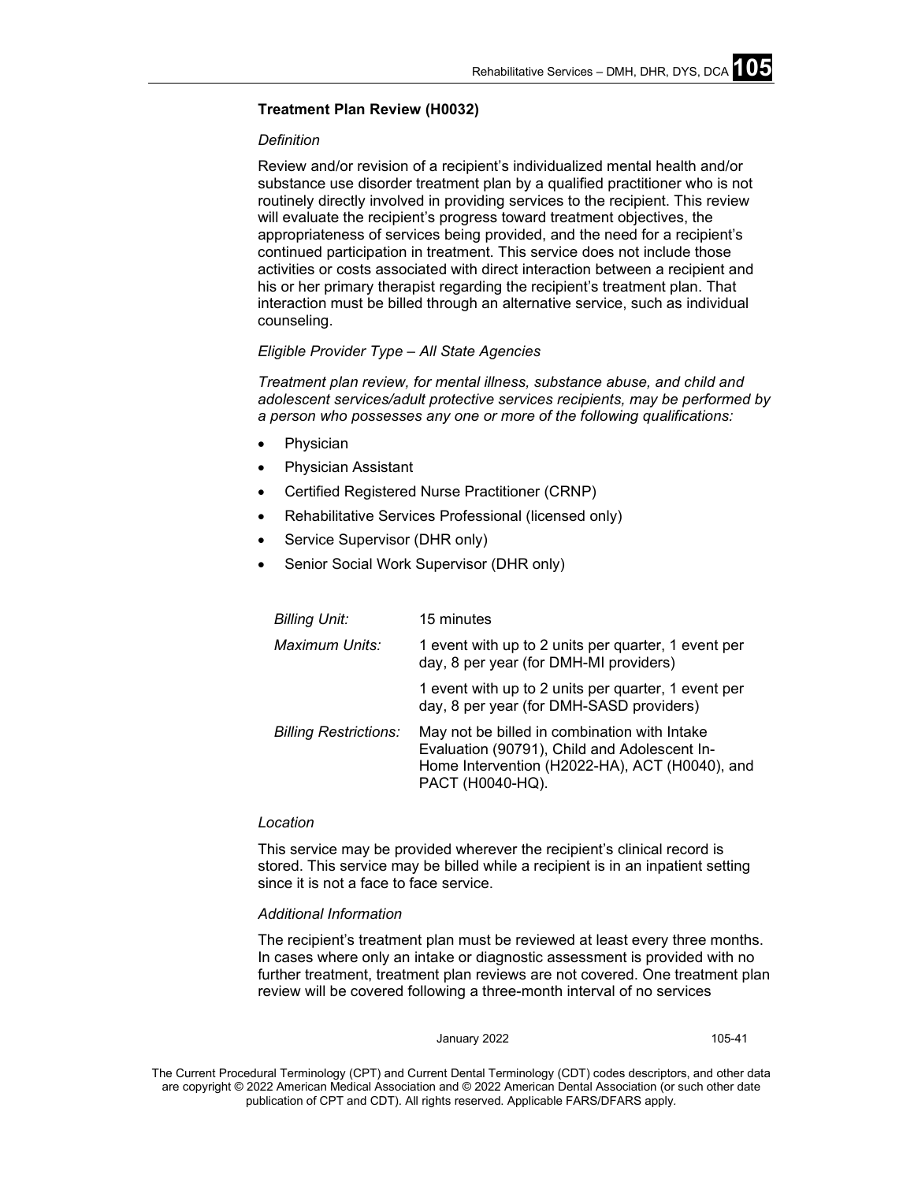### Treatment Plan Review (H0032)

*Definition*

Review and/or revision of a recipient's individualized mental health and/or substance use disorder treatment plan by a qualified practitioner who is not routinely directly involved in providing services to the recipient. This review will evaluate the recipient's progress toward treatment objectives, the appropriateness of services being provided, and the need for a recipient's continued participation in treatment. This service does not include those activities or costs associated with direct interaction between a recipient and his or her primary therapist regarding the recipient's treatment plan. That interaction must be billed through an alternative service, such as individual counseling.

*Eligible Provider Type – All State Agencies*

*Treatment plan review, for mental illness, substance abuse, and child and adolescent services/adult protective services recipients, may be performed by a person who possesses any one or more of the following qualifications:*

- Physician
- Physician Assistant
- Certified Registered Nurse Practitioner (CRNP)
- Rehabilitative Services Professional (licensed only)
- Service Supervisor (DHR only)
- Senior Social Work Supervisor (DHR only)

| | |
|---|---|
| *Billing Unit:* | 15 minutes |
| *Maximum Units:* | 1 event with up to 2 units per quarter, 1 event per day, 8 per year (for DMH-MI providers) |
| | 1 event with up to 2 units per quarter, 1 event per day, 8 per year (for DMH-SASD providers) |
| *Billing Restrictions:* | May not be billed in combination with Intake Evaluation (90791), Child and Adolescent In-Home Intervention (H2022-HA), ACT (H0040), and PACT (H0040-HQ). |

*Location*

This service may be provided wherever the recipient's clinical record is stored. This service may be billed while a recipient is in an inpatient setting since it is not a face to face service.

*Additional Information*

The recipient's treatment plan must be reviewed at least every three months. In cases where only an intake or diagnostic assessment is provided with no further treatment, treatment plan reviews are not covered. One treatment plan review will be covered following a three-month interval of no services

The Current Procedural Terminology (CPT) and Current Dental Terminology (CDT) codes descriptors, and other data are copyright © 2022 American Medical Association and © 2022 American Dental Association (or such other date publication of CPT and CDT). All rights reserved. Applicable FARS/DFARS apply.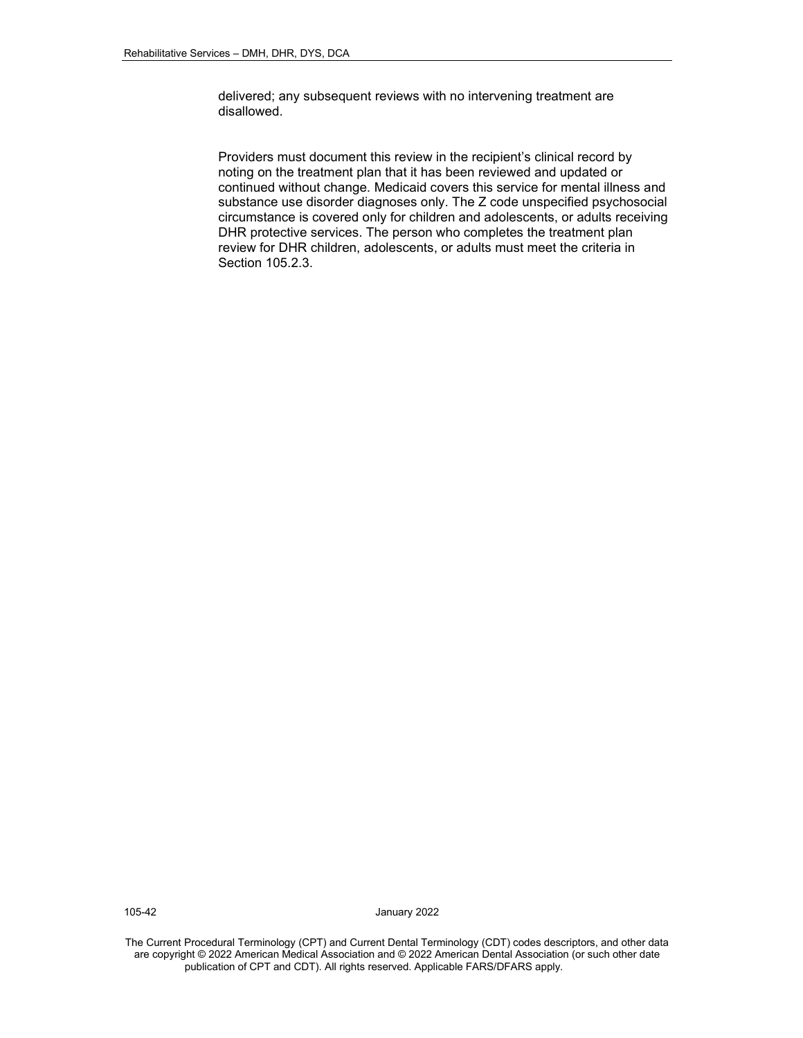delivered; any subsequent reviews with no intervening treatment are disallowed.

Providers must document this review in the recipient's clinical record by noting on the treatment plan that it has been reviewed and updated or continued without change. Medicaid covers this service for mental illness and substance use disorder diagnoses only. The Z code unspecified psychosocial circumstance is covered only for children and adolescents, or adults receiving DHR protective services. The person who completes the treatment plan review for DHR children, adolescents, or adults must meet the criteria in Section 105.2.3.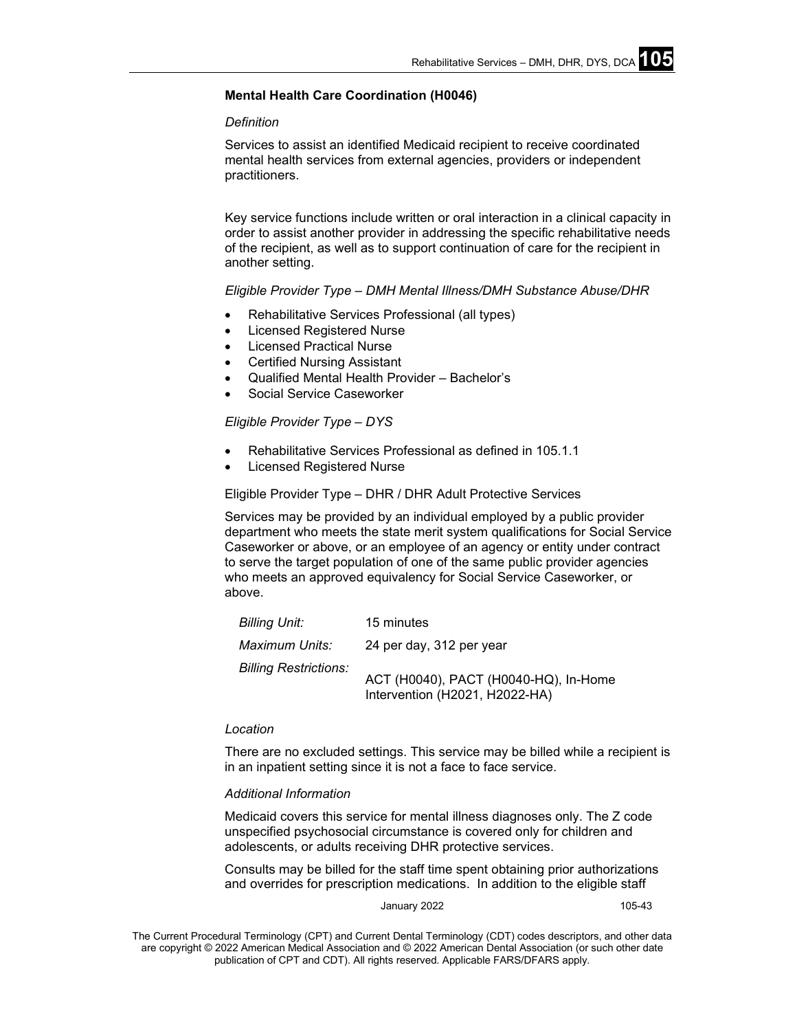**Mental Health Care Coordination (H0046)**

*Definition*

Services to assist an identified Medicaid recipient to receive coordinated mental health services from external agencies, providers or independent practitioners.

Key service functions include written or oral interaction in a clinical capacity in order to assist another provider in addressing the specific rehabilitative needs of the recipient, as well as to support continuation of care for the recipient in another setting.

*Eligible Provider Type – DMH Mental Illness/DMH Substance Abuse/DHR*

- Rehabilitative Services Professional (all types)
- Licensed Registered Nurse
- Licensed Practical Nurse
- Certified Nursing Assistant
- Qualified Mental Health Provider – Bachelor's
- Social Service Caseworker

*Eligible Provider Type – DYS*

- Rehabilitative Services Professional as defined in 105.1.1
- Licensed Registered Nurse

Eligible Provider Type – DHR / DHR Adult Protective Services

Services may be provided by an individual employed by a public provider department who meets the state merit system qualifications for Social Service Caseworker or above, or an employee of an agency or entity under contract to serve the target population of one of the same public provider agencies who meets an approved equivalency for Social Service Caseworker, or above.

| | |
|---|---|
| *Billing Unit:* | 15 minutes |
| *Maximum Units:* | 24 per day, 312 per year |
| *Billing Restrictions:* | ACT (H0040), PACT (H0040-HQ), In-Home Intervention (H2021, H2022-HA) |

*Location*

There are no excluded settings. This service may be billed while a recipient is in an inpatient setting since it is not a face to face service.

*Additional Information*

Medicaid covers this service for mental illness diagnoses only. The Z code unspecified psychosocial circumstance is covered only for children and adolescents, or adults receiving DHR protective services.

Consults may be billed for the staff time spent obtaining prior authorizations and overrides for prescription medications. In addition to the eligible staff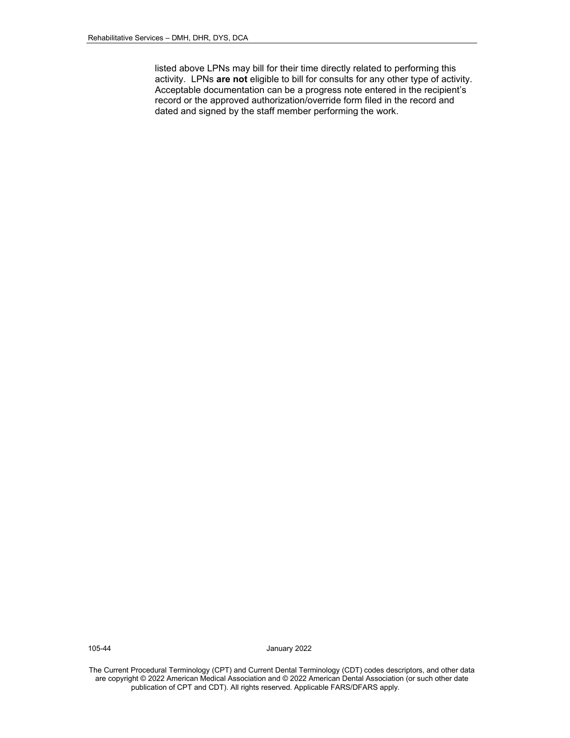listed above LPNs may bill for their time directly related to performing this activity. LPNs **are not** eligible to bill for consults for any other type of activity. Acceptable documentation can be a progress note entered in the recipient's record or the approved authorization/override form filed in the record and dated and signed by the staff member performing the work.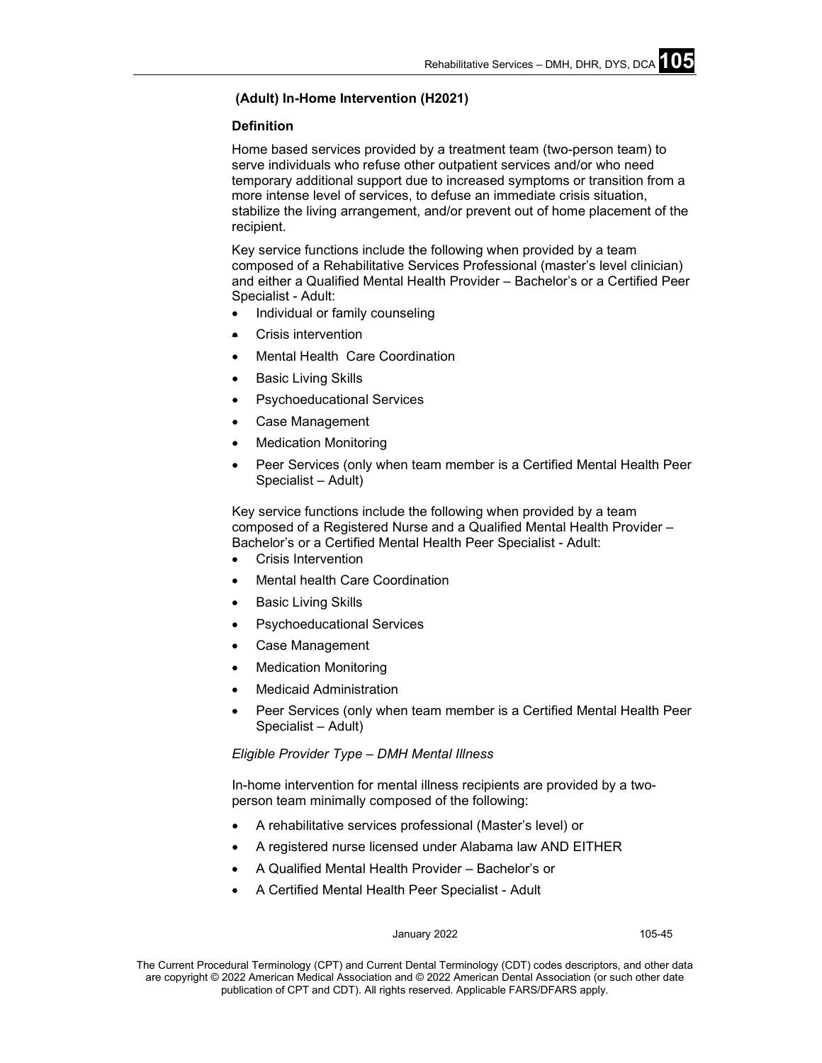### (Adult) In-Home Intervention (H2021)

#### Definition

Home based services provided by a treatment team (two-person team) to serve individuals who refuse other outpatient services and/or who need temporary additional support due to increased symptoms or transition from a more intense level of services, to defuse an immediate crisis situation, stabilize the living arrangement, and/or prevent out of home placement of the recipient.

Key service functions include the following when provided by a team composed of a Rehabilitative Services Professional (master's level clinician) and either a Qualified Mental Health Provider – Bachelor's or a Certified Peer Specialist - Adult:

- Individual or family counseling
- Crisis intervention
- Mental Health Care Coordination
- Basic Living Skills
- Psychoeducational Services
- Case Management
- Medication Monitoring
- Peer Services (only when team member is a Certified Mental Health Peer Specialist – Adult)

Key service functions include the following when provided by a team composed of a Registered Nurse and a Qualified Mental Health Provider – Bachelor's or a Certified Mental Health Peer Specialist - Adult:

- Crisis Intervention
- Mental health Care Coordination
- Basic Living Skills
- Psychoeducational Services
- Case Management
- Medication Monitoring
- Medicaid Administration
- Peer Services (only when team member is a Certified Mental Health Peer Specialist – Adult)

*Eligible Provider Type – DMH Mental Illness*

In-home intervention for mental illness recipients are provided by a two-person team minimally composed of the following:

- A rehabilitative services professional (Master's level) or
- A registered nurse licensed under Alabama law AND EITHER
- A Qualified Mental Health Provider – Bachelor's or
- A Certified Mental Health Peer Specialist - Adult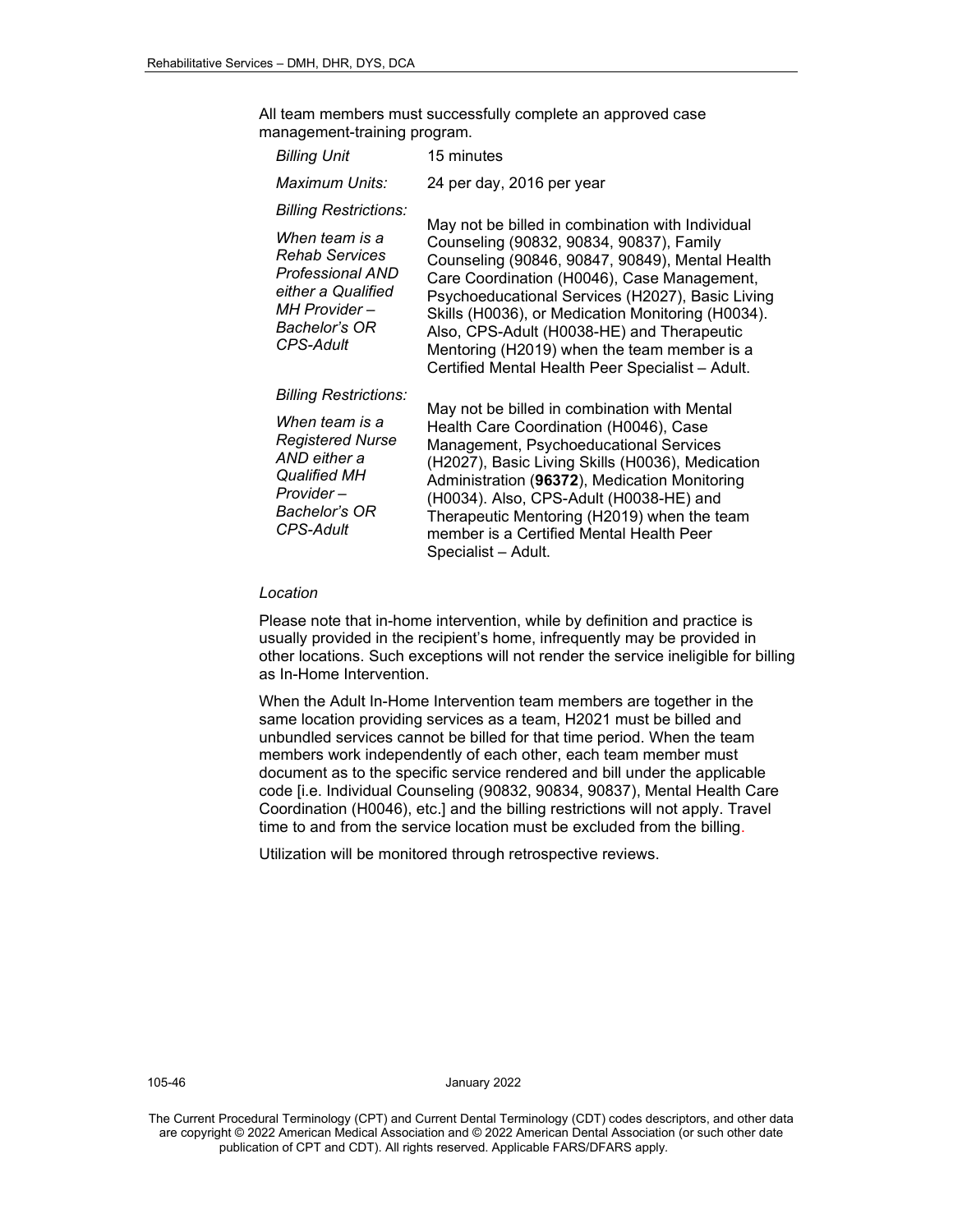All team members must successfully complete an approved case management-training program.

| | |
|---|---|
| *Billing Unit* | 15 minutes |
| *Maximum Units:* | 24 per day, 2016 per year |
| *Billing Restrictions:*<br><br>*When team is a Rehab Services Professional AND either a Qualified MH Provider – Bachelor's OR CPS-Adult* | May not be billed in combination with Individual Counseling (90832, 90834, 90837), Family Counseling (90846, 90847, 90849), Mental Health Care Coordination (H0046), Case Management, Psychoeducational Services (H2027), Basic Living Skills (H0036), or Medication Monitoring (H0034). Also, CPS-Adult (H0038-HE) and Therapeutic Mentoring (H2019) when the team member is a Certified Mental Health Peer Specialist – Adult. |
| *Billing Restrictions:*<br><br>*When team is a Registered Nurse AND either a Qualified MH Provider – Bachelor's OR CPS-Adult* | May not be billed in combination with Mental Health Care Coordination (H0046), Case Management, Psychoeducational Services (H2027), Basic Living Skills (H0036), Medication Administration (**96372**), Medication Monitoring (H0034). Also, CPS-Adult (H0038-HE) and Therapeutic Mentoring (H2019) when the team member is a Certified Mental Health Peer Specialist – Adult. |

*Location*

Please note that in-home intervention, while by definition and practice is usually provided in the recipient's home, infrequently may be provided in other locations. Such exceptions will not render the service ineligible for billing as In-Home Intervention.

When the Adult In-Home Intervention team members are together in the same location providing services as a team, H2021 must be billed and unbundled services cannot be billed for that time period. When the team members work independently of each other, each team member must document as to the specific service rendered and bill under the applicable code [i.e. Individual Counseling (90832, 90834, 90837), Mental Health Care Coordination (H0046), etc.] and the billing restrictions will not apply. Travel time to and from the service location must be excluded from the billing.

Utilization will be monitored through retrospective reviews.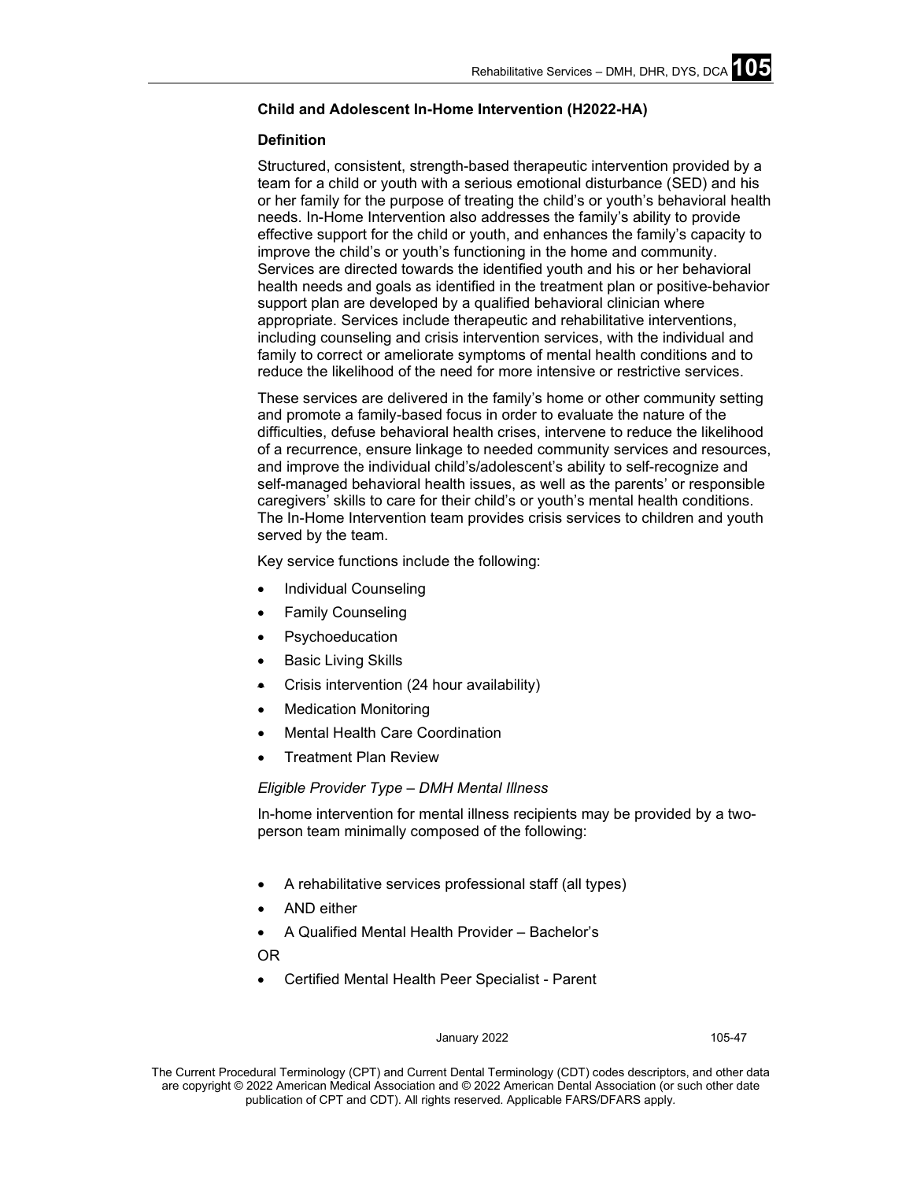**Child and Adolescent In-Home Intervention (H2022-HA)**

**Definition**

Structured, consistent, strength-based therapeutic intervention provided by a team for a child or youth with a serious emotional disturbance (SED) and his or her family for the purpose of treating the child's or youth's behavioral health needs. In-Home Intervention also addresses the family's ability to provide effective support for the child or youth, and enhances the family's capacity to improve the child's or youth's functioning in the home and community. Services are directed towards the identified youth and his or her behavioral health needs and goals as identified in the treatment plan or positive-behavior support plan are developed by a qualified behavioral clinician where appropriate. Services include therapeutic and rehabilitative interventions, including counseling and crisis intervention services, with the individual and family to correct or ameliorate symptoms of mental health conditions and to reduce the likelihood of the need for more intensive or restrictive services.

These services are delivered in the family's home or other community setting and promote a family-based focus in order to evaluate the nature of the difficulties, defuse behavioral health crises, intervene to reduce the likelihood of a recurrence, ensure linkage to needed community services and resources, and improve the individual child's/adolescent's ability to self-recognize and self-managed behavioral health issues, as well as the parents' or responsible caregivers' skills to care for their child's or youth's mental health conditions. The In-Home Intervention team provides crisis services to children and youth served by the team.

Key service functions include the following:

- Individual Counseling
- Family Counseling
- Psychoeducation
- Basic Living Skills
- Crisis intervention (24 hour availability)
- Medication Monitoring
- Mental Health Care Coordination
- Treatment Plan Review

*Eligible Provider Type – DMH Mental Illness*

In-home intervention for mental illness recipients may be provided by a two-person team minimally composed of the following:

- A rehabilitative services professional staff (all types)
- AND either
- A Qualified Mental Health Provider – Bachelor's

OR

- Certified Mental Health Peer Specialist - Parent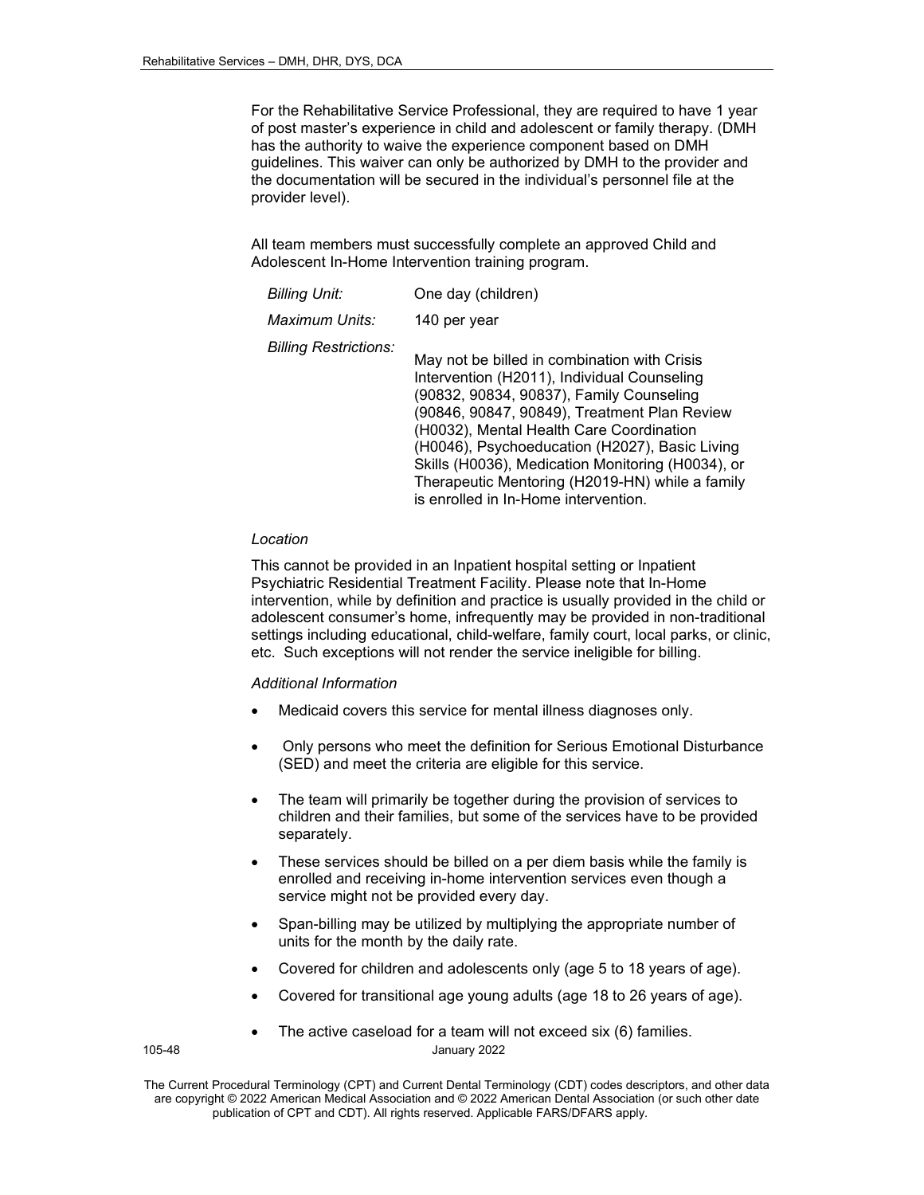For the Rehabilitative Service Professional, they are required to have 1 year of post master's experience in child and adolescent or family therapy. (DMH has the authority to waive the experience component based on DMH guidelines. This waiver can only be authorized by DMH to the provider and the documentation will be secured in the individual's personnel file at the provider level).

All team members must successfully complete an approved Child and Adolescent In-Home Intervention training program.

| | |
|---|---|
| *Billing Unit:* | One day (children) |
| *Maximum Units:* | 140 per year |
| *Billing Restrictions:* | May not be billed in combination with Crisis Intervention (H2011), Individual Counseling (90832, 90834, 90837), Family Counseling (90846, 90847, 90849), Treatment Plan Review (H0032), Mental Health Care Coordination (H0046), Psychoeducation (H2027), Basic Living Skills (H0036), Medication Monitoring (H0034), or Therapeutic Mentoring (H2019-HN) while a family is enrolled in In-Home intervention. |

*Location*

This cannot be provided in an Inpatient hospital setting or Inpatient Psychiatric Residential Treatment Facility. Please note that In-Home intervention, while by definition and practice is usually provided in the child or adolescent consumer's home, infrequently may be provided in non-traditional settings including educational, child-welfare, family court, local parks, or clinic, etc. Such exceptions will not render the service ineligible for billing.

*Additional Information*

- Medicaid covers this service for mental illness diagnoses only.
- Only persons who meet the definition for Serious Emotional Disturbance (SED) and meet the criteria are eligible for this service.
- The team will primarily be together during the provision of services to children and their families, but some of the services have to be provided separately.
- These services should be billed on a per diem basis while the family is enrolled and receiving in-home intervention services even though a service might not be provided every day.
- Span-billing may be utilized by multiplying the appropriate number of units for the month by the daily rate.
- Covered for children and adolescents only (age 5 to 18 years of age).
- Covered for transitional age young adults (age 18 to 26 years of age).
- The active caseload for a team will not exceed six (6) families.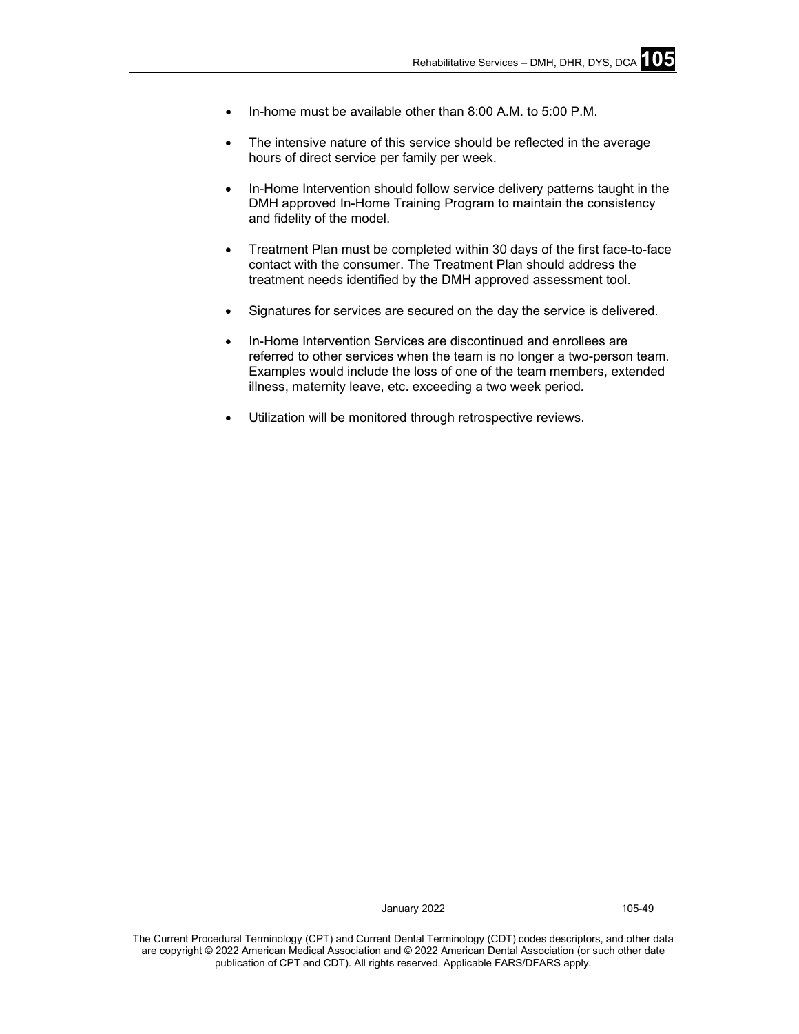- In-home must be available other than 8:00 A.M. to 5:00 P.M.
- The intensive nature of this service should be reflected in the average hours of direct service per family per week.
- In-Home Intervention should follow service delivery patterns taught in the DMH approved In-Home Training Program to maintain the consistency and fidelity of the model.
- Treatment Plan must be completed within 30 days of the first face-to-face contact with the consumer. The Treatment Plan should address the treatment needs identified by the DMH approved assessment tool.
- Signatures for services are secured on the day the service is delivered.
- In-Home Intervention Services are discontinued and enrollees are referred to other services when the team is no longer a two-person team. Examples would include the loss of one of the team members, extended illness, maternity leave, etc. exceeding a two week period.
- Utilization will be monitored through retrospective reviews.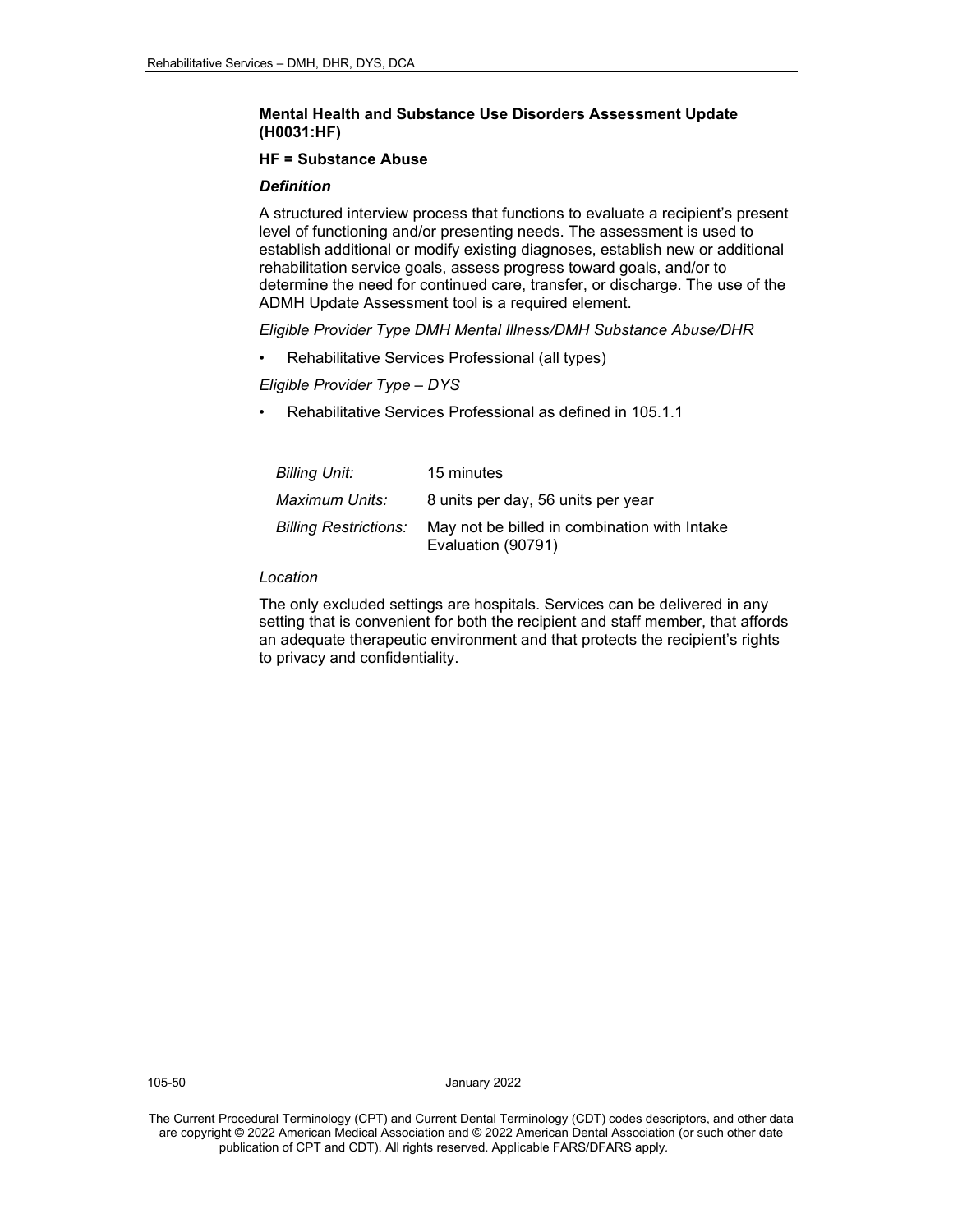### Mental Health and Substance Use Disorders Assessment Update (H0031:HF)

**HF = Substance Abuse**

***Definition***

A structured interview process that functions to evaluate a recipient's present level of functioning and/or presenting needs. The assessment is used to establish additional or modify existing diagnoses, establish new or additional rehabilitation service goals, assess progress toward goals, and/or to determine the need for continued care, transfer, or discharge. The use of the ADMH Update Assessment tool is a required element.

*Eligible Provider Type DMH Mental Illness/DMH Substance Abuse/DHR*

- Rehabilitative Services Professional (all types)

*Eligible Provider Type – DYS*

- Rehabilitative Services Professional as defined in 105.1.1

| | |
|---|---|
| *Billing Unit:* | 15 minutes |
| *Maximum Units:* | 8 units per day, 56 units per year |
| *Billing Restrictions:* | May not be billed in combination with Intake Evaluation (90791) |

*Location*

The only excluded settings are hospitals. Services can be delivered in any setting that is convenient for both the recipient and staff member, that affords an adequate therapeutic environment and that protects the recipient's rights to privacy and confidentiality.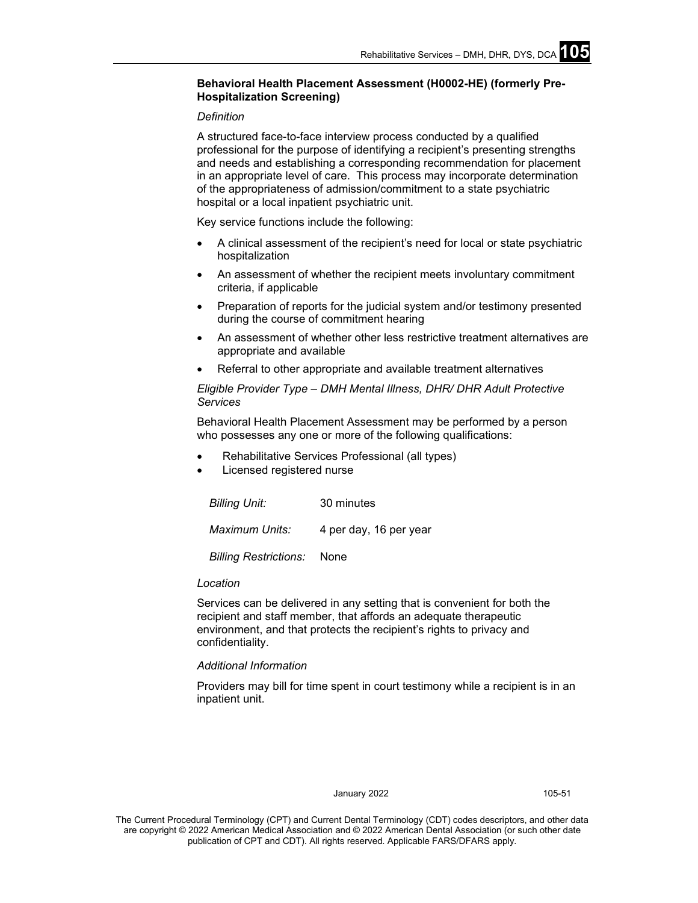**Behavioral Health Placement Assessment (H0002-HE) (formerly Pre-Hospitalization Screening)**

*Definition*

A structured face-to-face interview process conducted by a qualified professional for the purpose of identifying a recipient's presenting strengths and needs and establishing a corresponding recommendation for placement in an appropriate level of care. This process may incorporate determination of the appropriateness of admission/commitment to a state psychiatric hospital or a local inpatient psychiatric unit.

Key service functions include the following:

- A clinical assessment of the recipient's need for local or state psychiatric hospitalization
- An assessment of whether the recipient meets involuntary commitment criteria, if applicable
- Preparation of reports for the judicial system and/or testimony presented during the course of commitment hearing
- An assessment of whether other less restrictive treatment alternatives are appropriate and available
- Referral to other appropriate and available treatment alternatives

*Eligible Provider Type – DMH Mental Illness, DHR/ DHR Adult Protective Services*

Behavioral Health Placement Assessment may be performed by a person who possesses any one or more of the following qualifications:

- Rehabilitative Services Professional (all types)
- Licensed registered nurse

| | |
|---|---|
| *Billing Unit:* | 30 minutes |
| *Maximum Units:* | 4 per day, 16 per year |
| *Billing Restrictions:* | None |

*Location*

Services can be delivered in any setting that is convenient for both the recipient and staff member, that affords an adequate therapeutic environment, and that protects the recipient's rights to privacy and confidentiality.

*Additional Information*

Providers may bill for time spent in court testimony while a recipient is in an inpatient unit.

The Current Procedural Terminology (CPT) and Current Dental Terminology (CDT) codes descriptors, and other data are copyright © 2022 American Medical Association and © 2022 American Dental Association (or such other date publication of CPT and CDT). All rights reserved. Applicable FARS/DFARS apply.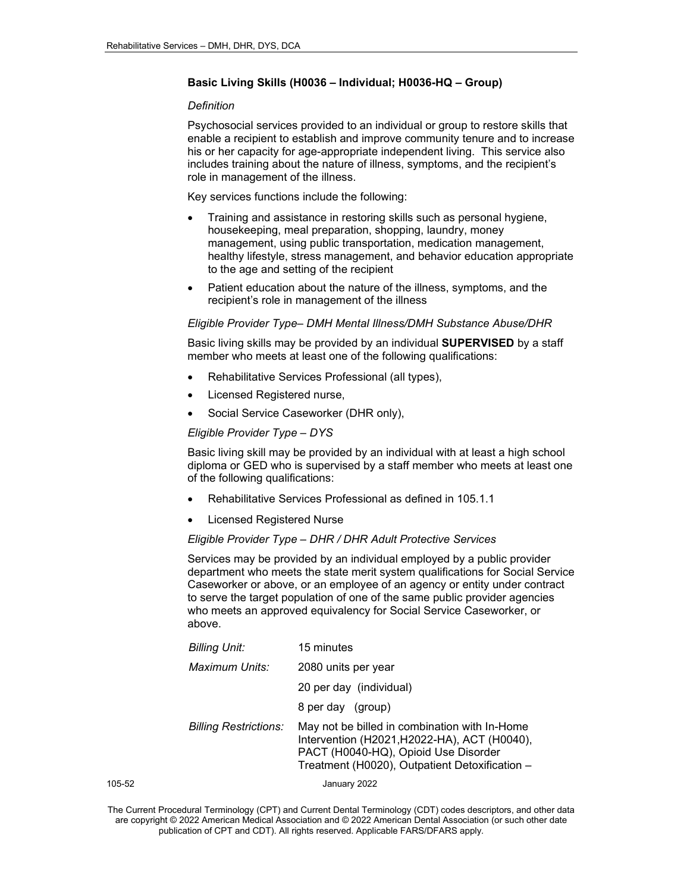### Basic Living Skills (H0036 – Individual; H0036-HQ – Group)

*Definition*

Psychosocial services provided to an individual or group to restore skills that enable a recipient to establish and improve community tenure and to increase his or her capacity for age-appropriate independent living. This service also includes training about the nature of illness, symptoms, and the recipient's role in management of the illness.

Key services functions include the following:

- Training and assistance in restoring skills such as personal hygiene, housekeeping, meal preparation, shopping, laundry, money management, using public transportation, medication management, healthy lifestyle, stress management, and behavior education appropriate to the age and setting of the recipient
- Patient education about the nature of the illness, symptoms, and the recipient's role in management of the illness

*Eligible Provider Type– DMH Mental Illness/DMH Substance Abuse/DHR*

Basic living skills may be provided by an individual **SUPERVISED** by a staff member who meets at least one of the following qualifications:

- Rehabilitative Services Professional (all types),
- Licensed Registered nurse,
- Social Service Caseworker (DHR only),

*Eligible Provider Type – DYS*

Basic living skill may be provided by an individual with at least a high school diploma or GED who is supervised by a staff member who meets at least one of the following qualifications:

- Rehabilitative Services Professional as defined in 105.1.1
- Licensed Registered Nurse

*Eligible Provider Type – DHR / DHR Adult Protective Services*

Services may be provided by an individual employed by a public provider department who meets the state merit system qualifications for Social Service Caseworker or above, or an employee of an agency or entity under contract to serve the target population of one of the same public provider agencies who meets an approved equivalency for Social Service Caseworker, or above.

| | |
|---|---|
| *Billing Unit:* | 15 minutes |
| *Maximum Units:* | 2080 units per year |
| | 20 per day (individual) |
| | 8 per day (group) |
| *Billing Restrictions:* | May not be billed in combination with In-Home Intervention (H2021,H2022-HA), ACT (H0040), PACT (H0040-HQ), Opioid Use Disorder Treatment (H0020), Outpatient Detoxification – |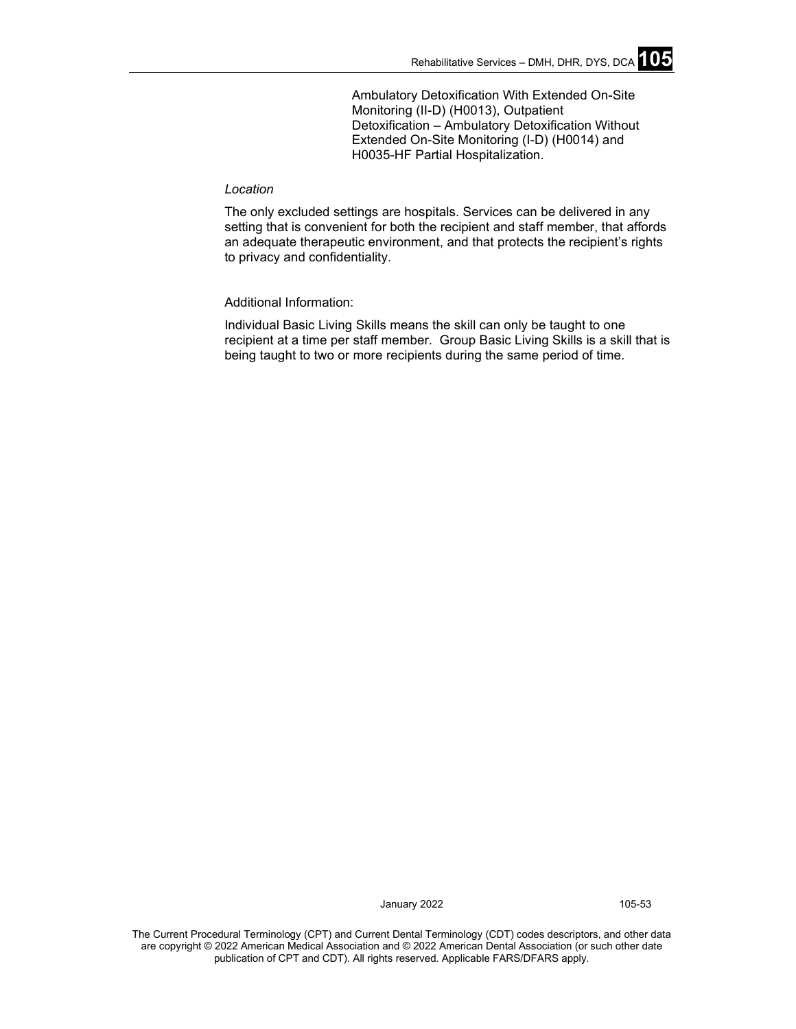Ambulatory Detoxification With Extended On-Site Monitoring (II-D) (H0013), Outpatient Detoxification – Ambulatory Detoxification Without Extended On-Site Monitoring (I-D) (H0014) and H0035-HF Partial Hospitalization.

*Location*

The only excluded settings are hospitals. Services can be delivered in any setting that is convenient for both the recipient and staff member, that affords an adequate therapeutic environment, and that protects the recipient's rights to privacy and confidentiality.

Additional Information:

Individual Basic Living Skills means the skill can only be taught to one recipient at a time per staff member. Group Basic Living Skills is a skill that is being taught to two or more recipients during the same period of time.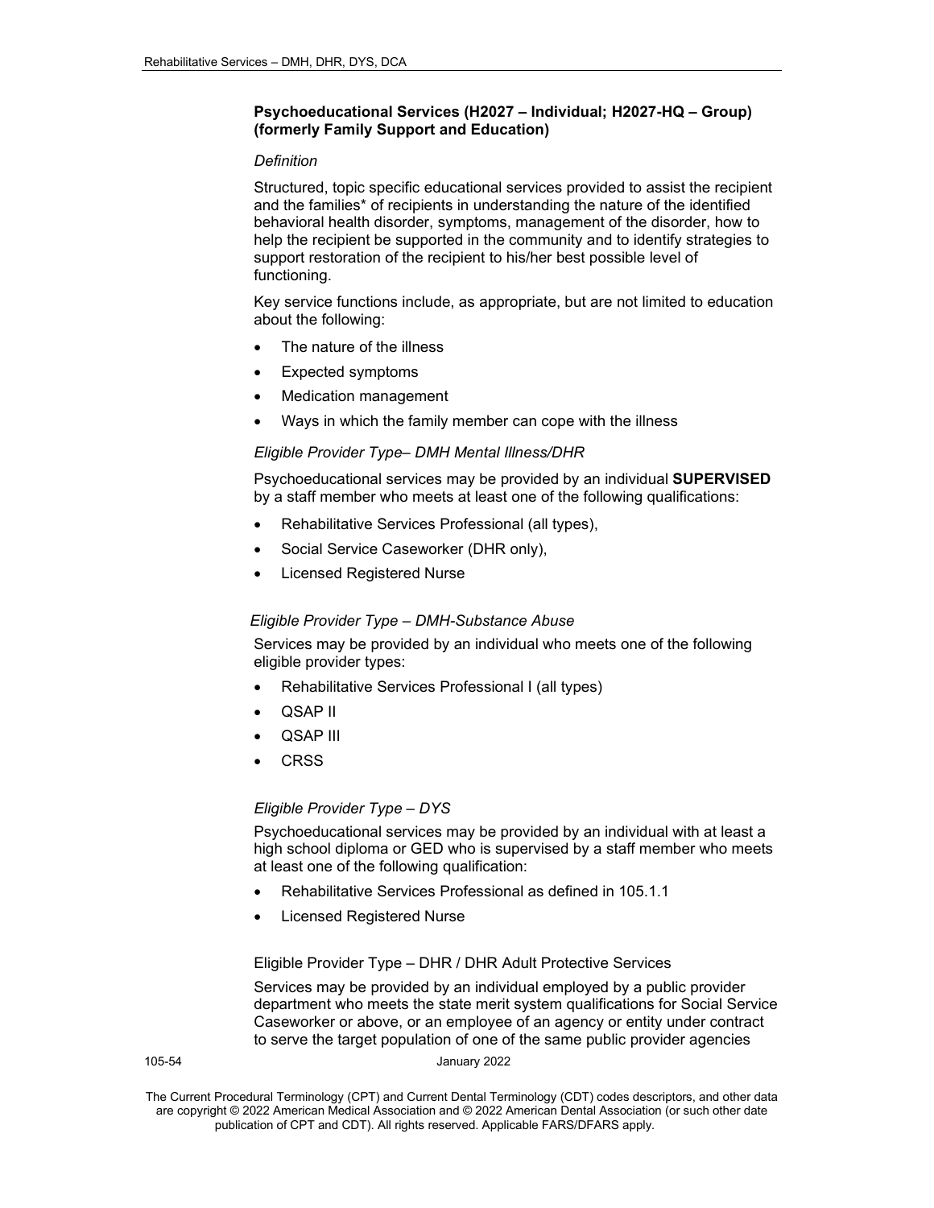### Psychoeducational Services (H2027 – Individual; H2027-HQ – Group) (formerly Family Support and Education)

*Definition*

Structured, topic specific educational services provided to assist the recipient and the families* of recipients in understanding the nature of the identified behavioral health disorder, symptoms, management of the disorder, how to help the recipient be supported in the community and to identify strategies to support restoration of the recipient to his/her best possible level of functioning.

Key service functions include, as appropriate, but are not limited to education about the following:

- The nature of the illness
- Expected symptoms
- Medication management
- Ways in which the family member can cope with the illness

*Eligible Provider Type– DMH Mental Illness/DHR*

Psychoeducational services may be provided by an individual **SUPERVISED** by a staff member who meets at least one of the following qualifications:

- Rehabilitative Services Professional (all types),
- Social Service Caseworker (DHR only),
- Licensed Registered Nurse

*Eligible Provider Type – DMH-Substance Abuse*

Services may be provided by an individual who meets one of the following eligible provider types:

- Rehabilitative Services Professional I (all types)
- QSAP II
- QSAP III
- CRSS

*Eligible Provider Type – DYS*

Psychoeducational services may be provided by an individual with at least a high school diploma or GED who is supervised by a staff member who meets at least one of the following qualification:

- Rehabilitative Services Professional as defined in 105.1.1
- Licensed Registered Nurse

Eligible Provider Type – DHR / DHR Adult Protective Services

Services may be provided by an individual employed by a public provider department who meets the state merit system qualifications for Social Service Caseworker or above, or an employee of an agency or entity under contract to serve the target population of one of the same public provider agencies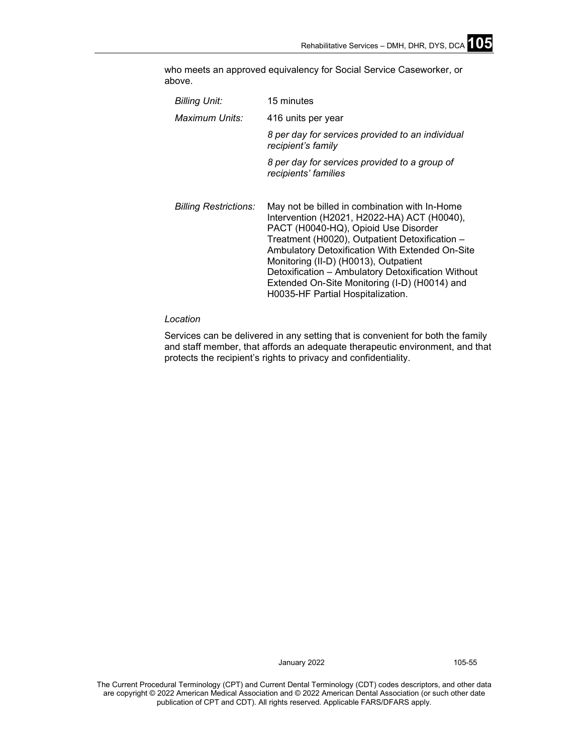who meets an approved equivalency for Social Service Caseworker, or above.

| | |
|---|---|
| *Billing Unit:* | 15 minutes |
| *Maximum Units:* | 416 units per year |
| | *8 per day for services provided to an individual recipient's family* |
| | *8 per day for services provided to a group of recipients' families* |
| *Billing Restrictions:* | May not be billed in combination with In-Home Intervention (H2021, H2022-HA) ACT (H0040), PACT (H0040-HQ), Opioid Use Disorder Treatment (H0020), Outpatient Detoxification – Ambulatory Detoxification With Extended On-Site Monitoring (II-D) (H0013), Outpatient Detoxification – Ambulatory Detoxification Without Extended On-Site Monitoring (I-D) (H0014) and H0035-HF Partial Hospitalization. |

*Location*

Services can be delivered in any setting that is convenient for both the family and staff member, that affords an adequate therapeutic environment, and that protects the recipient's rights to privacy and confidentiality.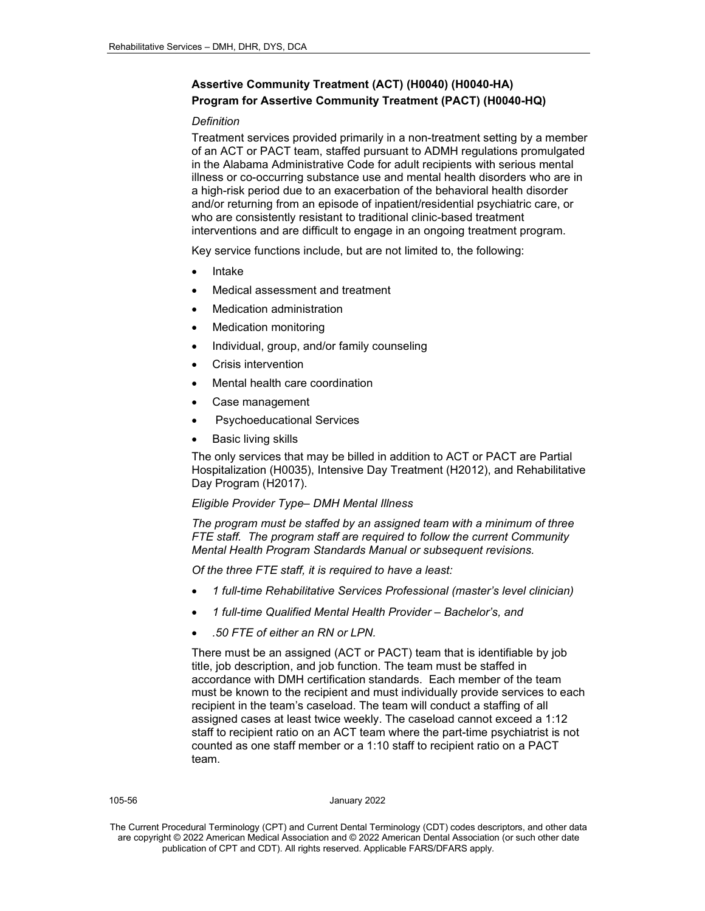### Assertive Community Treatment (ACT) (H0040) (H0040-HA)
### Program for Assertive Community Treatment (PACT) (H0040-HQ)

*Definition*

Treatment services provided primarily in a non-treatment setting by a member of an ACT or PACT team, staffed pursuant to ADMH regulations promulgated in the Alabama Administrative Code for adult recipients with serious mental illness or co-occurring substance use and mental health disorders who are in a high-risk period due to an exacerbation of the behavioral health disorder and/or returning from an episode of inpatient/residential psychiatric care, or who are consistently resistant to traditional clinic-based treatment interventions and are difficult to engage in an ongoing treatment program.

Key service functions include, but are not limited to, the following:

- Intake
- Medical assessment and treatment
- Medication administration
- Medication monitoring
- Individual, group, and/or family counseling
- Crisis intervention
- Mental health care coordination
- Case management
- Psychoeducational Services
- Basic living skills

The only services that may be billed in addition to ACT or PACT are Partial Hospitalization (H0035), Intensive Day Treatment (H2012), and Rehabilitative Day Program (H2017).

*Eligible Provider Type– DMH Mental Illness*

*The program must be staffed by an assigned team with a minimum of three FTE staff. The program staff are required to follow the current Community Mental Health Program Standards Manual or subsequent revisions.*

*Of the three FTE staff, it is required to have a least:*

- *1 full-time Rehabilitative Services Professional (master's level clinician)*
- *1 full-time Qualified Mental Health Provider – Bachelor's, and*
- *.50 FTE of either an RN or LPN.*

There must be an assigned (ACT or PACT) team that is identifiable by job title, job description, and job function. The team must be staffed in accordance with DMH certification standards. Each member of the team must be known to the recipient and must individually provide services to each recipient in the team's caseload. The team will conduct a staffing of all assigned cases at least twice weekly. The caseload cannot exceed a 1:12 staff to recipient ratio on an ACT team where the part-time psychiatrist is not counted as one staff member or a 1:10 staff to recipient ratio on a PACT team.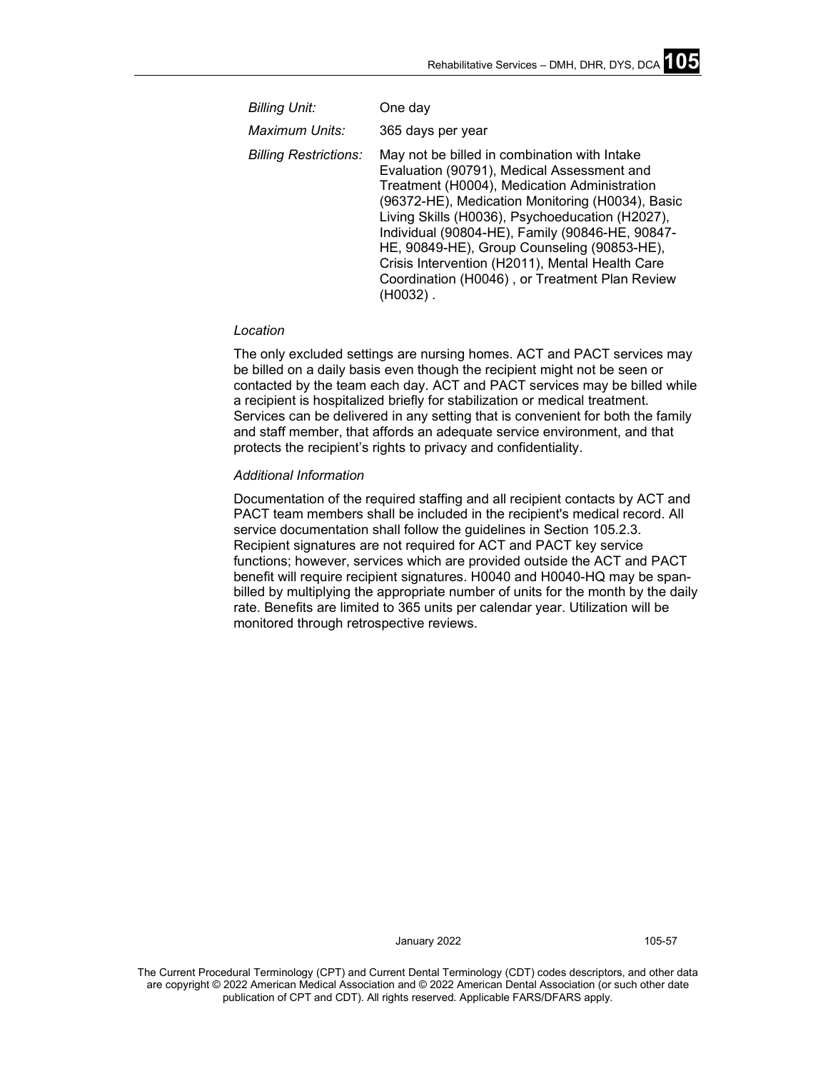| | |
|---|---|
| *Billing Unit:* | One day |
| *Maximum Units:* | 365 days per year |
| *Billing Restrictions:* | May not be billed in combination with Intake Evaluation (90791), Medical Assessment and Treatment (H0004), Medication Administration (96372-HE), Medication Monitoring (H0034), Basic Living Skills (H0036), Psychoeducation (H2027), Individual (90804-HE), Family (90846-HE, 90847-HE, 90849-HE), Group Counseling (90853-HE), Crisis Intervention (H2011), Mental Health Care Coordination (H0046) , or Treatment Plan Review (H0032) . |

*Location*

The only excluded settings are nursing homes. ACT and PACT services may be billed on a daily basis even though the recipient might not be seen or contacted by the team each day. ACT and PACT services may be billed while a recipient is hospitalized briefly for stabilization or medical treatment. Services can be delivered in any setting that is convenient for both the family and staff member, that affords an adequate service environment, and that protects the recipient's rights to privacy and confidentiality.

*Additional Information*

Documentation of the required staffing and all recipient contacts by ACT and PACT team members shall be included in the recipient's medical record. All service documentation shall follow the guidelines in Section 105.2.3. Recipient signatures are not required for ACT and PACT key service functions; however, services which are provided outside the ACT and PACT benefit will require recipient signatures. H0040 and H0040-HQ may be span-billed by multiplying the appropriate number of units for the month by the daily rate. Benefits are limited to 365 units per calendar year. Utilization will be monitored through retrospective reviews.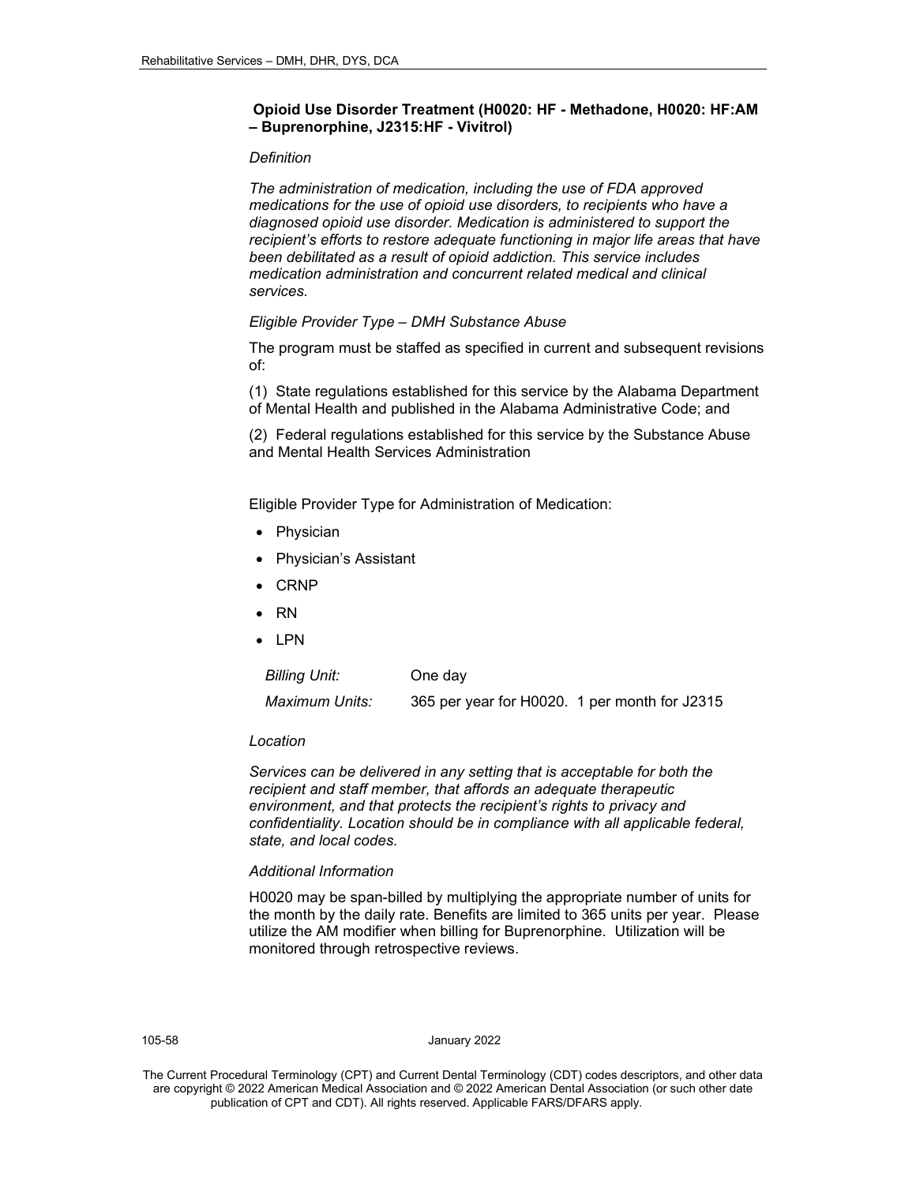### Opioid Use Disorder Treatment (H0020: HF - Methadone, H0020: HF:AM – Buprenorphine, J2315:HF - Vivitrol)

*Definition*

*The administration of medication, including the use of FDA approved medications for the use of opioid use disorders, to recipients who have a diagnosed opioid use disorder. Medication is administered to support the recipient's efforts to restore adequate functioning in major life areas that have been debilitated as a result of opioid addiction. This service includes medication administration and concurrent related medical and clinical services.*

*Eligible Provider Type – DMH Substance Abuse*

The program must be staffed as specified in current and subsequent revisions of:

(1) State regulations established for this service by the Alabama Department of Mental Health and published in the Alabama Administrative Code; and

(2) Federal regulations established for this service by the Substance Abuse and Mental Health Services Administration

Eligible Provider Type for Administration of Medication:

- Physician
- Physician's Assistant
- CRNP
- RN
- LPN

| | |
|---|---|
| *Billing Unit:* | One day |
| *Maximum Units:* | 365 per year for H0020. 1 per month for J2315 |

*Location*

*Services can be delivered in any setting that is acceptable for both the recipient and staff member, that affords an adequate therapeutic environment, and that protects the recipient's rights to privacy and confidentiality. Location should be in compliance with all applicable federal, state, and local codes.*

*Additional Information*

H0020 may be span-billed by multiplying the appropriate number of units for the month by the daily rate. Benefits are limited to 365 units per year. Please utilize the AM modifier when billing for Buprenorphine. Utilization will be monitored through retrospective reviews.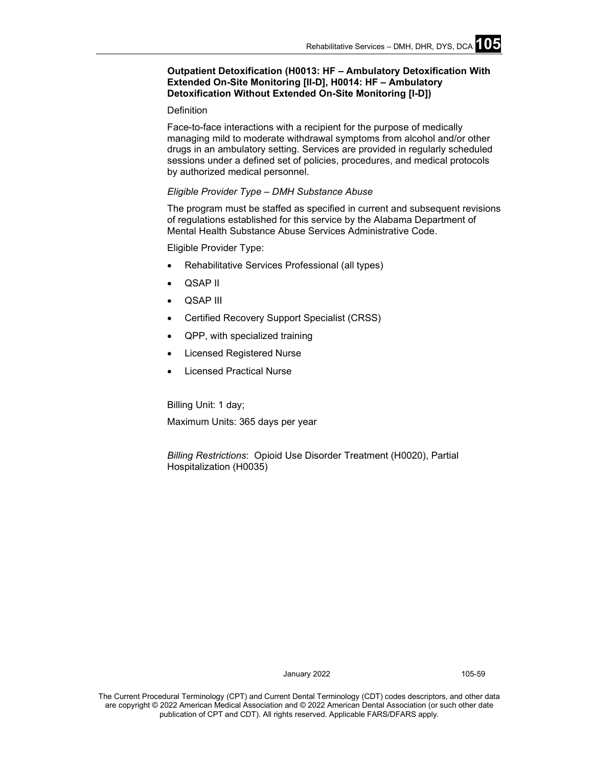**Outpatient Detoxification (H0013: HF – Ambulatory Detoxification With Extended On-Site Monitoring [II-D], H0014: HF – Ambulatory Detoxification Without Extended On-Site Monitoring [I-D])**

Definition

Face-to-face interactions with a recipient for the purpose of medically managing mild to moderate withdrawal symptoms from alcohol and/or other drugs in an ambulatory setting. Services are provided in regularly scheduled sessions under a defined set of policies, procedures, and medical protocols by authorized medical personnel.

*Eligible Provider Type – DMH Substance Abuse*

The program must be staffed as specified in current and subsequent revisions of regulations established for this service by the Alabama Department of Mental Health Substance Abuse Services Administrative Code.

Eligible Provider Type:

- Rehabilitative Services Professional (all types)
- QSAP II
- QSAP III
- Certified Recovery Support Specialist (CRSS)
- QPP, with specialized training
- Licensed Registered Nurse
- Licensed Practical Nurse

Billing Unit: 1 day;

Maximum Units: 365 days per year

*Billing Restrictions*: Opioid Use Disorder Treatment (H0020), Partial Hospitalization (H0035)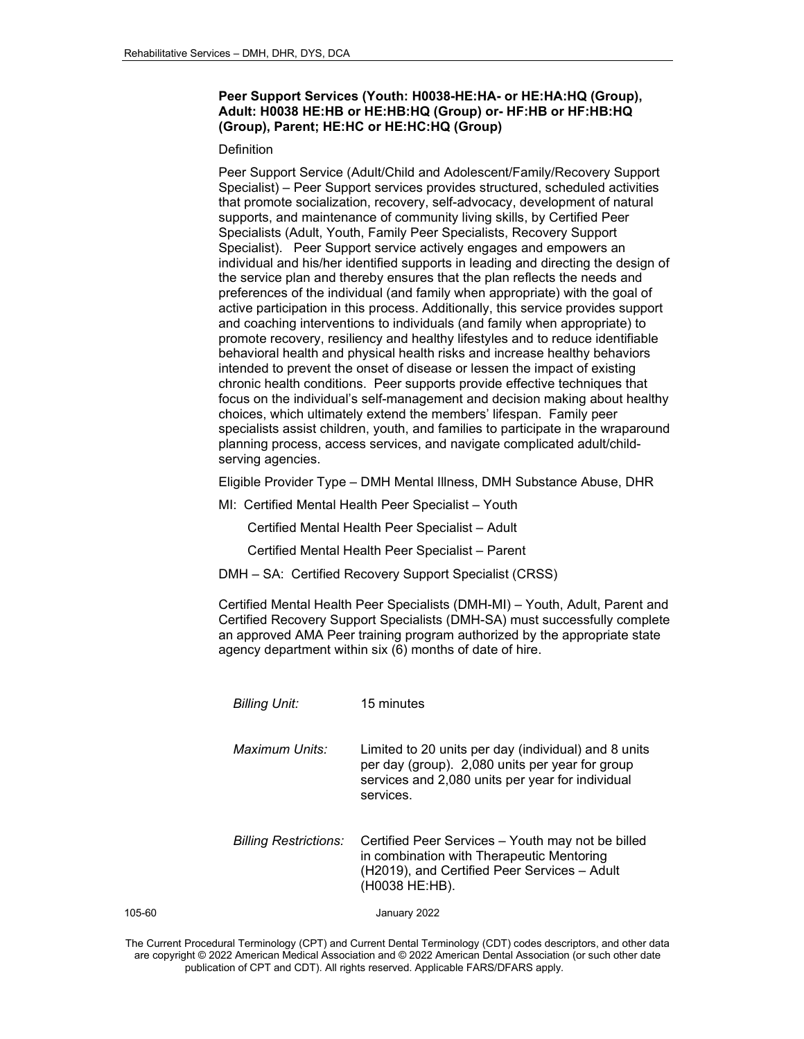### Peer Support Services (Youth: H0038-HE:HA- or HE:HA:HQ (Group), Adult: H0038 HE:HB or HE:HB:HQ (Group) or- HF:HB or HF:HB:HQ (Group), Parent; HE:HC or HE:HC:HQ (Group)

Definition

Peer Support Service (Adult/Child and Adolescent/Family/Recovery Support Specialist) – Peer Support services provides structured, scheduled activities that promote socialization, recovery, self-advocacy, development of natural supports, and maintenance of community living skills, by Certified Peer Specialists (Adult, Youth, Family Peer Specialists, Recovery Support Specialist). Peer Support service actively engages and empowers an individual and his/her identified supports in leading and directing the design of the service plan and thereby ensures that the plan reflects the needs and preferences of the individual (and family when appropriate) with the goal of active participation in this process. Additionally, this service provides support and coaching interventions to individuals (and family when appropriate) to promote recovery, resiliency and healthy lifestyles and to reduce identifiable behavioral health and physical health risks and increase healthy behaviors intended to prevent the onset of disease or lessen the impact of existing chronic health conditions. Peer supports provide effective techniques that focus on the individual's self-management and decision making about healthy choices, which ultimately extend the members' lifespan. Family peer specialists assist children, youth, and families to participate in the wraparound planning process, access services, and navigate complicated adult/child-serving agencies.

Eligible Provider Type – DMH Mental Illness, DMH Substance Abuse, DHR

MI: Certified Mental Health Peer Specialist – Youth

Certified Mental Health Peer Specialist – Adult

Certified Mental Health Peer Specialist – Parent

DMH – SA: Certified Recovery Support Specialist (CRSS)

Certified Mental Health Peer Specialists (DMH-MI) – Youth, Adult, Parent and Certified Recovery Support Specialists (DMH-SA) must successfully complete an approved AMA Peer training program authorized by the appropriate state agency department within six (6) months of date of hire.

| | |
|---|---|
| *Billing Unit:* | 15 minutes |
| *Maximum Units:* | Limited to 20 units per day (individual) and 8 units per day (group). 2,080 units per year for group services and 2,080 units per year for individual services. |
| *Billing Restrictions:* | Certified Peer Services – Youth may not be billed in combination with Therapeutic Mentoring (H2019), and Certified Peer Services – Adult (H0038 HE:HB). |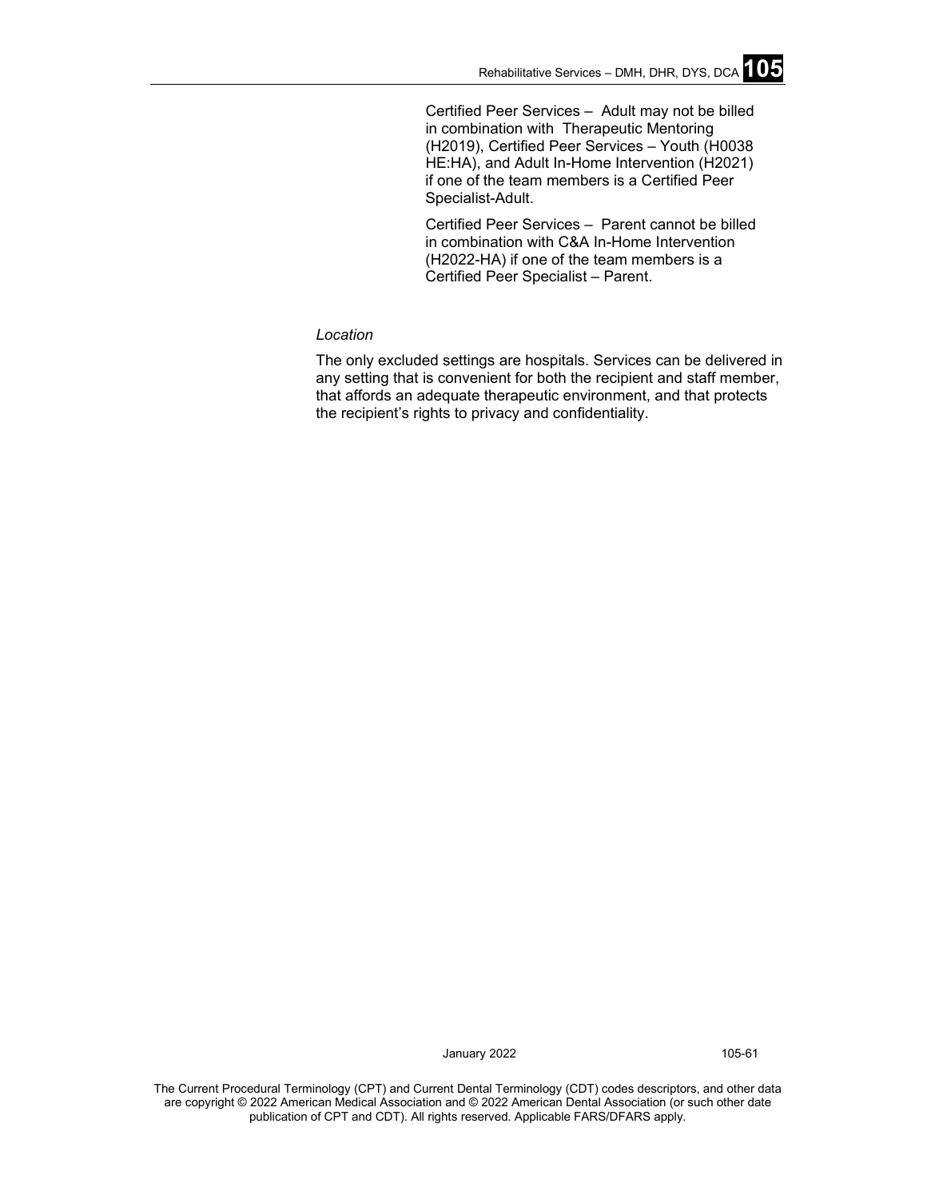Certified Peer Services – Adult may not be billed in combination with Therapeutic Mentoring (H2019), Certified Peer Services – Youth (H0038 HE:HA), and Adult In-Home Intervention (H2021) if one of the team members is a Certified Peer Specialist-Adult.

Certified Peer Services – Parent cannot be billed in combination with C&A In-Home Intervention (H2022-HA) if one of the team members is a Certified Peer Specialist – Parent.

*Location*

The only excluded settings are hospitals. Services can be delivered in any setting that is convenient for both the recipient and staff member, that affords an adequate therapeutic environment, and that protects the recipient's rights to privacy and confidentiality.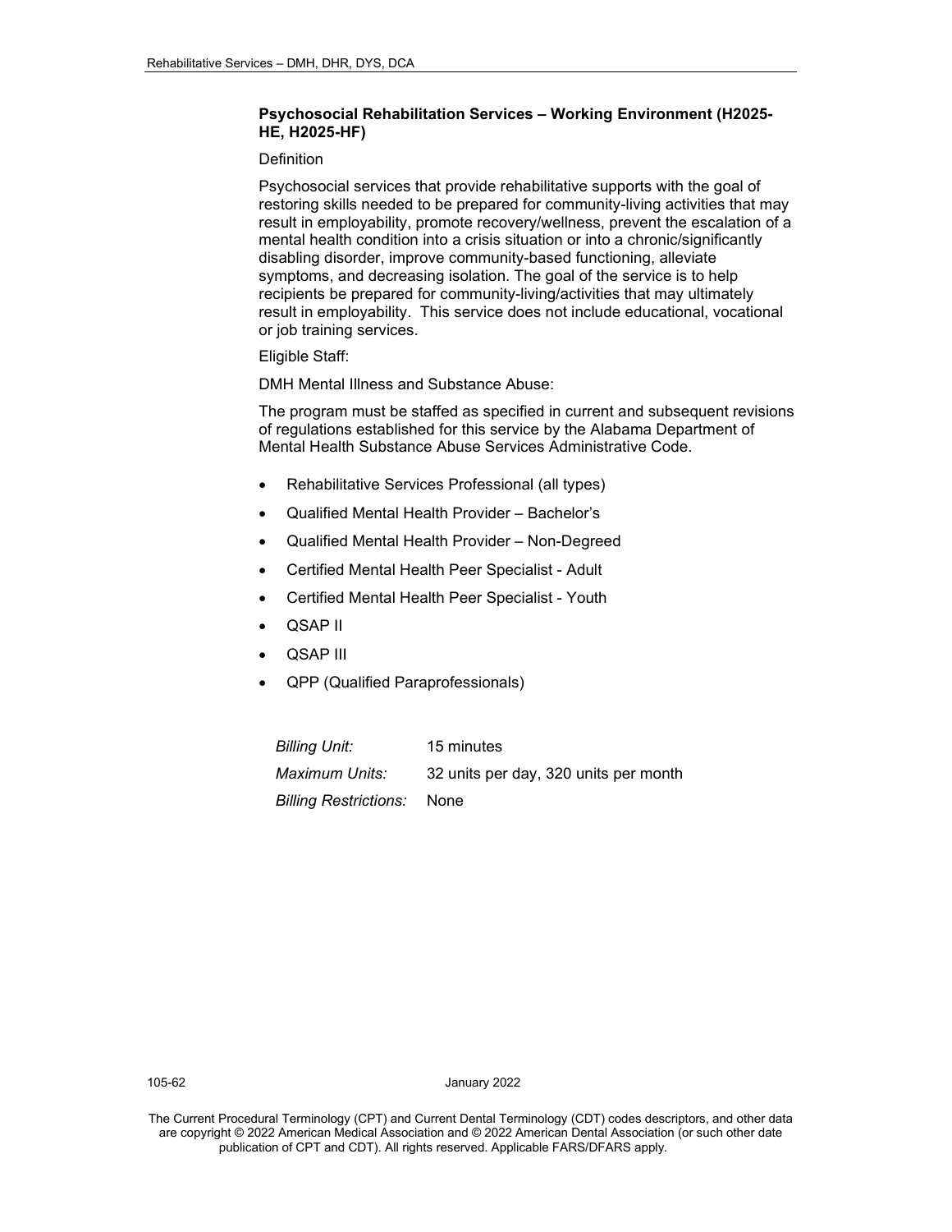### Psychosocial Rehabilitation Services – Working Environment (H2025-HE, H2025-HF)

Definition

Psychosocial services that provide rehabilitative supports with the goal of restoring skills needed to be prepared for community-living activities that may result in employability, promote recovery/wellness, prevent the escalation of a mental health condition into a crisis situation or into a chronic/significantly disabling disorder, improve community-based functioning, alleviate symptoms, and decreasing isolation. The goal of the service is to help recipients be prepared for community-living/activities that may ultimately result in employability. This service does not include educational, vocational or job training services.

Eligible Staff:

DMH Mental Illness and Substance Abuse:

The program must be staffed as specified in current and subsequent revisions of regulations established for this service by the Alabama Department of Mental Health Substance Abuse Services Administrative Code.

- Rehabilitative Services Professional (all types)
- Qualified Mental Health Provider – Bachelor's
- Qualified Mental Health Provider – Non-Degreed
- Certified Mental Health Peer Specialist - Adult
- Certified Mental Health Peer Specialist - Youth
- QSAP II
- QSAP III
- QPP (Qualified Paraprofessionals)

| | |
|---|---|
| *Billing Unit:* | 15 minutes |
| *Maximum Units:* | 32 units per day, 320 units per month |
| *Billing Restrictions:* | None |

The Current Procedural Terminology (CPT) and Current Dental Terminology (CDT) codes descriptors, and other data are copyright © 2022 American Medical Association and © 2022 American Dental Association (or such other date publication of CPT and CDT). All rights reserved. Applicable FARS/DFARS apply.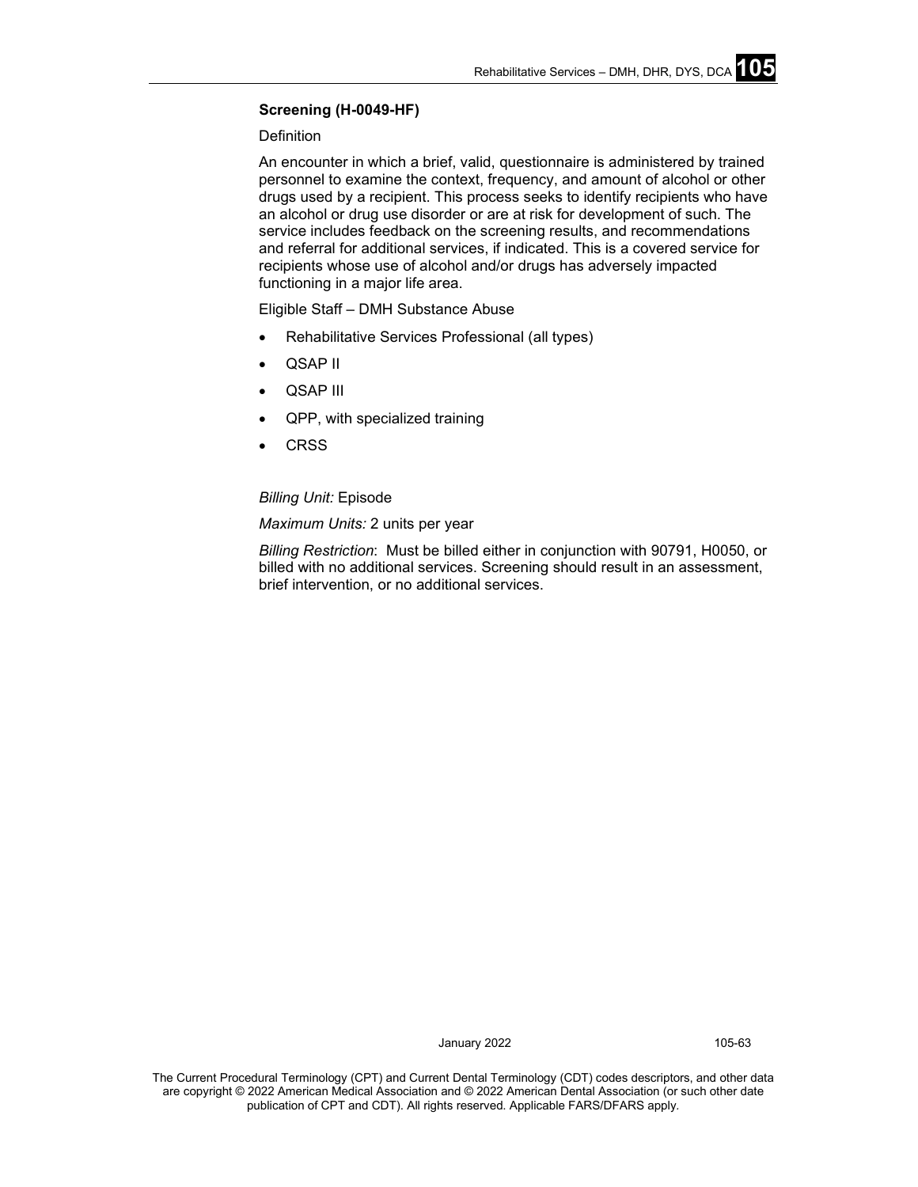**Screening (H-0049-HF)**

Definition

An encounter in which a brief, valid, questionnaire is administered by trained personnel to examine the context, frequency, and amount of alcohol or other drugs used by a recipient. This process seeks to identify recipients who have an alcohol or drug use disorder or are at risk for development of such. The service includes feedback on the screening results, and recommendations and referral for additional services, if indicated. This is a covered service for recipients whose use of alcohol and/or drugs has adversely impacted functioning in a major life area.

Eligible Staff – DMH Substance Abuse

- Rehabilitative Services Professional (all types)
- QSAP II
- QSAP III
- QPP, with specialized training
- CRSS

*Billing Unit:* Episode

*Maximum Units:* 2 units per year

*Billing Restriction*: Must be billed either in conjunction with 90791, H0050, or billed with no additional services. Screening should result in an assessment, brief intervention, or no additional services.

The Current Procedural Terminology (CPT) and Current Dental Terminology (CDT) codes descriptors, and other data are copyright © 2022 American Medical Association and © 2022 American Dental Association (or such other date publication of CPT and CDT). All rights reserved. Applicable FARS/DFARS apply.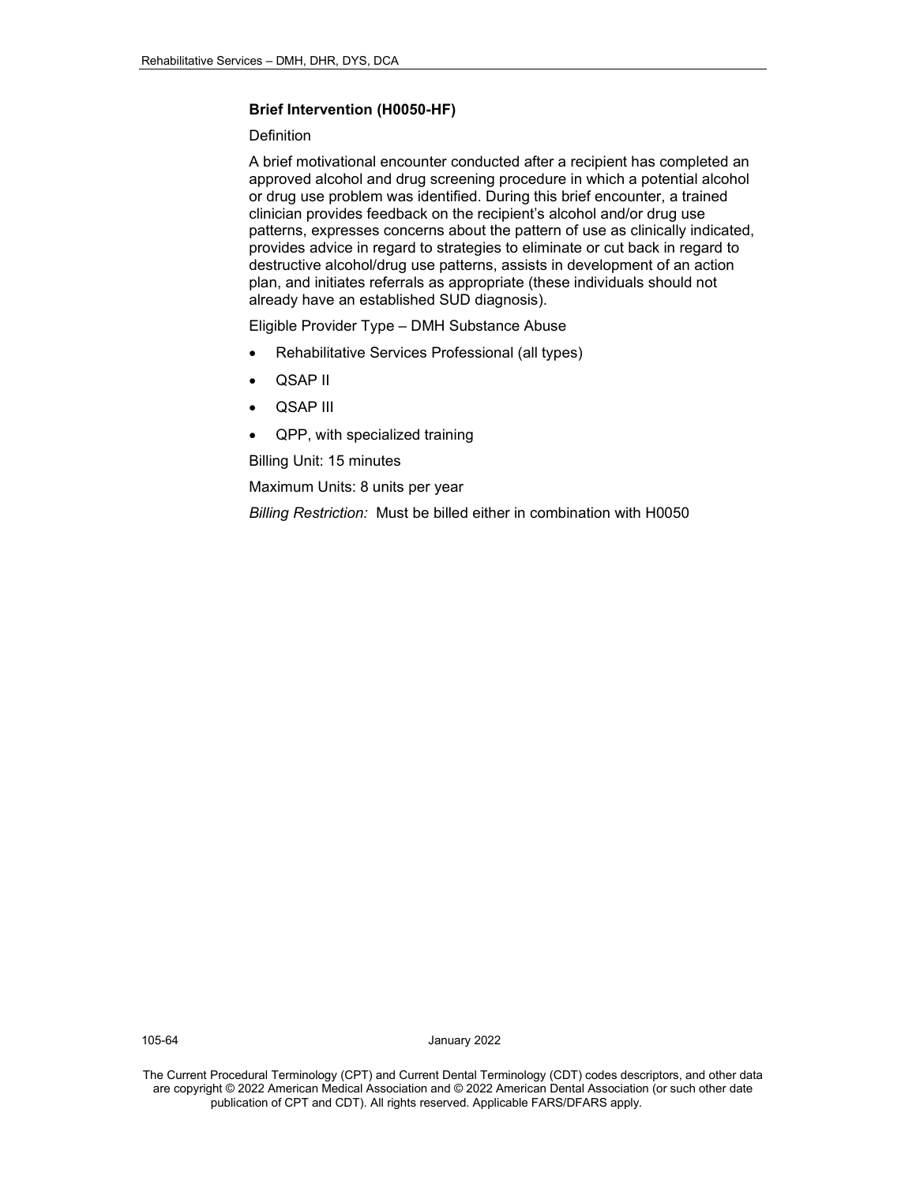### Brief Intervention (H0050-HF)

Definition

A brief motivational encounter conducted after a recipient has completed an approved alcohol and drug screening procedure in which a potential alcohol or drug use problem was identified. During this brief encounter, a trained clinician provides feedback on the recipient's alcohol and/or drug use patterns, expresses concerns about the pattern of use as clinically indicated, provides advice in regard to strategies to eliminate or cut back in regard to destructive alcohol/drug use patterns, assists in development of an action plan, and initiates referrals as appropriate (these individuals should not already have an established SUD diagnosis).

Eligible Provider Type – DMH Substance Abuse

- Rehabilitative Services Professional (all types)
- QSAP II
- QSAP III
- QPP, with specialized training

Billing Unit: 15 minutes

Maximum Units: 8 units per year

*Billing Restriction:* Must be billed either in combination with H0050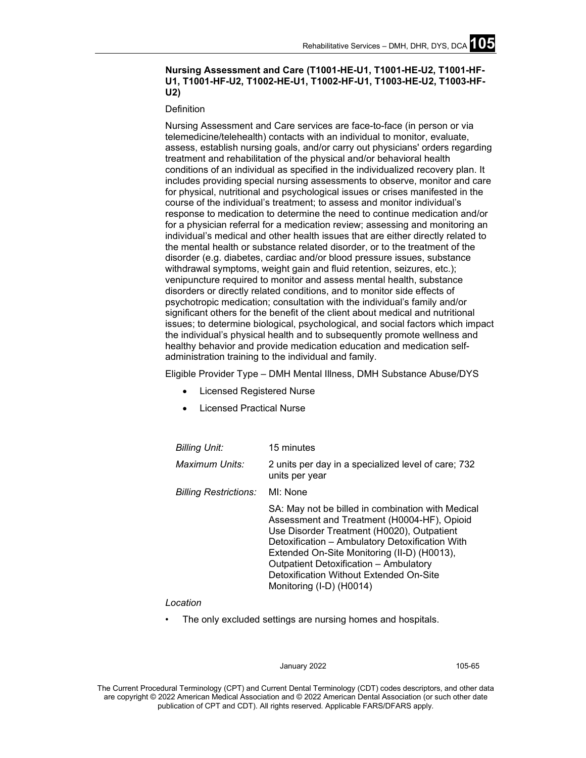**Nursing Assessment and Care (T1001-HE-U1, T1001-HE-U2, T1001-HF-U1, T1001-HF-U2, T1002-HE-U1, T1002-HF-U1, T1003-HE-U2, T1003-HF-U2)**

Definition

Nursing Assessment and Care services are face-to-face (in person or via telemedicine/telehealth) contacts with an individual to monitor, evaluate, assess, establish nursing goals, and/or carry out physicians' orders regarding treatment and rehabilitation of the physical and/or behavioral health conditions of an individual as specified in the individualized recovery plan. It includes providing special nursing assessments to observe, monitor and care for physical, nutritional and psychological issues or crises manifested in the course of the individual's treatment; to assess and monitor individual's response to medication to determine the need to continue medication and/or for a physician referral for a medication review; assessing and monitoring an individual's medical and other health issues that are either directly related to the mental health or substance related disorder, or to the treatment of the disorder (e.g. diabetes, cardiac and/or blood pressure issues, substance withdrawal symptoms, weight gain and fluid retention, seizures, etc.); venipuncture required to monitor and assess mental health, substance disorders or directly related conditions, and to monitor side effects of psychotropic medication; consultation with the individual's family and/or significant others for the benefit of the client about medical and nutritional issues; to determine biological, psychological, and social factors which impact the individual's physical health and to subsequently promote wellness and healthy behavior and provide medication education and medication self-administration training to the individual and family.

Eligible Provider Type – DMH Mental Illness, DMH Substance Abuse/DYS

- Licensed Registered Nurse
- Licensed Practical Nurse

| | |
|---|---|
| *Billing Unit:* | 15 minutes |
| *Maximum Units:* | 2 units per day in a specialized level of care; 732 units per year |
| *Billing Restrictions:* | MI: None |
| | SA: May not be billed in combination with Medical Assessment and Treatment (H0004-HF), Opioid Use Disorder Treatment (H0020), Outpatient Detoxification – Ambulatory Detoxification With Extended On-Site Monitoring (II-D) (H0013), Outpatient Detoxification – Ambulatory Detoxification Without Extended On-Site Monitoring (I-D) (H0014) |

*Location*

- The only excluded settings are nursing homes and hospitals.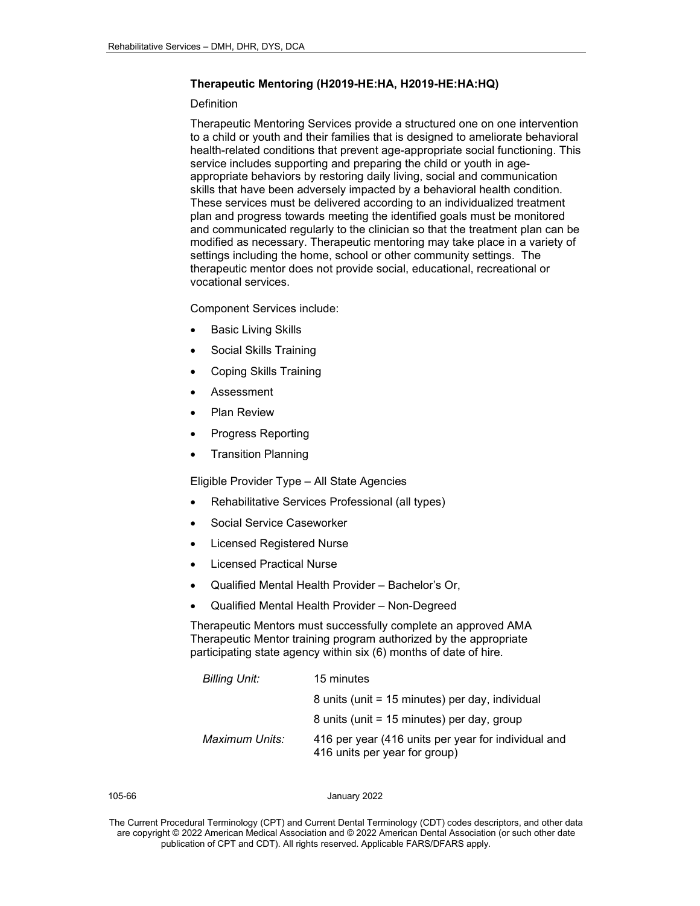### Therapeutic Mentoring (H2019-HE:HA, H2019-HE:HA:HQ)

Definition

Therapeutic Mentoring Services provide a structured one on one intervention to a child or youth and their families that is designed to ameliorate behavioral health-related conditions that prevent age-appropriate social functioning. This service includes supporting and preparing the child or youth in age-appropriate behaviors by restoring daily living, social and communication skills that have been adversely impacted by a behavioral health condition. These services must be delivered according to an individualized treatment plan and progress towards meeting the identified goals must be monitored and communicated regularly to the clinician so that the treatment plan can be modified as necessary. Therapeutic mentoring may take place in a variety of settings including the home, school or other community settings. The therapeutic mentor does not provide social, educational, recreational or vocational services.

Component Services include:

- Basic Living Skills
- Social Skills Training
- Coping Skills Training
- Assessment
- Plan Review
- Progress Reporting
- Transition Planning

Eligible Provider Type – All State Agencies

- Rehabilitative Services Professional (all types)
- Social Service Caseworker
- Licensed Registered Nurse
- Licensed Practical Nurse
- Qualified Mental Health Provider – Bachelor's Or,
- Qualified Mental Health Provider – Non-Degreed

Therapeutic Mentors must successfully complete an approved AMA Therapeutic Mentor training program authorized by the appropriate participating state agency within six (6) months of date of hire.

| | |
|---|---|
| *Billing Unit:* | 15 minutes |
| | 8 units (unit = 15 minutes) per day, individual |
| | 8 units (unit = 15 minutes) per day, group |
| *Maximum Units:* | 416 per year (416 units per year for individual and 416 units per year for group) |

The Current Procedural Terminology (CPT) and Current Dental Terminology (CDT) codes descriptors, and other data are copyright © 2022 American Medical Association and © 2022 American Dental Association (or such other date publication of CPT and CDT). All rights reserved. Applicable FARS/DFARS apply.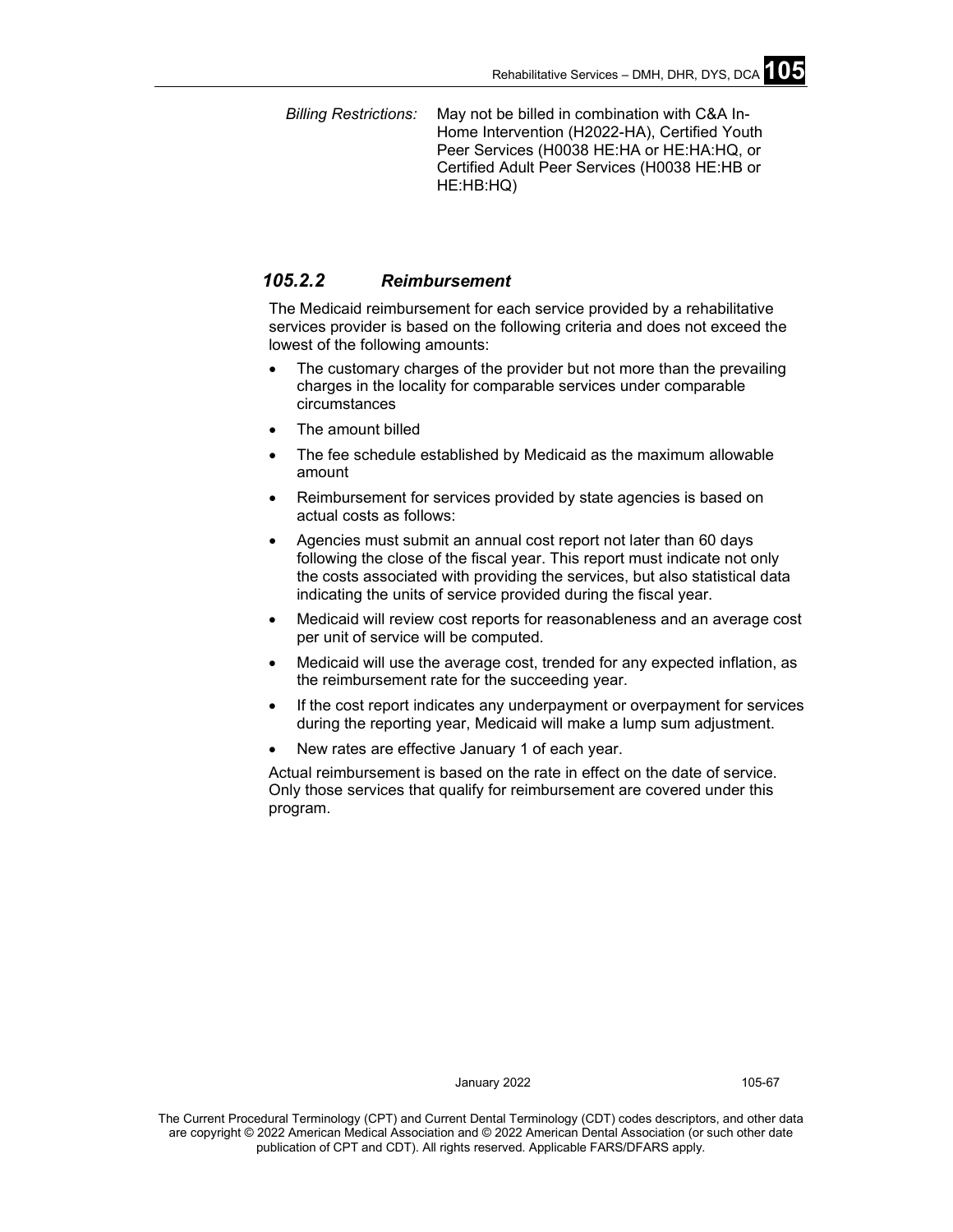*Billing Restrictions:* May not be billed in combination with C&A In-Home Intervention (H2022-HA), Certified Youth Peer Services (H0038 HE:HA or HE:HA:HQ, or Certified Adult Peer Services (H0038 HE:HB or HE:HB:HQ)

### *105.2.2 Reimbursement*

The Medicaid reimbursement for each service provided by a rehabilitative services provider is based on the following criteria and does not exceed the lowest of the following amounts:

- The customary charges of the provider but not more than the prevailing charges in the locality for comparable services under comparable circumstances
- The amount billed
- The fee schedule established by Medicaid as the maximum allowable amount
- Reimbursement for services provided by state agencies is based on actual costs as follows:
- Agencies must submit an annual cost report not later than 60 days following the close of the fiscal year. This report must indicate not only the costs associated with providing the services, but also statistical data indicating the units of service provided during the fiscal year.
- Medicaid will review cost reports for reasonableness and an average cost per unit of service will be computed.
- Medicaid will use the average cost, trended for any expected inflation, as the reimbursement rate for the succeeding year.
- If the cost report indicates any underpayment or overpayment for services during the reporting year, Medicaid will make a lump sum adjustment.
- New rates are effective January 1 of each year.

Actual reimbursement is based on the rate in effect on the date of service. Only those services that qualify for reimbursement are covered under this program.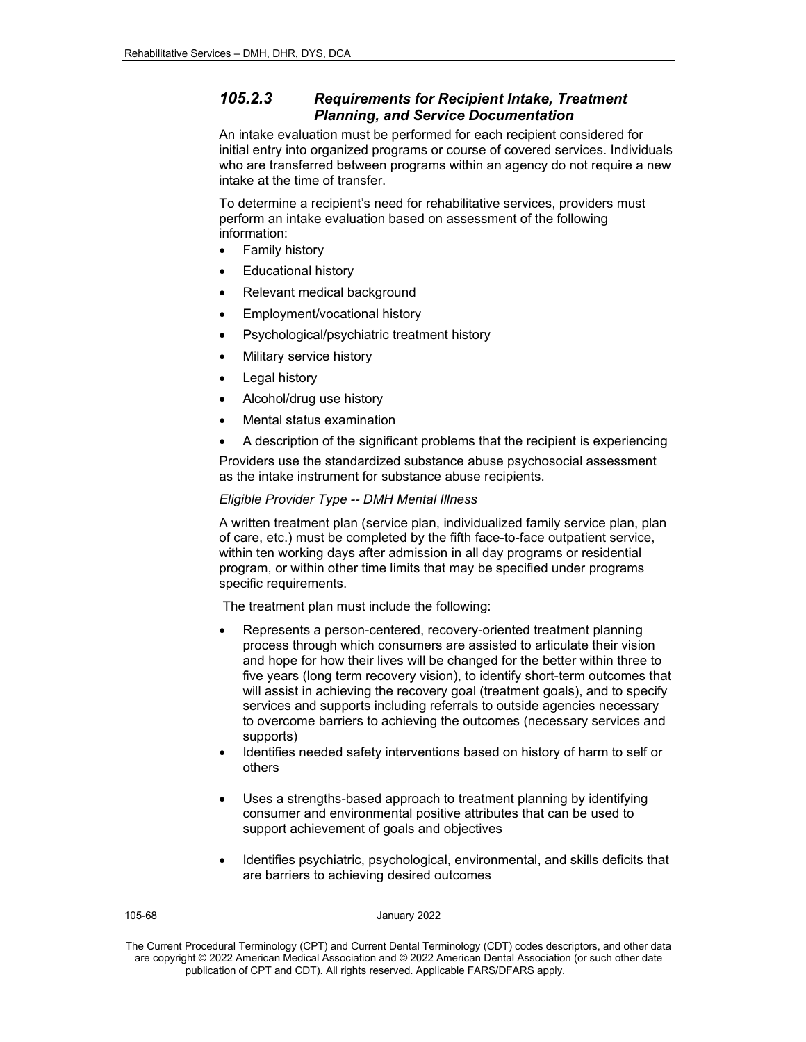### 105.2.3 Requirements for Recipient Intake, Treatment Planning, and Service Documentation

An intake evaluation must be performed for each recipient considered for initial entry into organized programs or course of covered services. Individuals who are transferred between programs within an agency do not require a new intake at the time of transfer.

To determine a recipient's need for rehabilitative services, providers must perform an intake evaluation based on assessment of the following information:

- Family history
- Educational history
- Relevant medical background
- Employment/vocational history
- Psychological/psychiatric treatment history
- Military service history
- Legal history
- Alcohol/drug use history
- Mental status examination
- A description of the significant problems that the recipient is experiencing

Providers use the standardized substance abuse psychosocial assessment as the intake instrument for substance abuse recipients.

*Eligible Provider Type -- DMH Mental Illness*

A written treatment plan (service plan, individualized family service plan, plan of care, etc.) must be completed by the fifth face-to-face outpatient service, within ten working days after admission in all day programs or residential program, or within other time limits that may be specified under programs specific requirements.

The treatment plan must include the following:

- Represents a person-centered, recovery-oriented treatment planning process through which consumers are assisted to articulate their vision and hope for how their lives will be changed for the better within three to five years (long term recovery vision), to identify short-term outcomes that will assist in achieving the recovery goal (treatment goals), and to specify services and supports including referrals to outside agencies necessary to overcome barriers to achieving the outcomes (necessary services and supports)
- Identifies needed safety interventions based on history of harm to self or others
- Uses a strengths-based approach to treatment planning by identifying consumer and environmental positive attributes that can be used to support achievement of goals and objectives
- Identifies psychiatric, psychological, environmental, and skills deficits that are barriers to achieving desired outcomes

The Current Procedural Terminology (CPT) and Current Dental Terminology (CDT) codes descriptors, and other data are copyright © 2022 American Medical Association and © 2022 American Dental Association (or such other date publication of CPT and CDT). All rights reserved. Applicable FARS/DFARS apply.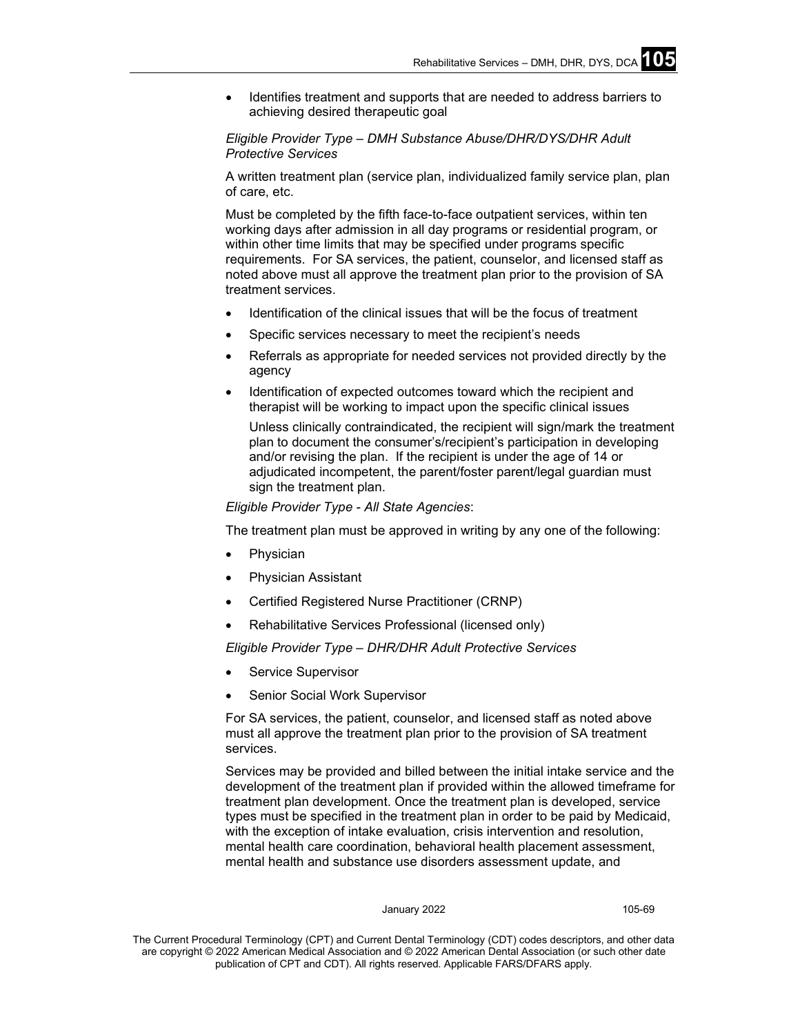- Identifies treatment and supports that are needed to address barriers to achieving desired therapeutic goal

*Eligible Provider Type – DMH Substance Abuse/DHR/DYS/DHR Adult Protective Services*

A written treatment plan (service plan, individualized family service plan, plan of care, etc.

Must be completed by the fifth face-to-face outpatient services, within ten working days after admission in all day programs or residential program, or within other time limits that may be specified under programs specific requirements. For SA services, the patient, counselor, and licensed staff as noted above must all approve the treatment plan prior to the provision of SA treatment services.

- Identification of the clinical issues that will be the focus of treatment
- Specific services necessary to meet the recipient's needs
- Referrals as appropriate for needed services not provided directly by the agency
- Identification of expected outcomes toward which the recipient and therapist will be working to impact upon the specific clinical issues

  Unless clinically contraindicated, the recipient will sign/mark the treatment plan to document the consumer's/recipient's participation in developing and/or revising the plan. If the recipient is under the age of 14 or adjudicated incompetent, the parent/foster parent/legal guardian must sign the treatment plan.

*Eligible Provider Type - All State Agencies*:

The treatment plan must be approved in writing by any one of the following:

- Physician
- Physician Assistant
- Certified Registered Nurse Practitioner (CRNP)
- Rehabilitative Services Professional (licensed only)

*Eligible Provider Type – DHR/DHR Adult Protective Services*

- Service Supervisor
- Senior Social Work Supervisor

For SA services, the patient, counselor, and licensed staff as noted above must all approve the treatment plan prior to the provision of SA treatment services.

Services may be provided and billed between the initial intake service and the development of the treatment plan if provided within the allowed timeframe for treatment plan development. Once the treatment plan is developed, service types must be specified in the treatment plan in order to be paid by Medicaid, with the exception of intake evaluation, crisis intervention and resolution, mental health care coordination, behavioral health placement assessment, mental health and substance use disorders assessment update, and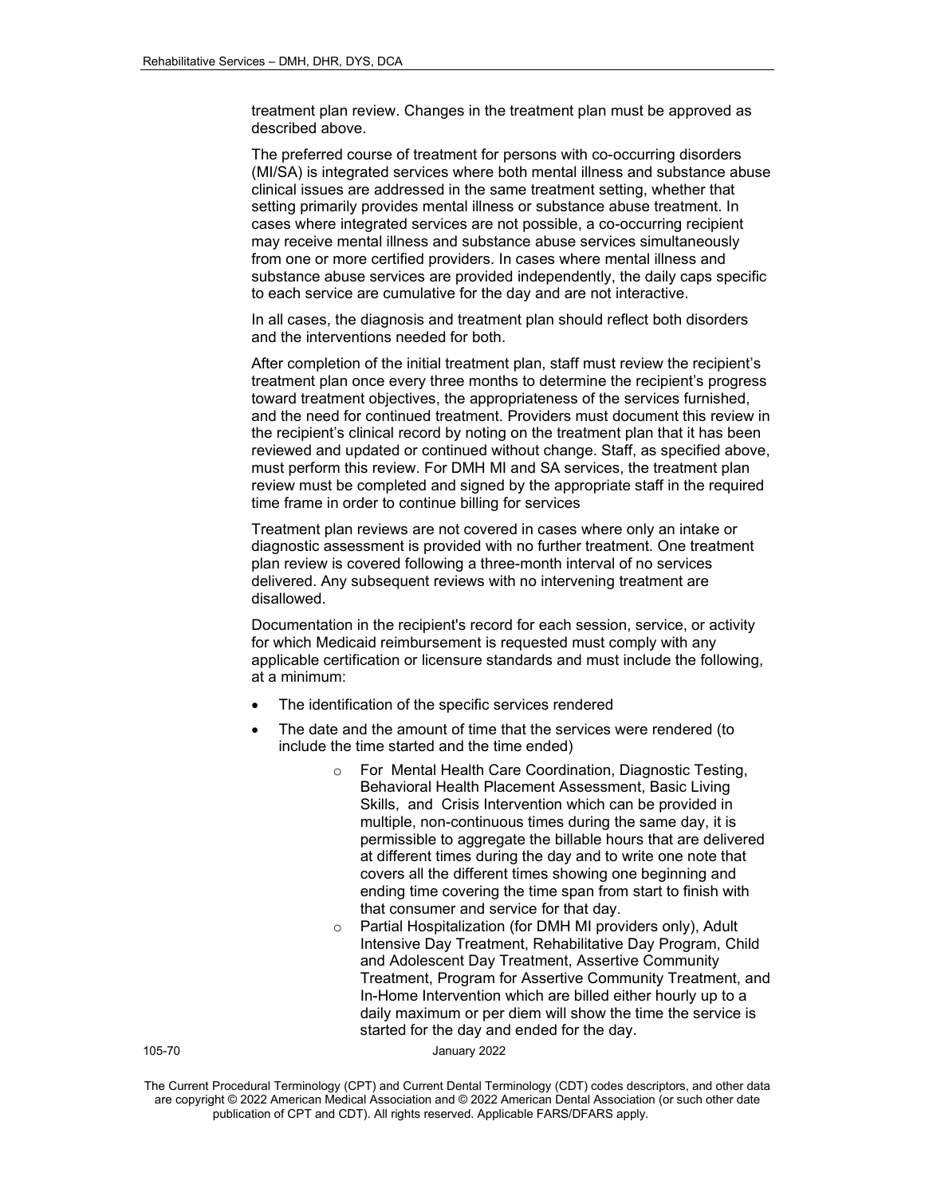treatment plan review. Changes in the treatment plan must be approved as described above.

The preferred course of treatment for persons with co-occurring disorders (MI/SA) is integrated services where both mental illness and substance abuse clinical issues are addressed in the same treatment setting, whether that setting primarily provides mental illness or substance abuse treatment. In cases where integrated services are not possible, a co-occurring recipient may receive mental illness and substance abuse services simultaneously from one or more certified providers. In cases where mental illness and substance abuse services are provided independently, the daily caps specific to each service are cumulative for the day and are not interactive.

In all cases, the diagnosis and treatment plan should reflect both disorders and the interventions needed for both.

After completion of the initial treatment plan, staff must review the recipient's treatment plan once every three months to determine the recipient's progress toward treatment objectives, the appropriateness of the services furnished, and the need for continued treatment. Providers must document this review in the recipient's clinical record by noting on the treatment plan that it has been reviewed and updated or continued without change. Staff, as specified above, must perform this review. For DMH MI and SA services, the treatment plan review must be completed and signed by the appropriate staff in the required time frame in order to continue billing for services

Treatment plan reviews are not covered in cases where only an intake or diagnostic assessment is provided with no further treatment. One treatment plan review is covered following a three-month interval of no services delivered. Any subsequent reviews with no intervening treatment are disallowed.

Documentation in the recipient's record for each session, service, or activity for which Medicaid reimbursement is requested must comply with any applicable certification or licensure standards and must include the following, at a minimum:

- The identification of the specific services rendered
- The date and the amount of time that the services were rendered (to include the time started and the time ended)
    - For Mental Health Care Coordination, Diagnostic Testing, Behavioral Health Placement Assessment, Basic Living Skills, and Crisis Intervention which can be provided in multiple, non-continuous times during the same day, it is permissible to aggregate the billable hours that are delivered at different times during the day and to write one note that covers all the different times showing one beginning and ending time covering the time span from start to finish with that consumer and service for that day.
    - Partial Hospitalization (for DMH MI providers only), Adult Intensive Day Treatment, Rehabilitative Day Program, Child and Adolescent Day Treatment, Assertive Community Treatment, Program for Assertive Community Treatment, and In-Home Intervention which are billed either hourly up to a daily maximum or per diem will show the time the service is started for the day and ended for the day.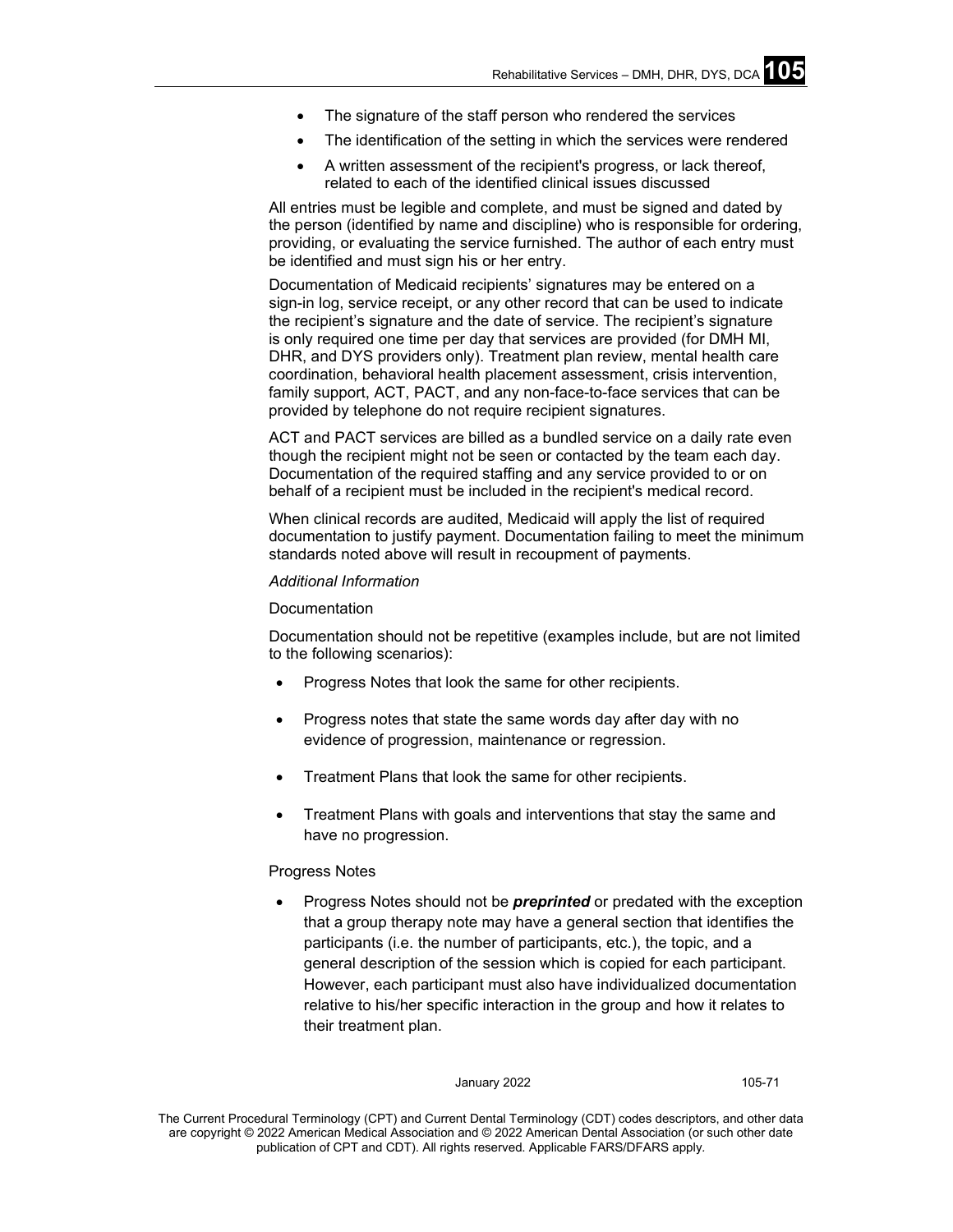- The signature of the staff person who rendered the services
- The identification of the setting in which the services were rendered
- A written assessment of the recipient's progress, or lack thereof, related to each of the identified clinical issues discussed

All entries must be legible and complete, and must be signed and dated by the person (identified by name and discipline) who is responsible for ordering, providing, or evaluating the service furnished. The author of each entry must be identified and must sign his or her entry.

Documentation of Medicaid recipients' signatures may be entered on a sign-in log, service receipt, or any other record that can be used to indicate the recipient's signature and the date of service. The recipient's signature is only required one time per day that services are provided (for DMH MI, DHR, and DYS providers only). Treatment plan review, mental health care coordination, behavioral health placement assessment, crisis intervention, family support, ACT, PACT, and any non-face-to-face services that can be provided by telephone do not require recipient signatures.

ACT and PACT services are billed as a bundled service on a daily rate even though the recipient might not be seen or contacted by the team each day. Documentation of the required staffing and any service provided to or on behalf of a recipient must be included in the recipient's medical record.

When clinical records are audited, Medicaid will apply the list of required documentation to justify payment. Documentation failing to meet the minimum standards noted above will result in recoupment of payments.

*Additional Information*

Documentation

Documentation should not be repetitive (examples include, but are not limited to the following scenarios):

- Progress Notes that look the same for other recipients.
- Progress notes that state the same words day after day with no evidence of progression, maintenance or regression.
- Treatment Plans that look the same for other recipients.
- Treatment Plans with goals and interventions that stay the same and have no progression.

Progress Notes

- Progress Notes should not be ***preprinted*** or predated with the exception that a group therapy note may have a general section that identifies the participants (i.e. the number of participants, etc.), the topic, and a general description of the session which is copied for each participant. However, each participant must also have individualized documentation relative to his/her specific interaction in the group and how it relates to their treatment plan.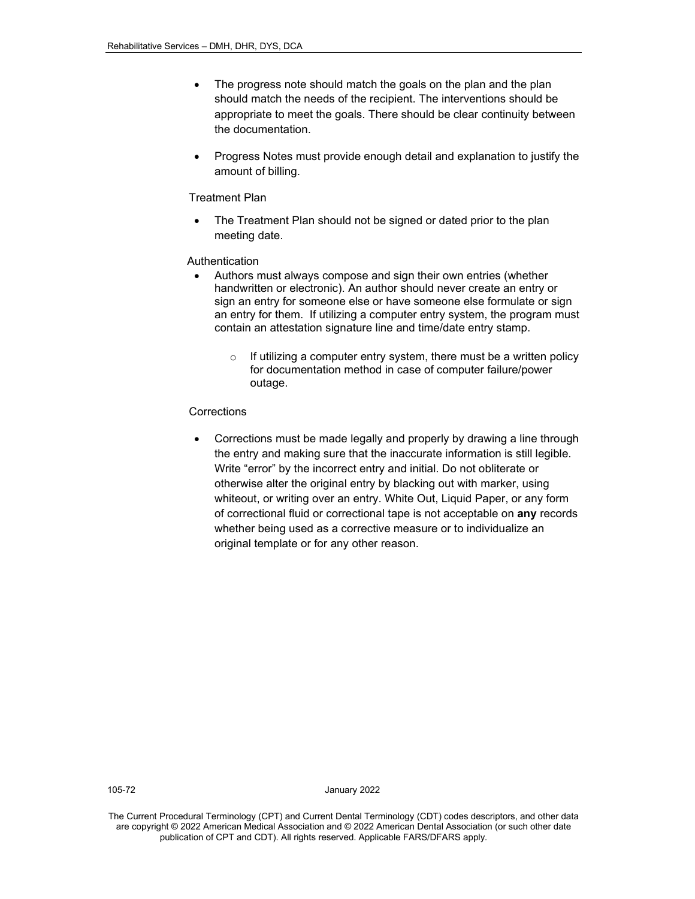- The progress note should match the goals on the plan and the plan should match the needs of the recipient. The interventions should be appropriate to meet the goals. There should be clear continuity between the documentation.
- Progress Notes must provide enough detail and explanation to justify the amount of billing.

Treatment Plan

- The Treatment Plan should not be signed or dated prior to the plan meeting date.

Authentication

- Authors must always compose and sign their own entries (whether handwritten or electronic). An author should never create an entry or sign an entry for someone else or have someone else formulate or sign an entry for them. If utilizing a computer entry system, the program must contain an attestation signature line and time/date entry stamp.
  - If utilizing a computer entry system, there must be a written policy for documentation method in case of computer failure/power outage.

Corrections

- Corrections must be made legally and properly by drawing a line through the entry and making sure that the inaccurate information is still legible. Write "error" by the incorrect entry and initial. Do not obliterate or otherwise alter the original entry by blacking out with marker, using whiteout, or writing over an entry. White Out, Liquid Paper, or any form of correctional fluid or correctional tape is not acceptable on **any** records whether being used as a corrective measure or to individualize an original template or for any other reason.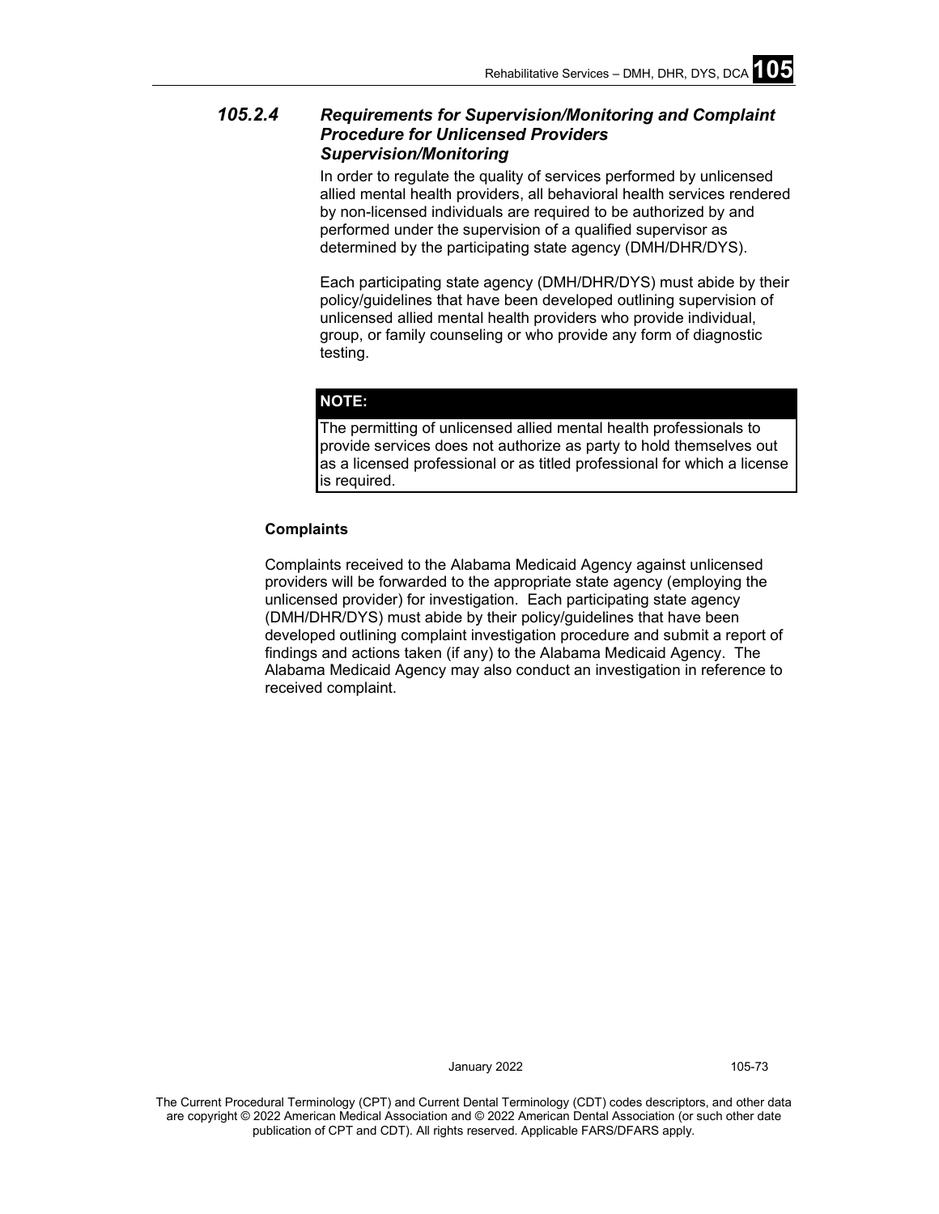### 105.2.4 Requirements for Supervision/Monitoring and Complaint Procedure for Unlicensed Providers Supervision/Monitoring

In order to regulate the quality of services performed by unlicensed allied mental health providers, all behavioral health services rendered by non-licensed individuals are required to be authorized by and performed under the supervision of a qualified supervisor as determined by the participating state agency (DMH/DHR/DYS).

Each participating state agency (DMH/DHR/DYS) must abide by their policy/guidelines that have been developed outlining supervision of unlicensed allied mental health providers who provide individual, group, or family counseling or who provide any form of diagnostic testing.

| **NOTE:** |
|---|
| The permitting of unlicensed allied mental health professionals to provide services does not authorize as party to hold themselves out as a licensed professional or as titled professional for which a license is required. |

**Complaints**

Complaints received to the Alabama Medicaid Agency against unlicensed providers will be forwarded to the appropriate state agency (employing the unlicensed provider) for investigation. Each participating state agency (DMH/DHR/DYS) must abide by their policy/guidelines that have been developed outlining complaint investigation procedure and submit a report of findings and actions taken (if any) to the Alabama Medicaid Agency. The Alabama Medicaid Agency may also conduct an investigation in reference to received complaint.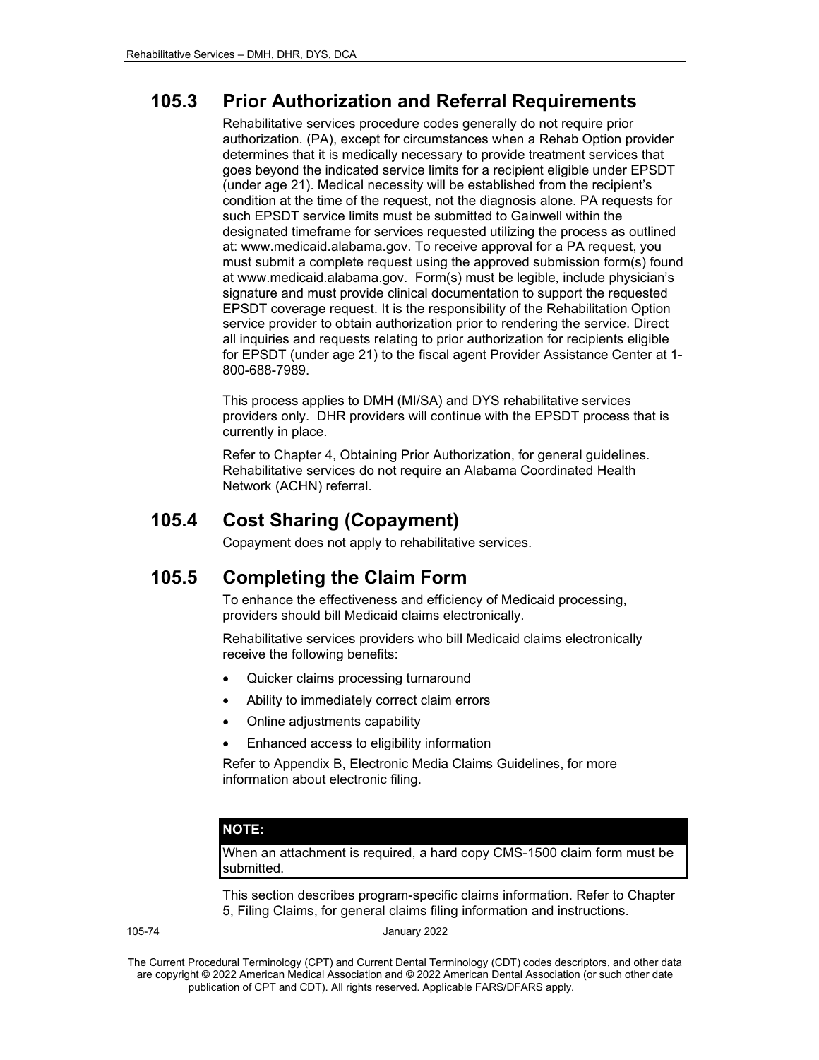## 105.3 Prior Authorization and Referral Requirements

Rehabilitative services procedure codes generally do not require prior authorization. (PA), except for circumstances when a Rehab Option provider determines that it is medically necessary to provide treatment services that goes beyond the indicated service limits for a recipient eligible under EPSDT (under age 21). Medical necessity will be established from the recipient's condition at the time of the request, not the diagnosis alone. PA requests for such EPSDT service limits must be submitted to Gainwell within the designated timeframe for services requested utilizing the process as outlined at: www.medicaid.alabama.gov. To receive approval for a PA request, you must submit a complete request using the approved submission form(s) found at www.medicaid.alabama.gov. Form(s) must be legible, include physician's signature and must provide clinical documentation to support the requested EPSDT coverage request. It is the responsibility of the Rehabilitation Option service provider to obtain authorization prior to rendering the service. Direct all inquiries and requests relating to prior authorization for recipients eligible for EPSDT (under age 21) to the fiscal agent Provider Assistance Center at 1-800-688-7989.

This process applies to DMH (MI/SA) and DYS rehabilitative services providers only. DHR providers will continue with the EPSDT process that is currently in place.

Refer to Chapter 4, Obtaining Prior Authorization, for general guidelines. Rehabilitative services do not require an Alabama Coordinated Health Network (ACHN) referral.

## 105.4 Cost Sharing (Copayment)

Copayment does not apply to rehabilitative services.

## 105.5 Completing the Claim Form

To enhance the effectiveness and efficiency of Medicaid processing, providers should bill Medicaid claims electronically.

Rehabilitative services providers who bill Medicaid claims electronically receive the following benefits:

- Quicker claims processing turnaround
- Ability to immediately correct claim errors
- Online adjustments capability
- Enhanced access to eligibility information

Refer to Appendix B, Electronic Media Claims Guidelines, for more information about electronic filing.

| NOTE: |
| --- |
| When an attachment is required, a hard copy CMS-1500 claim form must be submitted. |

This section describes program-specific claims information. Refer to Chapter 5, Filing Claims, for general claims filing information and instructions.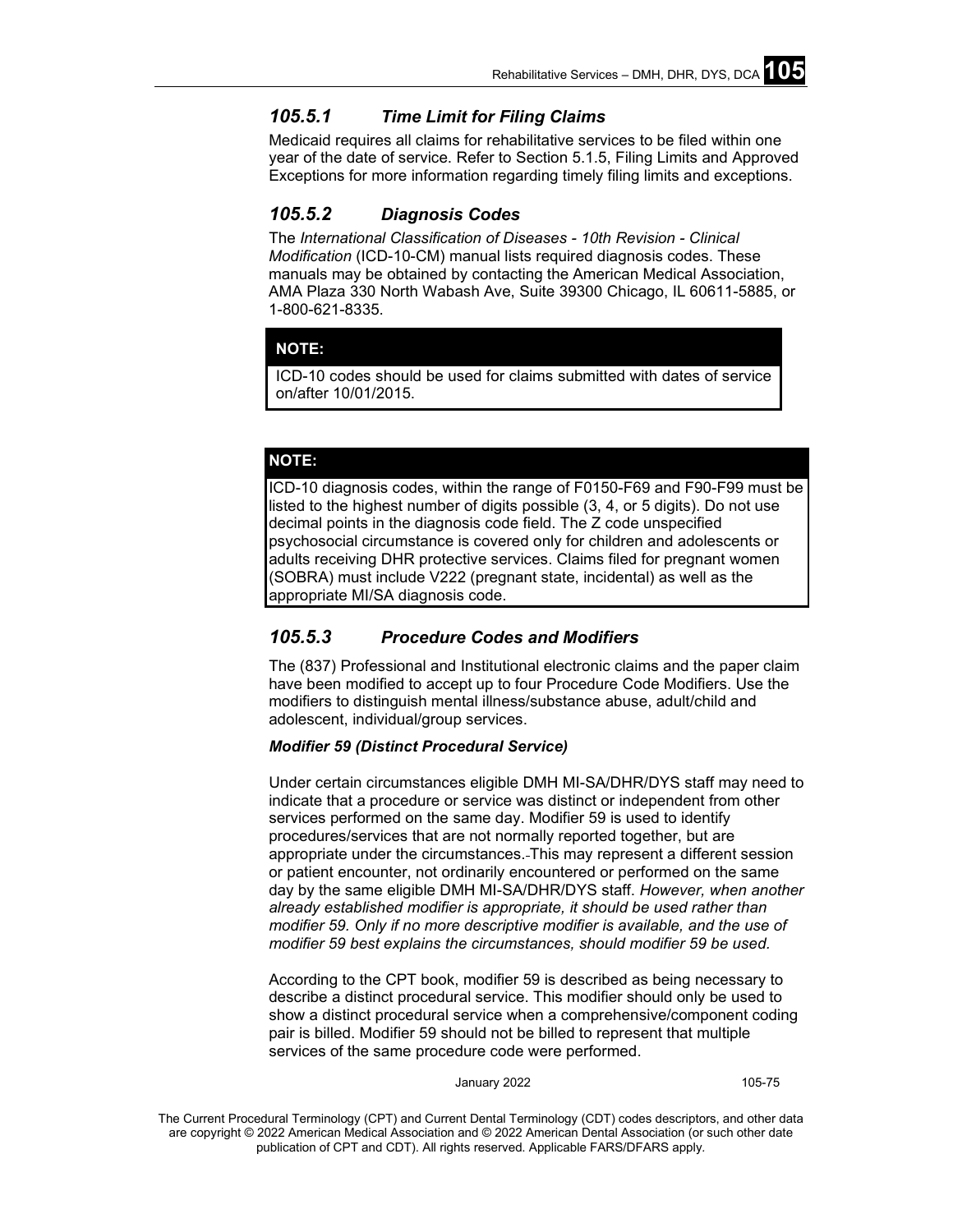### *105.5.1 Time Limit for Filing Claims*

Medicaid requires all claims for rehabilitative services to be filed within one year of the date of service. Refer to Section 5.1.5, Filing Limits and Approved Exceptions for more information regarding timely filing limits and exceptions.

### *105.5.2 Diagnosis Codes*

The *International Classification of Diseases - 10th Revision - Clinical Modification* (ICD-10-CM) manual lists required diagnosis codes. These manuals may be obtained by contacting the American Medical Association, AMA Plaza 330 North Wabash Ave, Suite 39300 Chicago, IL 60611-5885, or 1-800-621-8335.

**NOTE:**

ICD-10 codes should be used for claims submitted with dates of service on/after 10/01/2015.

**NOTE:**

ICD-10 diagnosis codes, within the range of F0150-F69 and F90-F99 must be listed to the highest number of digits possible (3, 4, or 5 digits). Do not use decimal points in the diagnosis code field. The Z code unspecified psychosocial circumstance is covered only for children and adolescents or adults receiving DHR protective services. Claims filed for pregnant women (SOBRA) must include V222 (pregnant state, incidental) as well as the appropriate MI/SA diagnosis code.

### *105.5.3 Procedure Codes and Modifiers*

The (837) Professional and Institutional electronic claims and the paper claim have been modified to accept up to four Procedure Code Modifiers. Use the modifiers to distinguish mental illness/substance abuse, adult/child and adolescent, individual/group services.

***Modifier 59 (Distinct Procedural Service)***

Under certain circumstances eligible DMH MI-SA/DHR/DYS staff may need to indicate that a procedure or service was distinct or independent from other services performed on the same day. Modifier 59 is used to identify procedures/services that are not normally reported together, but are appropriate under the circumstances. This may represent a different session or patient encounter, not ordinarily encountered or performed on the same day by the same eligible DMH MI-SA/DHR/DYS staff. *However, when another already established modifier is appropriate, it should be used rather than modifier 59. Only if no more descriptive modifier is available, and the use of modifier 59 best explains the circumstances, should modifier 59 be used.*

According to the CPT book, modifier 59 is described as being necessary to describe a distinct procedural service. This modifier should only be used to show a distinct procedural service when a comprehensive/component coding pair is billed. Modifier 59 should not be billed to represent that multiple services of the same procedure code were performed.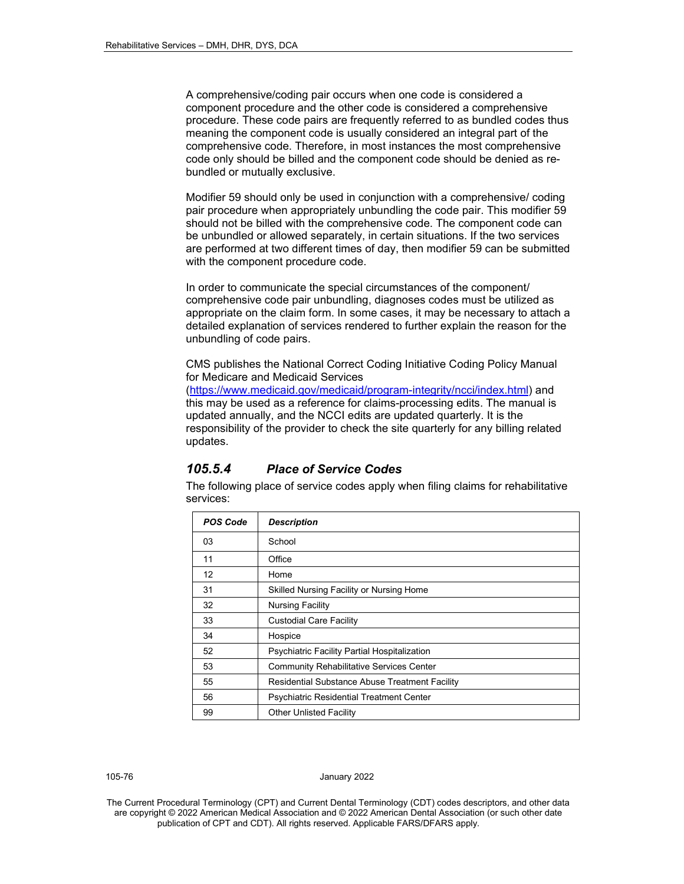A comprehensive/coding pair occurs when one code is considered a component procedure and the other code is considered a comprehensive procedure. These code pairs are frequently referred to as bundled codes thus meaning the component code is usually considered an integral part of the comprehensive code. Therefore, in most instances the most comprehensive code only should be billed and the component code should be denied as re-bundled or mutually exclusive.

Modifier 59 should only be used in conjunction with a comprehensive/ coding pair procedure when appropriately unbundling the code pair. This modifier 59 should not be billed with the comprehensive code. The component code can be unbundled or allowed separately, in certain situations. If the two services are performed at two different times of day, then modifier 59 can be submitted with the component procedure code.

In order to communicate the special circumstances of the component/ comprehensive code pair unbundling, diagnoses codes must be utilized as appropriate on the claim form. In some cases, it may be necessary to attach a detailed explanation of services rendered to further explain the reason for the unbundling of code pairs.

CMS publishes the National Correct Coding Initiative Coding Policy Manual for Medicare and Medicaid Services (https://www.medicaid.gov/medicaid/program-integrity/ncci/index.html) and this may be used as a reference for claims-processing edits. The manual is updated annually, and the NCCI edits are updated quarterly. It is the responsibility of the provider to check the site quarterly for any billing related updates.

### *105.5.4 Place of Service Codes*

The following place of service codes apply when filing claims for rehabilitative services:

| *POS Code* | *Description* |
|---|---|
| 03 | School |
| 11 | Office |
| 12 | Home |
| 31 | Skilled Nursing Facility or Nursing Home |
| 32 | Nursing Facility |
| 33 | Custodial Care Facility |
| 34 | Hospice |
| 52 | Psychiatric Facility Partial Hospitalization |
| 53 | Community Rehabilitative Services Center |
| 55 | Residential Substance Abuse Treatment Facility |
| 56 | Psychiatric Residential Treatment Center |
| 99 | Other Unlisted Facility |

The Current Procedural Terminology (CPT) and Current Dental Terminology (CDT) codes descriptors, and other data are copyright © 2022 American Medical Association and © 2022 American Dental Association (or such other date publication of CPT and CDT). All rights reserved. Applicable FARS/DFARS apply.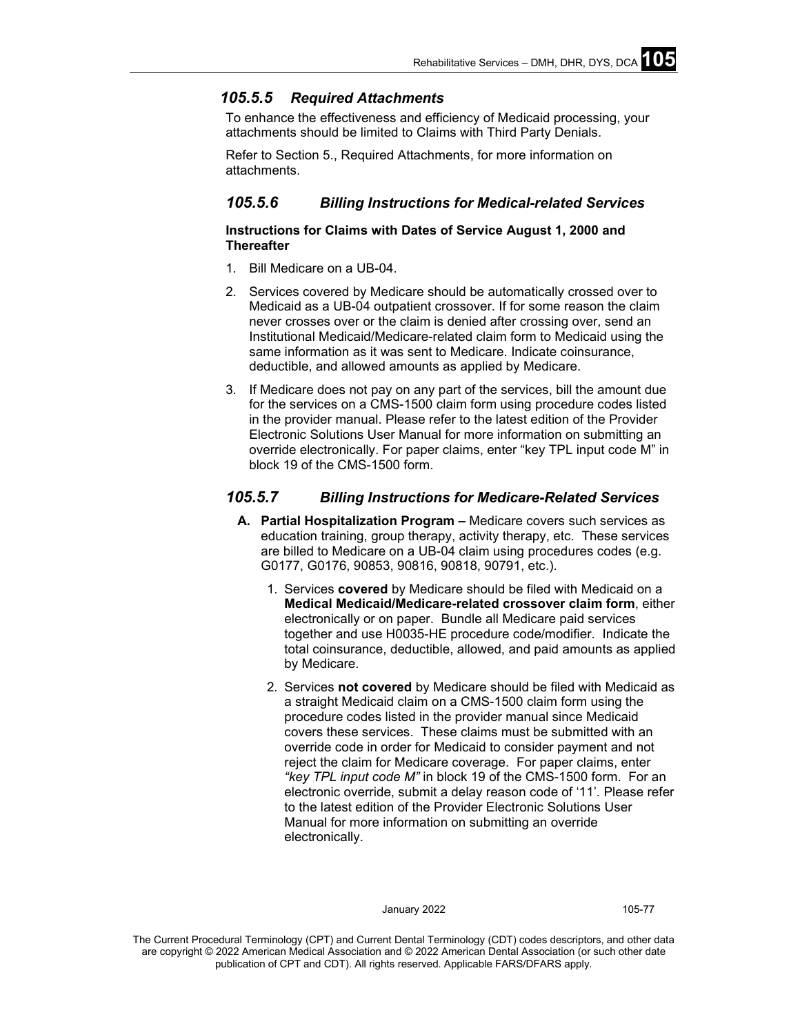### 105.5.5 Required Attachments

To enhance the effectiveness and efficiency of Medicaid processing, your attachments should be limited to Claims with Third Party Denials.

Refer to Section 5., Required Attachments, for more information on attachments.

### 105.5.6 Billing Instructions for Medical-related Services

**Instructions for Claims with Dates of Service August 1, 2000 and Thereafter**

1. Bill Medicare on a UB-04.
2. Services covered by Medicare should be automatically crossed over to Medicaid as a UB-04 outpatient crossover. If for some reason the claim never crosses over or the claim is denied after crossing over, send an Institutional Medicaid/Medicare-related claim form to Medicaid using the same information as it was sent to Medicare. Indicate coinsurance, deductible, and allowed amounts as applied by Medicare.
3. If Medicare does not pay on any part of the services, bill the amount due for the services on a CMS-1500 claim form using procedure codes listed in the provider manual. Please refer to the latest edition of the Provider Electronic Solutions User Manual for more information on submitting an override electronically. For paper claims, enter "key TPL input code M" in block 19 of the CMS-1500 form.

### 105.5.7 Billing Instructions for Medicare-Related Services

**A. Partial Hospitalization Program –** Medicare covers such services as education training, group therapy, activity therapy, etc. These services are billed to Medicare on a UB-04 claim using procedures codes (e.g. G0177, G0176, 90853, 90816, 90818, 90791, etc.).

1. Services **covered** by Medicare should be filed with Medicaid on a **Medical Medicaid/Medicare-related crossover claim form**, either electronically or on paper. Bundle all Medicare paid services together and use H0035-HE procedure code/modifier. Indicate the total coinsurance, deductible, allowed, and paid amounts as applied by Medicare.
2. Services **not covered** by Medicare should be filed with Medicaid as a straight Medicaid claim on a CMS-1500 claim form using the procedure codes listed in the provider manual since Medicaid covers these services. These claims must be submitted with an override code in order for Medicaid to consider payment and not reject the claim for Medicare coverage. For paper claims, enter *"key TPL input code M"* in block 19 of the CMS-1500 form. For an electronic override, submit a delay reason code of '11'. Please refer to the latest edition of the Provider Electronic Solutions User Manual for more information on submitting an override electronically.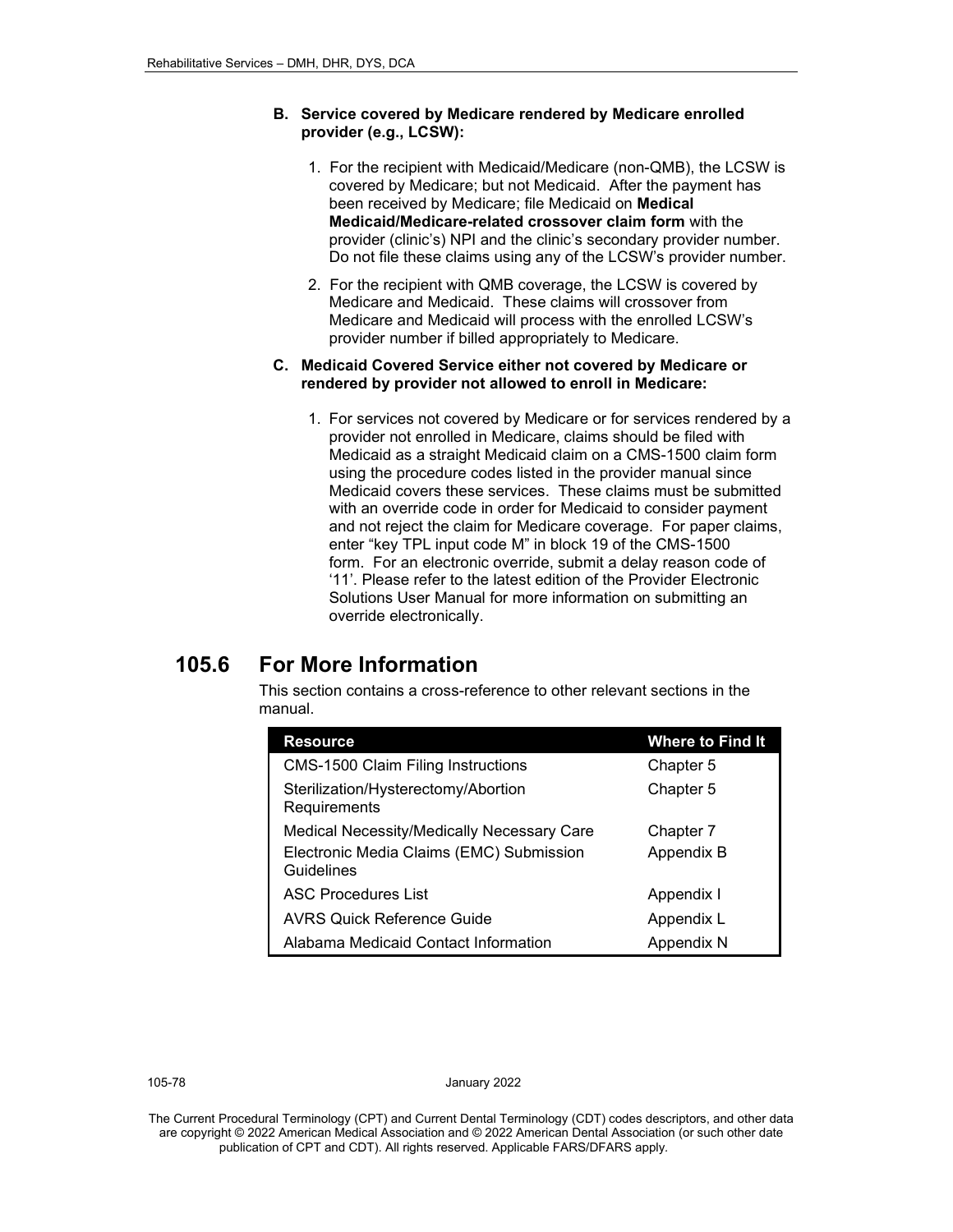**B. Service covered by Medicare rendered by Medicare enrolled provider (e.g., LCSW):**

1. For the recipient with Medicaid/Medicare (non-QMB), the LCSW is covered by Medicare; but not Medicaid. After the payment has been received by Medicare; file Medicaid on **Medical Medicaid/Medicare-related crossover claim form** with the provider (clinic's) NPI and the clinic's secondary provider number. Do not file these claims using any of the LCSW's provider number.
2. For the recipient with QMB coverage, the LCSW is covered by Medicare and Medicaid. These claims will crossover from Medicare and Medicaid will process with the enrolled LCSW's provider number if billed appropriately to Medicare.

**C. Medicaid Covered Service either not covered by Medicare or rendered by provider not allowed to enroll in Medicare:**

1. For services not covered by Medicare or for services rendered by a provider not enrolled in Medicare, claims should be filed with Medicaid as a straight Medicaid claim on a CMS-1500 claim form using the procedure codes listed in the provider manual since Medicaid covers these services. These claims must be submitted with an override code in order for Medicaid to consider payment and not reject the claim for Medicare coverage. For paper claims, enter "key TPL input code M" in block 19 of the CMS-1500 form. For an electronic override, submit a delay reason code of '11'. Please refer to the latest edition of the Provider Electronic Solutions User Manual for more information on submitting an override electronically.

## 105.6 For More Information

This section contains a cross-reference to other relevant sections in the manual.

| Resource | Where to Find It |
|---|---|
| CMS-1500 Claim Filing Instructions | Chapter 5 |
| Sterilization/Hysterectomy/Abortion Requirements | Chapter 5 |
| Medical Necessity/Medically Necessary Care | Chapter 7 |
| Electronic Media Claims (EMC) Submission Guidelines | Appendix B |
| ASC Procedures List | Appendix I |
| AVRS Quick Reference Guide | Appendix L |
| Alabama Medicaid Contact Information | Appendix N |